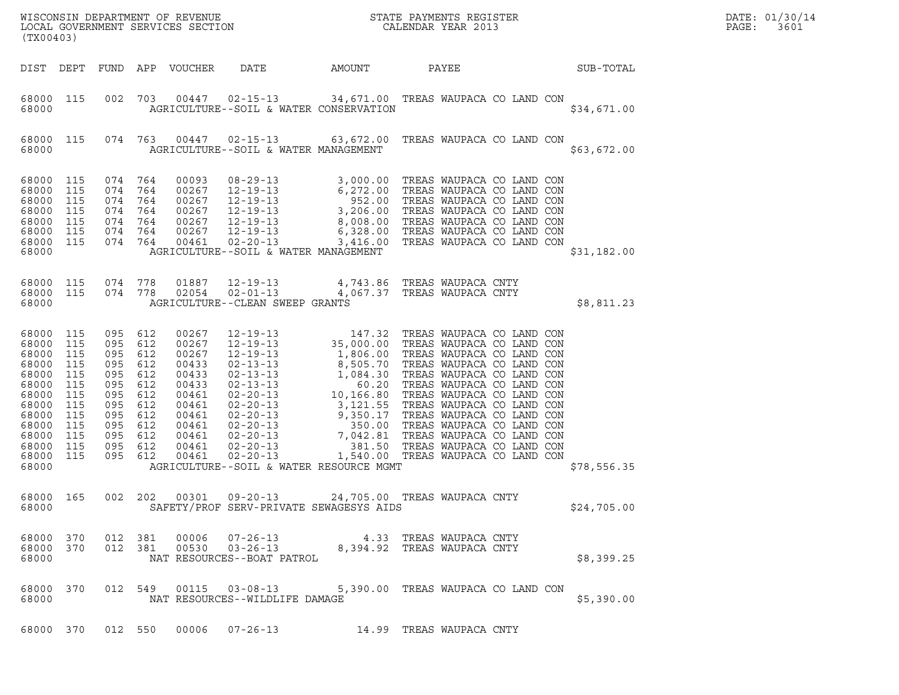WISCONSIN DEPARTMENT OF REVENUE
LOCAL GOVERNMENT SERVICES SECTION
(TX00403)

STATE PAYMENTS REGISTER
CALENDAR YEAR 2013

DATE: 01/30/14
PAGE: 3601

| DIST | DEPT | FUND | APP | VOUCHER | DATE | AMOUNT | PAYEE | SUB-TOTAL |
|---|---|---|---|---|---|---|---|---|
| 68000 | 115 | 002 | 703 | 00447 | 02-15-13 | 34,671.00 | TREAS WAUPACA CO LAND CON | |
| 68000 | | | | | AGRICULTURE--SOIL & WATER CONSERVATION | | | $34,671.00 |
| 68000 | 115 | 074 | 763 | 00447 | 02-15-13 | 63,672.00 | TREAS WAUPACA CO LAND CON | |
| 68000 | | | | | AGRICULTURE--SOIL & WATER MANAGEMENT | | | $63,672.00 |
| 68000 | 115 | 074 | 764 | 00093 | 08-29-13 | 3,000.00 | TREAS WAUPACA CO LAND CON | |
| 68000 | 115 | 074 | 764 | 00267 | 12-19-13 | 6,272.00 | TREAS WAUPACA CO LAND CON | |
| 68000 | 115 | 074 | 764 | 00267 | 12-19-13 | 952.00 | TREAS WAUPACA CO LAND CON | |
| 68000 | 115 | 074 | 764 | 00267 | 12-19-13 | 3,206.00 | TREAS WAUPACA CO LAND CON | |
| 68000 | 115 | 074 | 764 | 00267 | 12-19-13 | 8,008.00 | TREAS WAUPACA CO LAND CON | |
| 68000 | 115 | 074 | 764 | 00267 | 12-19-13 | 6,328.00 | TREAS WAUPACA CO LAND CON | |
| 68000 | 115 | 074 | 764 | 00461 | 02-20-13 | 3,416.00 | TREAS WAUPACA CO LAND CON | |
| 68000 | | | | | AGRICULTURE--SOIL & WATER MANAGEMENT | | | $31,182.00 |
| 68000 | 115 | 074 | 778 | 01887 | 12-19-13 | 4,743.86 | TREAS WAUPACA CNTY | |
| 68000 | 115 | 074 | 778 | 02054 | 02-01-13 | 4,067.37 | TREAS WAUPACA CNTY | |
| 68000 | | | | | AGRICULTURE--CLEAN SWEEP GRANTS | | | $8,811.23 |
| 68000 | 115 | 095 | 612 | 00267 | 12-19-13 | 147.32 | TREAS WAUPACA CO LAND CON | |
| 68000 | 115 | 095 | 612 | 00267 | 12-19-13 | 35,000.00 | TREAS WAUPACA CO LAND CON | |
| 68000 | 115 | 095 | 612 | 00267 | 12-19-13 | 1,806.00 | TREAS WAUPACA CO LAND CON | |
| 68000 | 115 | 095 | 612 | 00433 | 02-13-13 | 8,505.70 | TREAS WAUPACA CO LAND CON | |
| 68000 | 115 | 095 | 612 | 00433 | 02-13-13 | 1,084.30 | TREAS WAUPACA CO LAND CON | |
| 68000 | 115 | 095 | 612 | 00433 | 02-13-13 | 60.20 | TREAS WAUPACA CO LAND CON | |
| 68000 | 115 | 095 | 612 | 00461 | 02-20-13 | 10,166.80 | TREAS WAUPACA CO LAND CON | |
| 68000 | 115 | 095 | 612 | 00461 | 02-20-13 | 3,121.55 | TREAS WAUPACA CO LAND CON | |
| 68000 | 115 | 095 | 612 | 00461 | 02-20-13 | 9,350.17 | TREAS WAUPACA CO LAND CON | |
| 68000 | 115 | 095 | 612 | 00461 | 02-20-13 | 350.00 | TREAS WAUPACA CO LAND CON | |
| 68000 | 115 | 095 | 612 | 00461 | 02-20-13 | 7,042.81 | TREAS WAUPACA CO LAND CON | |
| 68000 | 115 | 095 | 612 | 00461 | 02-20-13 | 381.50 | TREAS WAUPACA CO LAND CON | |
| 68000 | 115 | 095 | 612 | 00461 | 02-20-13 | 1,540.00 | TREAS WAUPACA CO LAND CON | |
| 68000 | | | | | AGRICULTURE--SOIL & WATER RESOURCE MGMT | | | $78,556.35 |
| 68000 | 165 | 002 | 202 | 00301 | 09-20-13 | 24,705.00 | TREAS WAUPACA CNTY | |
| 68000 | | | | | SAFETY/PROF SERV-PRIVATE SEWAGESYS AIDS | | | $24,705.00 |
| 68000 | 370 | 012 | 381 | 00006 | 07-26-13 | 4.33 | TREAS WAUPACA CNTY | |
| 68000 | 370 | 012 | 381 | 00530 | 03-26-13 | 8,394.92 | TREAS WAUPACA CNTY | |
| 68000 | | | | | NAT RESOURCES--BOAT PATROL | | | $8,399.25 |
| 68000 | 370 | 012 | 549 | 00115 | 03-08-13 | 5,390.00 | TREAS WAUPACA CO LAND CON | |
| 68000 | | | | | NAT RESOURCES--WILDLIFE DAMAGE | | | $5,390.00 |
| 68000 | 370 | 012 | 550 | 00006 | 07-26-13 | 14.99 | TREAS WAUPACA CNTY | |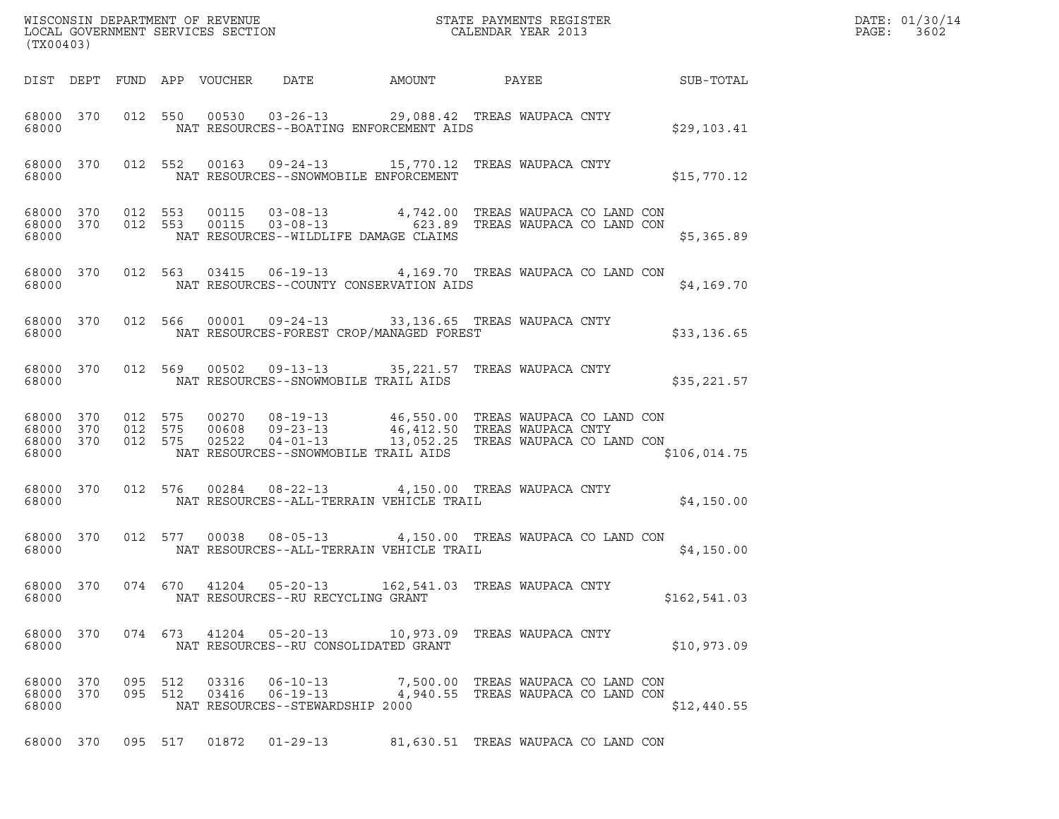WISCONSIN DEPARTMENT OF REVENUE
LOCAL GOVERNMENT SERVICES SECTION
(TX00403)

STATE PAYMENTS REGISTER
CALENDAR YEAR 2013

DATE: 01/30/14
PAGE: 3602

| DIST | DEPT | FUND | APP | VOUCHER | DATE | AMOUNT | PAYEE | SUB-TOTAL |
|---|---|---|---|---|---|---|---|---|
| 68000 | 370 | 012 | 550 | 00530 | 03-26-13 | 29,088.42 | TREAS WAUPACA CNTY | |
| 68000 | | | | | NAT RESOURCES--BOATING ENFORCEMENT AIDS | | | $29,103.41 |
| 68000 | 370 | 012 | 552 | 00163 | 09-24-13 | 15,770.12 | TREAS WAUPACA CNTY | |
| 68000 | | | | | NAT RESOURCES--SNOWMOBILE ENFORCEMENT | | | $15,770.12 |
| 68000 | 370 | 012 | 553 | 00115 | 03-08-13 | 4,742.00 | TREAS WAUPACA CO LAND CON | |
| 68000 | 370 | 012 | 553 | 00115 | 03-08-13 | 623.89 | TREAS WAUPACA CO LAND CON | |
| 68000 | | | | | NAT RESOURCES--WILDLIFE DAMAGE CLAIMS | | | $5,365.89 |
| 68000 | 370 | 012 | 563 | 03415 | 06-19-13 | 4,169.70 | TREAS WAUPACA CO LAND CON | |
| 68000 | | | | | NAT RESOURCES--COUNTY CONSERVATION AIDS | | | $4,169.70 |
| 68000 | 370 | 012 | 566 | 00001 | 09-24-13 | 33,136.65 | TREAS WAUPACA CNTY | |
| 68000 | | | | | NAT RESOURCES-FOREST CROP/MANAGED FOREST | | | $33,136.65 |
| 68000 | 370 | 012 | 569 | 00502 | 09-13-13 | 35,221.57 | TREAS WAUPACA CNTY | |
| 68000 | | | | | NAT RESOURCES--SNOWMOBILE TRAIL AIDS | | | $35,221.57 |
| 68000 | 370 | 012 | 575 | 00270 | 08-19-13 | 46,550.00 | TREAS WAUPACA CO LAND CON | |
| 68000 | 370 | 012 | 575 | 00608 | 09-23-13 | 46,412.50 | TREAS WAUPACA CNTY | |
| 68000 | 370 | 012 | 575 | 02522 | 04-01-13 | 13,052.25 | TREAS WAUPACA CO LAND CON | |
| 68000 | | | | | NAT RESOURCES--SNOWMOBILE TRAIL AIDS | | | $106,014.75 |
| 68000 | 370 | 012 | 576 | 00284 | 08-22-13 | 4,150.00 | TREAS WAUPACA CNTY | |
| 68000 | | | | | NAT RESOURCES--ALL-TERRAIN VEHICLE TRAIL | | | $4,150.00 |
| 68000 | 370 | 012 | 577 | 00038 | 08-05-13 | 4,150.00 | TREAS WAUPACA CO LAND CON | |
| 68000 | | | | | NAT RESOURCES--ALL-TERRAIN VEHICLE TRAIL | | | $4,150.00 |
| 68000 | 370 | 074 | 670 | 41204 | 05-20-13 | 162,541.03 | TREAS WAUPACA CNTY | |
| 68000 | | | | | NAT RESOURCES--RU RECYCLING GRANT | | | $162,541.03 |
| 68000 | 370 | 074 | 673 | 41204 | 05-20-13 | 10,973.09 | TREAS WAUPACA CNTY | |
| 68000 | | | | | NAT RESOURCES--RU CONSOLIDATED GRANT | | | $10,973.09 |
| 68000 | 370 | 095 | 512 | 03316 | 06-10-13 | 7,500.00 | TREAS WAUPACA CO LAND CON | |
| 68000 | 370 | 095 | 512 | 03416 | 06-19-13 | 4,940.55 | TREAS WAUPACA CO LAND CON | |
| 68000 | | | | | NAT RESOURCES--STEWARDSHIP 2000 | | | $12,440.55 |
| 68000 | 370 | 095 | 517 | 01872 | 01-29-13 | 81,630.51 | TREAS WAUPACA CO LAND CON | |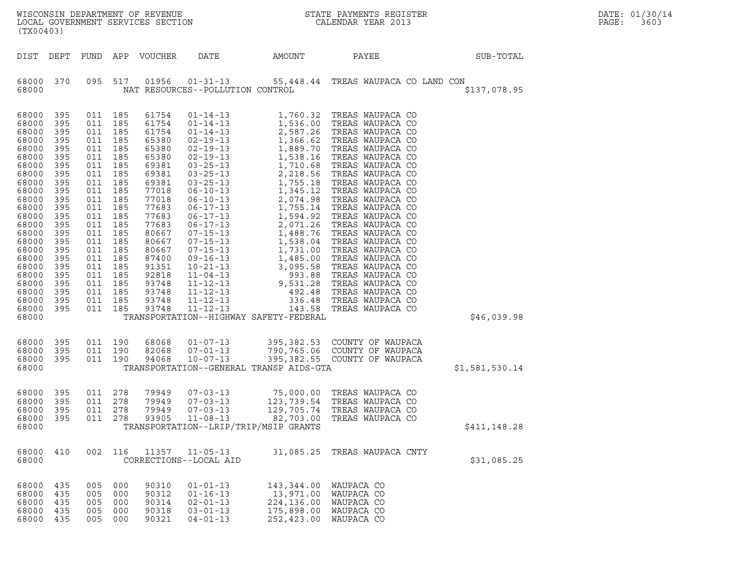WISCONSIN DEPARTMENT OF REVENUE
LOCAL GOVERNMENT SERVICES SECTION
(TX00403)

STATE PAYMENTS REGISTER
CALENDAR YEAR 2013

DATE: 01/30/14

| DIST | DEPT | FUND | APP | VOUCHER | DATE | AMOUNT | PAYEE | SUB-TOTAL |
|---|---|---|---|---|---|---|---|---|
| 68000 | 370 | 095 | 517 | 01956 | 01-31-13 | 55,448.44 | TREAS WAUPACA CO LAND CON | |
| 68000 | | | | | NAT RESOURCES--POLLUTION CONTROL | | | $137,078.95 |
| 68000 | 395 | 011 | 185 | 61754 | 01-14-13 | 1,760.32 | TREAS WAUPACA CO | |
| 68000 | 395 | 011 | 185 | 61754 | 01-14-13 | 1,536.00 | TREAS WAUPACA CO | |
| 68000 | 395 | 011 | 185 | 61754 | 01-14-13 | 2,587.26 | TREAS WAUPACA CO | |
| 68000 | 395 | 011 | 185 | 65380 | 02-19-13 | 1,366.62 | TREAS WAUPACA CO | |
| 68000 | 395 | 011 | 185 | 65380 | 02-19-13 | 1,889.70 | TREAS WAUPACA CO | |
| 68000 | 395 | 011 | 185 | 65380 | 02-19-13 | 1,538.16 | TREAS WAUPACA CO | |
| 68000 | 395 | 011 | 185 | 69381 | 03-25-13 | 1,710.68 | TREAS WAUPACA CO | |
| 68000 | 395 | 011 | 185 | 69381 | 03-25-13 | 2,218.56 | TREAS WAUPACA CO | |
| 68000 | 395 | 011 | 185 | 69381 | 03-25-13 | 1,755.18 | TREAS WAUPACA CO | |
| 68000 | 395 | 011 | 185 | 77018 | 06-10-13 | 1,345.12 | TREAS WAUPACA CO | |
| 68000 | 395 | 011 | 185 | 77018 | 06-10-13 | 2,074.98 | TREAS WAUPACA CO | |
| 68000 | 395 | 011 | 185 | 77683 | 06-17-13 | 1,755.14 | TREAS WAUPACA CO | |
| 68000 | 395 | 011 | 185 | 77683 | 06-17-13 | 1,594.92 | TREAS WAUPACA CO | |
| 68000 | 395 | 011 | 185 | 77683 | 06-17-13 | 2,071.26 | TREAS WAUPACA CO | |
| 68000 | 395 | 011 | 185 | 80667 | 07-15-13 | 1,488.76 | TREAS WAUPACA CO | |
| 68000 | 395 | 011 | 185 | 80667 | 07-15-13 | 1,538.04 | TREAS WAUPACA CO | |
| 68000 | 395 | 011 | 185 | 80667 | 07-15-13 | 1,731.00 | TREAS WAUPACA CO | |
| 68000 | 395 | 011 | 185 | 87400 | 09-16-13 | 1,485.00 | TREAS WAUPACA CO | |
| 68000 | 395 | 011 | 185 | 91351 | 10-21-13 | 3,095.58 | TREAS WAUPACA CO | |
| 68000 | 395 | 011 | 185 | 92818 | 11-04-13 | 993.88 | TREAS WAUPACA CO | |
| 68000 | 395 | 011 | 185 | 93748 | 11-12-13 | 9,531.28 | TREAS WAUPACA CO | |
| 68000 | 395 | 011 | 185 | 93748 | 11-12-13 | 492.48 | TREAS WAUPACA CO | |
| 68000 | 395 | 011 | 185 | 93748 | 11-12-13 | 336.48 | TREAS WAUPACA CO | |
| 68000 | 395 | 011 | 185 | 93748 | 11-12-13 | 143.58 | TREAS WAUPACA CO | |
| 68000 | | | | | TRANSPORTATION--HIGHWAY SAFETY-FEDERAL | | | $46,039.98 |
| 68000 | 395 | 011 | 190 | 68068 | 01-07-13 | 395,382.53 | COUNTY OF WAUPACA | |
| 68000 | 395 | 011 | 190 | 82068 | 07-01-13 | 790,765.06 | COUNTY OF WAUPACA | |
| 68000 | 395 | 011 | 190 | 94068 | 10-07-13 | 395,382.55 | COUNTY OF WAUPACA | |
| 68000 | | | | | TRANSPORTATION--GENERAL TRANSP AIDS-GTA | | | $1,581,530.14 |
| 68000 | 395 | 011 | 278 | 79949 | 07-03-13 | 75,000.00 | TREAS WAUPACA CO | |
| 68000 | 395 | 011 | 278 | 79949 | 07-03-13 | 123,739.54 | TREAS WAUPACA CO | |
| 68000 | 395 | 011 | 278 | 79949 | 07-03-13 | 129,705.74 | TREAS WAUPACA CO | |
| 68000 | 395 | 011 | 278 | 93905 | 11-08-13 | 82,703.00 | TREAS WAUPACA CO | |
| 68000 | | | | | TRANSPORTATION--LRIP/TRIP/MSIP GRANTS | | | $411,148.28 |
| 68000 | 410 | 002 | 116 | 11357 | 11-05-13 | 31,085.25 | TREAS WAUPACA CNTY | |
| 68000 | | | | | CORRECTIONS--LOCAL AID | | | $31,085.25 |
| 68000 | 435 | 005 | 000 | 90310 | 01-01-13 | 143,344.00 | WAUPACA CO | |
| 68000 | 435 | 005 | 000 | 90312 | 01-16-13 | 13,971.00 | WAUPACA CO | |
| 68000 | 435 | 005 | 000 | 90314 | 02-01-13 | 224,136.00 | WAUPACA CO | |
| 68000 | 435 | 005 | 000 | 90318 | 03-01-13 | 175,898.00 | WAUPACA CO | |
| 68000 | 435 | 005 | 000 | 90321 | 04-01-13 | 252,423.00 | WAUPACA CO | |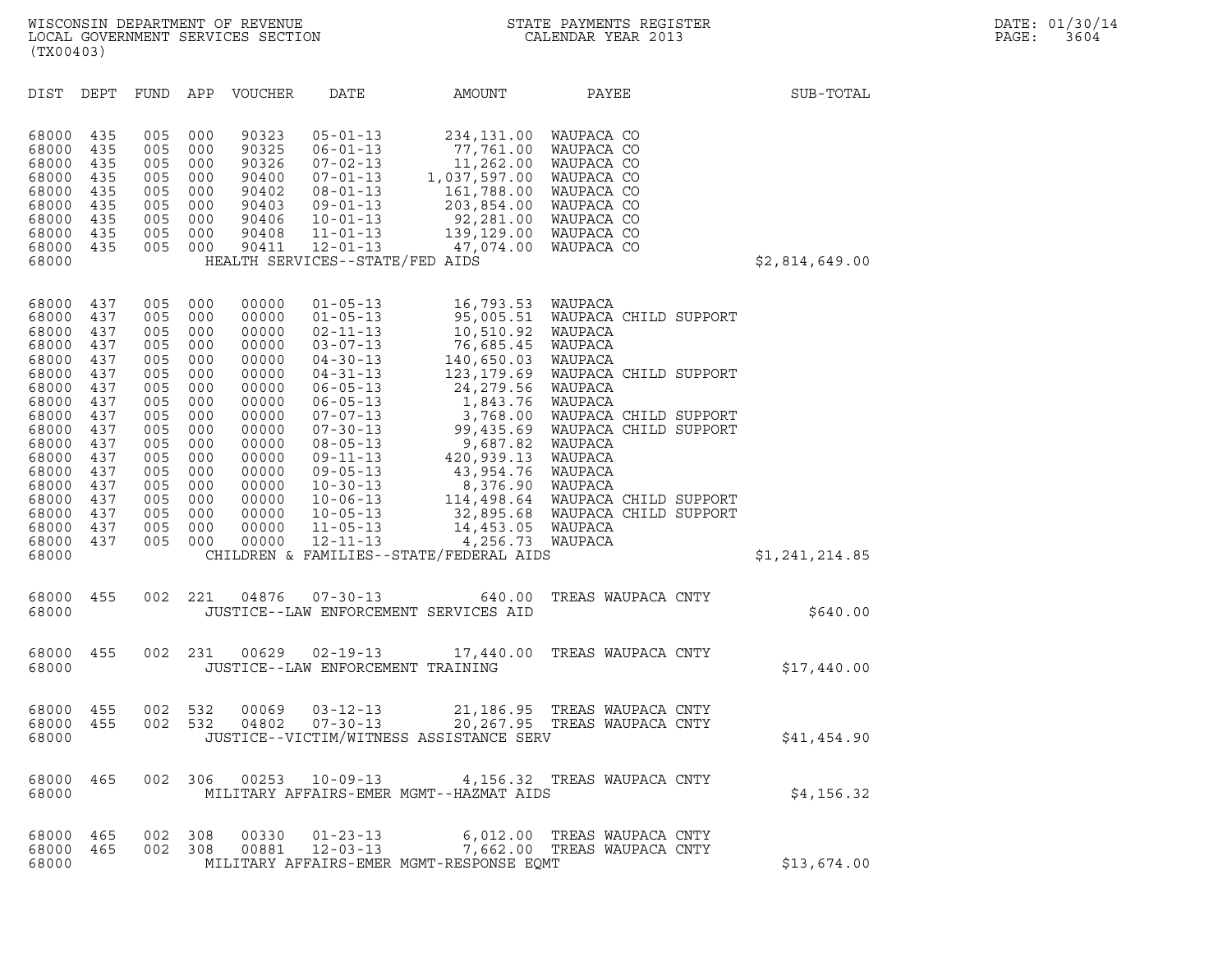| DIST | DEPT | FUND | APP | VOUCHER | DATE | AMOUNT | PAYEE | SUB-TOTAL |
|---|---|---|---|---|---|---|---|---|
| 68000 | 435 | 005 | 000 | 90323 | 05-01-13 | 234,131.00 | WAUPACA CO | |
| 68000 | 435 | 005 | 000 | 90325 | 06-01-13 | 77,761.00 | WAUPACA CO | |
| 68000 | 435 | 005 | 000 | 90326 | 07-02-13 | 11,262.00 | WAUPACA CO | |
| 68000 | 435 | 005 | 000 | 90400 | 07-01-13 | 1,037,597.00 | WAUPACA CO | |
| 68000 | 435 | 005 | 000 | 90402 | 08-01-13 | 161,788.00 | WAUPACA CO | |
| 68000 | 435 | 005 | 000 | 90403 | 09-01-13 | 203,854.00 | WAUPACA CO | |
| 68000 | 435 | 005 | 000 | 90406 | 10-01-13 | 92,281.00 | WAUPACA CO | |
| 68000 | 435 | 005 | 000 | 90408 | 11-01-13 | 139,129.00 | WAUPACA CO | |
| 68000 | 435 | 005 | 000 | 90411 | 12-01-13 | 47,074.00 | WAUPACA CO | |
| 68000 | | | | | HEALTH SERVICES--STATE/FED AIDS | | | $2,814,649.00 |
| 68000 | 437 | 005 | 000 | 00000 | 01-05-13 | 16,793.53 | WAUPACA | |
| 68000 | 437 | 005 | 000 | 00000 | 01-05-13 | 95,005.51 | WAUPACA CHILD SUPPORT | |
| 68000 | 437 | 005 | 000 | 00000 | 02-11-13 | 10,510.92 | WAUPACA | |
| 68000 | 437 | 005 | 000 | 00000 | 03-07-13 | 76,685.45 | WAUPACA | |
| 68000 | 437 | 005 | 000 | 00000 | 04-30-13 | 140,650.03 | WAUPACA | |
| 68000 | 437 | 005 | 000 | 00000 | 04-31-13 | 123,179.69 | WAUPACA CHILD SUPPORT | |
| 68000 | 437 | 005 | 000 | 00000 | 06-05-13 | 24,279.56 | WAUPACA | |
| 68000 | 437 | 005 | 000 | 00000 | 06-05-13 | 1,843.76 | WAUPACA | |
| 68000 | 437 | 005 | 000 | 00000 | 07-07-13 | 3,768.00 | WAUPACA CHILD SUPPORT | |
| 68000 | 437 | 005 | 000 | 00000 | 07-30-13 | 99,435.69 | WAUPACA CHILD SUPPORT | |
| 68000 | 437 | 005 | 000 | 00000 | 08-05-13 | 9,687.82 | WAUPACA | |
| 68000 | 437 | 005 | 000 | 00000 | 09-11-13 | 420,939.13 | WAUPACA | |
| 68000 | 437 | 005 | 000 | 00000 | 09-05-13 | 43,954.76 | WAUPACA | |
| 68000 | 437 | 005 | 000 | 00000 | 10-30-13 | 8,376.90 | WAUPACA | |
| 68000 | 437 | 005 | 000 | 00000 | 10-06-13 | 114,498.64 | WAUPACA CHILD SUPPORT | |
| 68000 | 437 | 005 | 000 | 00000 | 10-05-13 | 32,895.68 | WAUPACA CHILD SUPPORT | |
| 68000 | 437 | 005 | 000 | 00000 | 11-05-13 | 14,453.05 | WAUPACA | |
| 68000 | 437 | 005 | 000 | 00000 | 12-11-13 | 4,256.73 | WAUPACA | |
| 68000 | | | | | CHILDREN & FAMILIES--STATE/FEDERAL AIDS | | | $1,241,214.85 |
| 68000 | 455 | 002 | 221 | 04876 | 07-30-13 | 640.00 | TREAS WAUPACA CNTY | |
| 68000 | | | | | JUSTICE--LAW ENFORCEMENT SERVICES AID | | | $640.00 |
| 68000 | 455 | 002 | 231 | 00629 | 02-19-13 | 17,440.00 | TREAS WAUPACA CNTY | |
| 68000 | | | | | JUSTICE--LAW ENFORCEMENT TRAINING | | | $17,440.00 |
| 68000 | 455 | 002 | 532 | 00069 | 03-12-13 | 21,186.95 | TREAS WAUPACA CNTY | |
| 68000 | 455 | 002 | 532 | 04802 | 07-30-13 | 20,267.95 | TREAS WAUPACA CNTY | |
| 68000 | | | | | JUSTICE--VICTIM/WITNESS ASSISTANCE SERV | | | $41,454.90 |
| 68000 | 465 | 002 | 306 | 00253 | 10-09-13 | 4,156.32 | TREAS WAUPACA CNTY | |
| 68000 | | | | | MILITARY AFFAIRS-EMER MGMT--HAZMAT AIDS | | | $4,156.32 |
| 68000 | 465 | 002 | 308 | 00330 | 01-23-13 | 6,012.00 | TREAS WAUPACA CNTY | |
| 68000 | 465 | 002 | 308 | 00881 | 12-03-13 | 7,662.00 | TREAS WAUPACA CNTY | |
| 68000 | | | | | MILITARY AFFAIRS-EMER MGMT-RESPONSE EQMT | | | $13,674.00 |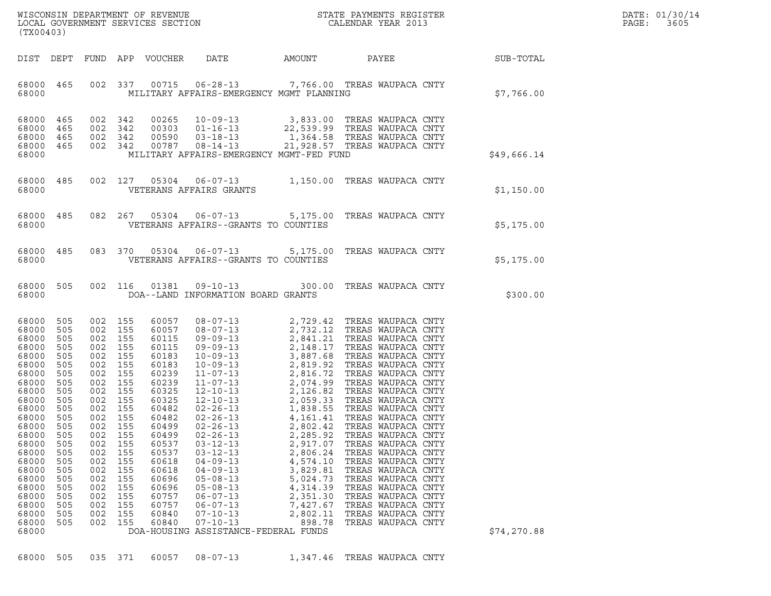WISCONSIN DEPARTMENT OF REVENUE
LOCAL GOVERNMENT SERVICES SECTION
(TX00403)

STATE PAYMENTS REGISTER
CALENDAR YEAR 2013

DATE: 01/30/14

| DIST | DEPT | FUND | APP | VOUCHER | DATE | AMOUNT | PAYEE | SUB-TOTAL |
|---|---|---|---|---|---|---|---|---|
| 68000 | 465 | 002 | 337 | 00715 | 06-28-13 | 7,766.00 | TREAS WAUPACA CNTY | |
| 68000 | | | | | MILITARY AFFAIRS-EMERGENCY MGMT PLANNING | | | $7,766.00 |
| 68000 | 465 | 002 | 342 | 00265 | 10-09-13 | 3,833.00 | TREAS WAUPACA CNTY | |
| 68000 | 465 | 002 | 342 | 00303 | 01-16-13 | 22,539.99 | TREAS WAUPACA CNTY | |
| 68000 | 465 | 002 | 342 | 00590 | 03-18-13 | 1,364.58 | TREAS WAUPACA CNTY | |
| 68000 | 465 | 002 | 342 | 00787 | 08-14-13 | 21,928.57 | TREAS WAUPACA CNTY | |
| 68000 | | | | | MILITARY AFFAIRS-EMERGENCY MGMT-FED FUND | | | $49,666.14 |
| 68000 | 485 | 002 | 127 | 05304 | 06-07-13 | 1,150.00 | TREAS WAUPACA CNTY | |
| 68000 | | | | | VETERANS AFFAIRS GRANTS | | | $1,150.00 |
| 68000 | 485 | 082 | 267 | 05304 | 06-07-13 | 5,175.00 | TREAS WAUPACA CNTY | |
| 68000 | | | | | VETERANS AFFAIRS--GRANTS TO COUNTIES | | | $5,175.00 |
| 68000 | 485 | 083 | 370 | 05304 | 06-07-13 | 5,175.00 | TREAS WAUPACA CNTY | |
| 68000 | | | | | VETERANS AFFAIRS--GRANTS TO COUNTIES | | | $5,175.00 |
| 68000 | 505 | 002 | 116 | 01381 | 09-10-13 | 300.00 | TREAS WAUPACA CNTY | |
| 68000 | | | | | DOA--LAND INFORMATION BOARD GRANTS | | | $300.00 |
| 68000 | 505 | 002 | 155 | 60057 | 08-07-13 | 2,729.42 | TREAS WAUPACA CNTY | |
| 68000 | 505 | 002 | 155 | 60057 | 08-07-13 | 2,732.12 | TREAS WAUPACA CNTY | |
| 68000 | 505 | 002 | 155 | 60115 | 09-09-13 | 2,841.21 | TREAS WAUPACA CNTY | |
| 68000 | 505 | 002 | 155 | 60115 | 09-09-13 | 2,148.17 | TREAS WAUPACA CNTY | |
| 68000 | 505 | 002 | 155 | 60183 | 10-09-13 | 3,887.68 | TREAS WAUPACA CNTY | |
| 68000 | 505 | 002 | 155 | 60183 | 10-09-13 | 2,819.92 | TREAS WAUPACA CNTY | |
| 68000 | 505 | 002 | 155 | 60239 | 11-07-13 | 2,816.72 | TREAS WAUPACA CNTY | |
| 68000 | 505 | 002 | 155 | 60239 | 11-07-13 | 2,074.99 | TREAS WAUPACA CNTY | |
| 68000 | 505 | 002 | 155 | 60325 | 12-10-13 | 2,126.82 | TREAS WAUPACA CNTY | |
| 68000 | 505 | 002 | 155 | 60325 | 12-10-13 | 2,059.33 | TREAS WAUPACA CNTY | |
| 68000 | 505 | 002 | 155 | 60482 | 02-26-13 | 1,838.55 | TREAS WAUPACA CNTY | |
| 68000 | 505 | 002 | 155 | 60482 | 02-26-13 | 4,161.41 | TREAS WAUPACA CNTY | |
| 68000 | 505 | 002 | 155 | 60499 | 02-26-13 | 2,802.42 | TREAS WAUPACA CNTY | |
| 68000 | 505 | 002 | 155 | 60499 | 02-26-13 | 2,285.92 | TREAS WAUPACA CNTY | |
| 68000 | 505 | 002 | 155 | 60537 | 03-12-13 | 2,917.07 | TREAS WAUPACA CNTY | |
| 68000 | 505 | 002 | 155 | 60537 | 03-12-13 | 2,806.24 | TREAS WAUPACA CNTY | |
| 68000 | 505 | 002 | 155 | 60618 | 04-09-13 | 4,574.10 | TREAS WAUPACA CNTY | |
| 68000 | 505 | 002 | 155 | 60618 | 04-09-13 | 3,829.81 | TREAS WAUPACA CNTY | |
| 68000 | 505 | 002 | 155 | 60696 | 05-08-13 | 5,024.73 | TREAS WAUPACA CNTY | |
| 68000 | 505 | 002 | 155 | 60696 | 05-08-13 | 4,314.39 | TREAS WAUPACA CNTY | |
| 68000 | 505 | 002 | 155 | 60757 | 06-07-13 | 2,351.30 | TREAS WAUPACA CNTY | |
| 68000 | 505 | 002 | 155 | 60757 | 06-07-13 | 7,427.67 | TREAS WAUPACA CNTY | |
| 68000 | 505 | 002 | 155 | 60840 | 07-10-13 | 2,802.11 | TREAS WAUPACA CNTY | |
| 68000 | 505 | 002 | 155 | 60840 | 07-10-13 | 898.78 | TREAS WAUPACA CNTY | |
| 68000 | | | | | DOA-HOUSING ASSISTANCE-FEDERAL FUNDS | | | $74,270.88 |
| 68000 | 505 | 035 | 371 | 60057 | 08-07-13 | 1,347.46 | TREAS WAUPACA CNTY | |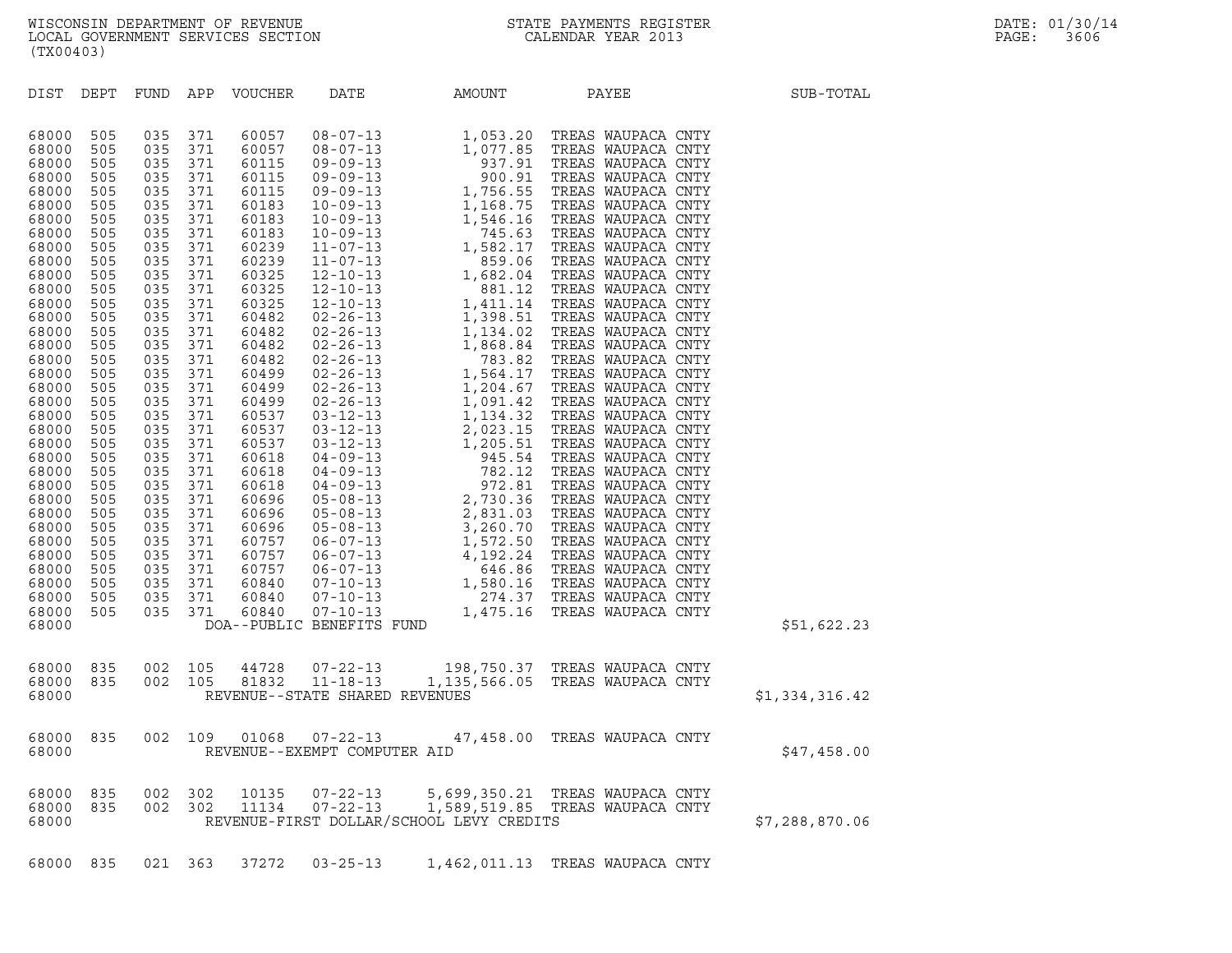WISCONSIN DEPARTMENT OF REVENUE
LOCAL GOVERNMENT SERVICES SECTION
(TX00403)

STATE PAYMENTS REGISTER
CALENDAR YEAR 2013

DATE: 01/30/14

| DIST | DEPT | FUND | APP | VOUCHER | DATE | AMOUNT | PAYEE | SUB-TOTAL |
|---|---|---|---|---|---|---|---|---|
| 68000 | 505 | 035 | 371 | 60057 | 08-07-13 | 1,053.20 | TREAS WAUPACA CNTY | |
| 68000 | 505 | 035 | 371 | 60057 | 08-07-13 | 1,077.85 | TREAS WAUPACA CNTY | |
| 68000 | 505 | 035 | 371 | 60115 | 09-09-13 | 937.91 | TREAS WAUPACA CNTY | |
| 68000 | 505 | 035 | 371 | 60115 | 09-09-13 | 900.91 | TREAS WAUPACA CNTY | |
| 68000 | 505 | 035 | 371 | 60115 | 09-09-13 | 1,756.55 | TREAS WAUPACA CNTY | |
| 68000 | 505 | 035 | 371 | 60183 | 10-09-13 | 1,168.75 | TREAS WAUPACA CNTY | |
| 68000 | 505 | 035 | 371 | 60183 | 10-09-13 | 1,546.16 | TREAS WAUPACA CNTY | |
| 68000 | 505 | 035 | 371 | 60183 | 10-09-13 | 745.63 | TREAS WAUPACA CNTY | |
| 68000 | 505 | 035 | 371 | 60239 | 11-07-13 | 1,582.17 | TREAS WAUPACA CNTY | |
| 68000 | 505 | 035 | 371 | 60239 | 11-07-13 | 859.06 | TREAS WAUPACA CNTY | |
| 68000 | 505 | 035 | 371 | 60325 | 12-10-13 | 1,682.04 | TREAS WAUPACA CNTY | |
| 68000 | 505 | 035 | 371 | 60325 | 12-10-13 | 881.12 | TREAS WAUPACA CNTY | |
| 68000 | 505 | 035 | 371 | 60325 | 12-10-13 | 1,411.14 | TREAS WAUPACA CNTY | |
| 68000 | 505 | 035 | 371 | 60482 | 02-26-13 | 1,398.51 | TREAS WAUPACA CNTY | |
| 68000 | 505 | 035 | 371 | 60482 | 02-26-13 | 1,134.02 | TREAS WAUPACA CNTY | |
| 68000 | 505 | 035 | 371 | 60482 | 02-26-13 | 1,868.84 | TREAS WAUPACA CNTY | |
| 68000 | 505 | 035 | 371 | 60482 | 02-26-13 | 783.82 | TREAS WAUPACA CNTY | |
| 68000 | 505 | 035 | 371 | 60499 | 02-26-13 | 1,564.17 | TREAS WAUPACA CNTY | |
| 68000 | 505 | 035 | 371 | 60499 | 02-26-13 | 1,204.67 | TREAS WAUPACA CNTY | |
| 68000 | 505 | 035 | 371 | 60499 | 02-26-13 | 1,091.42 | TREAS WAUPACA CNTY | |
| 68000 | 505 | 035 | 371 | 60537 | 03-12-13 | 1,134.32 | TREAS WAUPACA CNTY | |
| 68000 | 505 | 035 | 371 | 60537 | 03-12-13 | 2,023.15 | TREAS WAUPACA CNTY | |
| 68000 | 505 | 035 | 371 | 60537 | 03-12-13 | 1,205.51 | TREAS WAUPACA CNTY | |
| 68000 | 505 | 035 | 371 | 60618 | 04-09-13 | 945.54 | TREAS WAUPACA CNTY | |
| 68000 | 505 | 035 | 371 | 60618 | 04-09-13 | 782.12 | TREAS WAUPACA CNTY | |
| 68000 | 505 | 035 | 371 | 60618 | 04-09-13 | 972.81 | TREAS WAUPACA CNTY | |
| 68000 | 505 | 035 | 371 | 60696 | 05-08-13 | 2,730.36 | TREAS WAUPACA CNTY | |
| 68000 | 505 | 035 | 371 | 60696 | 05-08-13 | 2,831.03 | TREAS WAUPACA CNTY | |
| 68000 | 505 | 035 | 371 | 60696 | 05-08-13 | 3,260.70 | TREAS WAUPACA CNTY | |
| 68000 | 505 | 035 | 371 | 60757 | 06-07-13 | 1,572.50 | TREAS WAUPACA CNTY | |
| 68000 | 505 | 035 | 371 | 60757 | 06-07-13 | 4,192.24 | TREAS WAUPACA CNTY | |
| 68000 | 505 | 035 | 371 | 60757 | 06-07-13 | 646.86 | TREAS WAUPACA CNTY | |
| 68000 | 505 | 035 | 371 | 60840 | 07-10-13 | 1,580.16 | TREAS WAUPACA CNTY | |
| 68000 | 505 | 035 | 371 | 60840 | 07-10-13 | 274.37 | TREAS WAUPACA CNTY | |
| 68000 | 505 | 035 | 371 | 60840 | 07-10-13 | 1,475.16 | TREAS WAUPACA CNTY | |
| 68000 | | | | DOA--PUBLIC BENEFITS FUND | | | | $51,622.23 |
| 68000 | 835 | 002 | 105 | 44728 | 07-22-13 | 198,750.37 | TREAS WAUPACA CNTY | |
| 68000 | 835 | 002 | 105 | 81832 | 11-18-13 | 1,135,566.05 | TREAS WAUPACA CNTY | |
| 68000 | | | | REVENUE--STATE SHARED REVENUES | | | | $1,334,316.42 |
| 68000 | 835 | 002 | 109 | 01068 | 07-22-13 | 47,458.00 | TREAS WAUPACA CNTY | |
| 68000 | | | | REVENUE--EXEMPT COMPUTER AID | | | | $47,458.00 |
| 68000 | 835 | 002 | 302 | 10135 | 07-22-13 | 5,699,350.21 | TREAS WAUPACA CNTY | |
| 68000 | 835 | 002 | 302 | 11134 | 07-22-13 | 1,589,519.85 | TREAS WAUPACA CNTY | |
| 68000 | | | | REVENUE-FIRST DOLLAR/SCHOOL LEVY CREDITS | | | | $7,288,870.06 |
| 68000 | 835 | 021 | 363 | 37272 | 03-25-13 | 1,462,011.13 | TREAS WAUPACA CNTY | |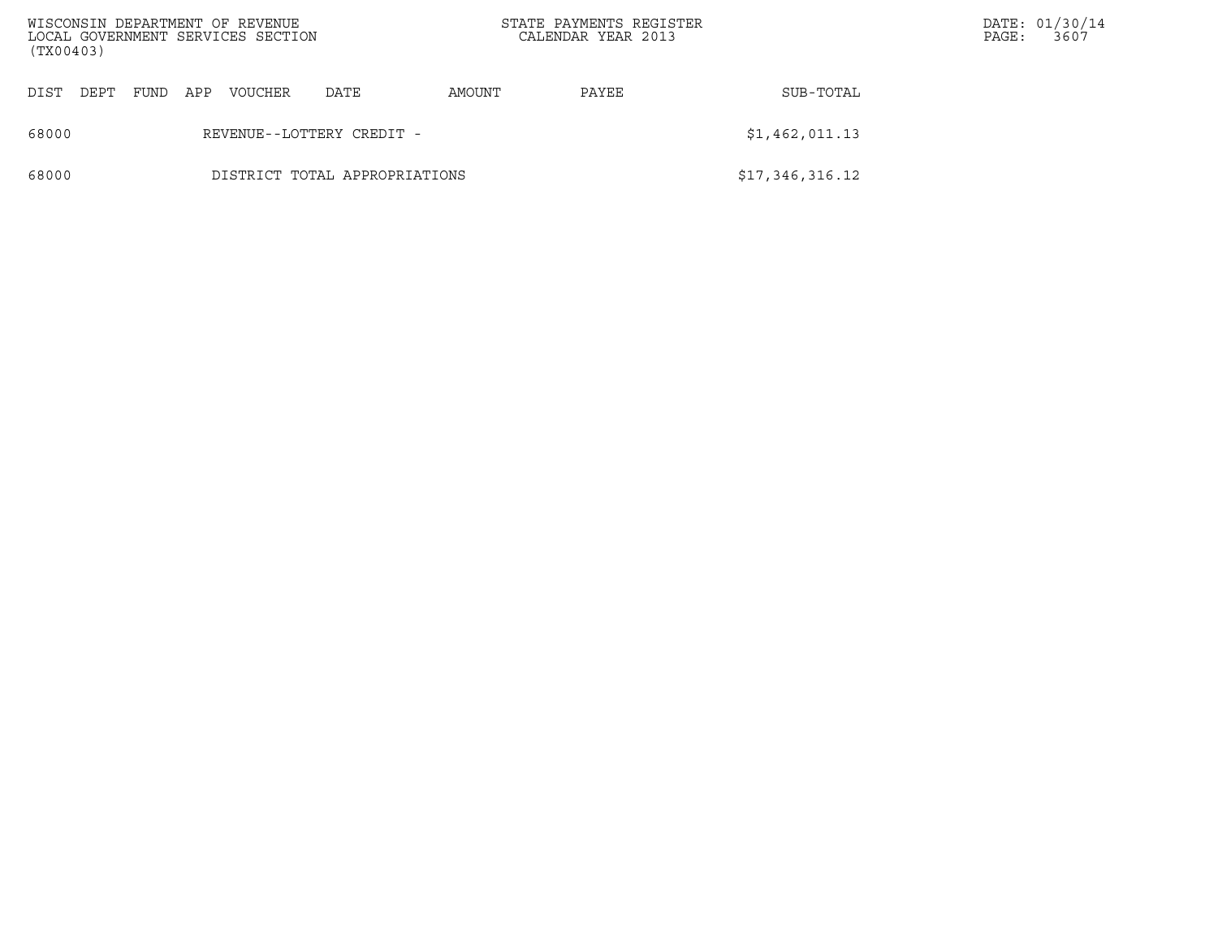| DIST | DEPT | FUND | APP | VOUCHER | DATE | AMOUNT | PAYEE | SUB-TOTAL |
|---|---|---|---|---|---|---|---|---|
| 68000 | | | | REVENUE--LOTTERY CREDIT - | | | | $1,462,011.13 |
| 68000 | | | | DISTRICT TOTAL APPROPRIATIONS | | | | $17,346,316.12 |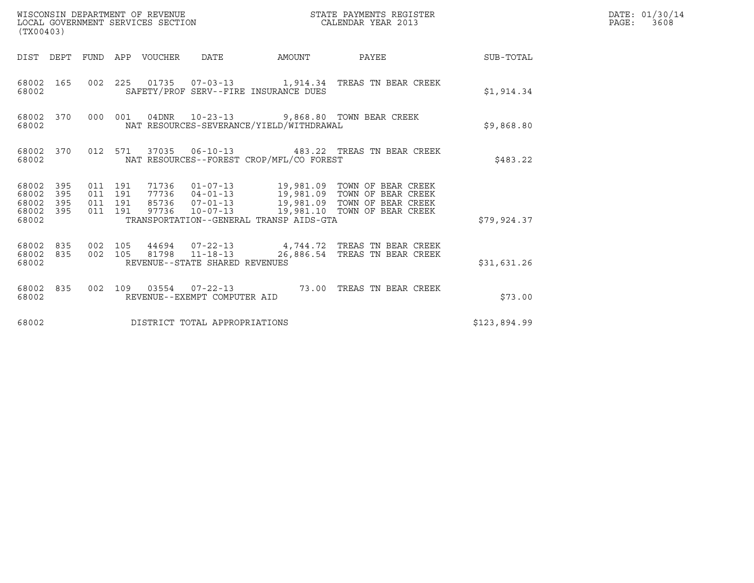| DIST | DEPT | FUND | APP | VOUCHER | DATE | AMOUNT | PAYEE | SUB-TOTAL |
|---|---|---|---|---|---|---|---|---|
| 68002 | 165 | 002 | 225 | 01735 | 07-03-13 | 1,914.34 | TREAS TN BEAR CREEK | |
| 68002 | | | | SAFETY/PROF SERV--FIRE INSURANCE DUES | | | | $1,914.34 |
| 68002 | 370 | 000 | 001 | 04DNR | 10-23-13 | 9,868.80 | TOWN BEAR CREEK | |
| 68002 | | | | NAT RESOURCES-SEVERANCE/YIELD/WITHDRAWAL | | | | $9,868.80 |
| 68002 | 370 | 012 | 571 | 37035 | 06-10-13 | 483.22 | TREAS TN BEAR CREEK | |
| 68002 | | | | NAT RESOURCES--FOREST CROP/MFL/CO FOREST | | | | $483.22 |
| 68002 | 395 | 011 | 191 | 71736 | 01-07-13 | 19,981.09 | TOWN OF BEAR CREEK | |
| 68002 | 395 | 011 | 191 | 77736 | 04-01-13 | 19,981.09 | TOWN OF BEAR CREEK | |
| 68002 | 395 | 011 | 191 | 85736 | 07-01-13 | 19,981.09 | TOWN OF BEAR CREEK | |
| 68002 | 395 | 011 | 191 | 97736 | 10-07-13 | 19,981.10 | TOWN OF BEAR CREEK | |
| 68002 | | | | TRANSPORTATION--GENERAL TRANSP AIDS-GTA | | | | $79,924.37 |
| 68002 | 835 | 002 | 105 | 44694 | 07-22-13 | 4,744.72 | TREAS TN BEAR CREEK | |
| 68002 | 835 | 002 | 105 | 81798 | 11-18-13 | 26,886.54 | TREAS TN BEAR CREEK | |
| 68002 | | | | REVENUE--STATE SHARED REVENUES | | | | $31,631.26 |
| 68002 | 835 | 002 | 109 | 03554 | 07-22-13 | 73.00 | TREAS TN BEAR CREEK | |
| 68002 | | | | REVENUE--EXEMPT COMPUTER AID | | | | $73.00 |
| 68002 | | | | DISTRICT TOTAL APPROPRIATIONS | | | | $123,894.99 |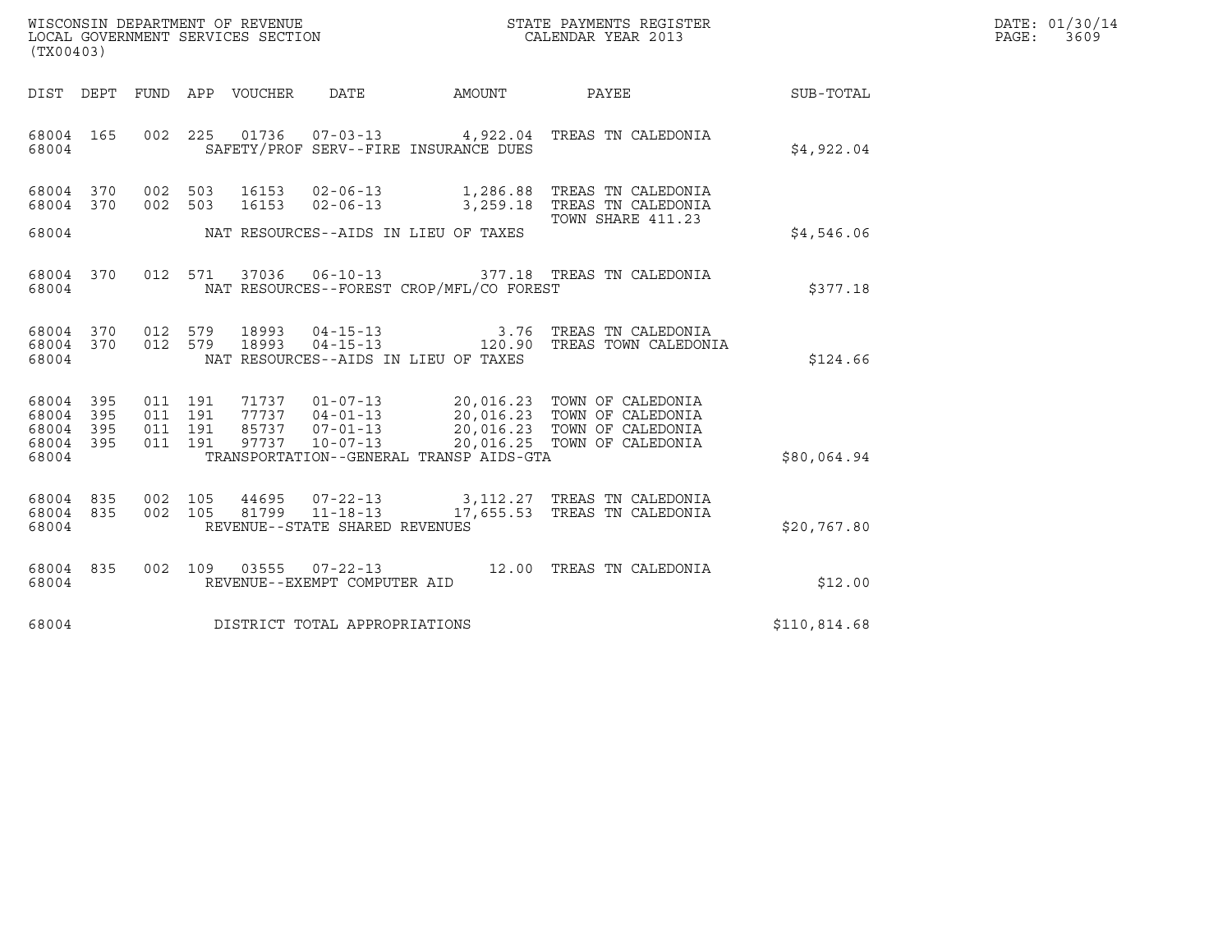WISCONSIN DEPARTMENT OF REVENUE
LOCAL GOVERNMENT SERVICES SECTION
(TX00403)

STATE PAYMENTS REGISTER
CALENDAR YEAR 2013

DATE: 01/30/14
PAGE: 3609

| DIST | DEPT | FUND | APP | VOUCHER | DATE | AMOUNT | PAYEE | SUB-TOTAL |
|---|---|---|---|---|---|---|---|---|
| 68004 | 165 | 002 | 225 | 01736 | 07-03-13 | 4,922.04 | TREAS TN CALEDONIA | |
| 68004 | | | | | SAFETY/PROF SERV--FIRE INSURANCE DUES | | | $4,922.04 |
| 68004 | 370 | 002 | 503 | 16153 | 02-06-13 | 1,286.88 | TREAS TN CALEDONIA | |
| 68004 | 370 | 002 | 503 | 16153 | 02-06-13 | 3,259.18 | TREAS TN CALEDONIA TOWN SHARE 411.23 | |
| 68004 | | | | | NAT RESOURCES--AIDS IN LIEU OF TAXES | | | $4,546.06 |
| 68004 | 370 | 012 | 571 | 37036 | 06-10-13 | 377.18 | TREAS TN CALEDONIA | |
| 68004 | | | | | NAT RESOURCES--FOREST CROP/MFL/CO FOREST | | | $377.18 |
| 68004 | 370 | 012 | 579 | 18993 | 04-15-13 | 3.76 | TREAS TN CALEDONIA | |
| 68004 | 370 | 012 | 579 | 18993 | 04-15-13 | 120.90 | TREAS TOWN CALEDONIA | |
| 68004 | | | | | NAT RESOURCES--AIDS IN LIEU OF TAXES | | | $124.66 |
| 68004 | 395 | 011 | 191 | 71737 | 01-07-13 | 20,016.23 | TOWN OF CALEDONIA | |
| 68004 | 395 | 011 | 191 | 77737 | 04-01-13 | 20,016.23 | TOWN OF CALEDONIA | |
| 68004 | 395 | 011 | 191 | 85737 | 07-01-13 | 20,016.23 | TOWN OF CALEDONIA | |
| 68004 | 395 | 011 | 191 | 97737 | 10-07-13 | 20,016.25 | TOWN OF CALEDONIA | |
| 68004 | | | | | TRANSPORTATION--GENERAL TRANSP AIDS-GTA | | | $80,064.94 |
| 68004 | 835 | 002 | 105 | 44695 | 07-22-13 | 3,112.27 | TREAS TN CALEDONIA | |
| 68004 | 835 | 002 | 105 | 81799 | 11-18-13 | 17,655.53 | TREAS TN CALEDONIA | |
| 68004 | | | | | REVENUE--STATE SHARED REVENUES | | | $20,767.80 |
| 68004 | 835 | 002 | 109 | 03555 | 07-22-13 | 12.00 | TREAS TN CALEDONIA | |
| 68004 | | | | | REVENUE--EXEMPT COMPUTER AID | | | $12.00 |
| 68004 | | | | | DISTRICT TOTAL APPROPRIATIONS | | | $110,814.68 |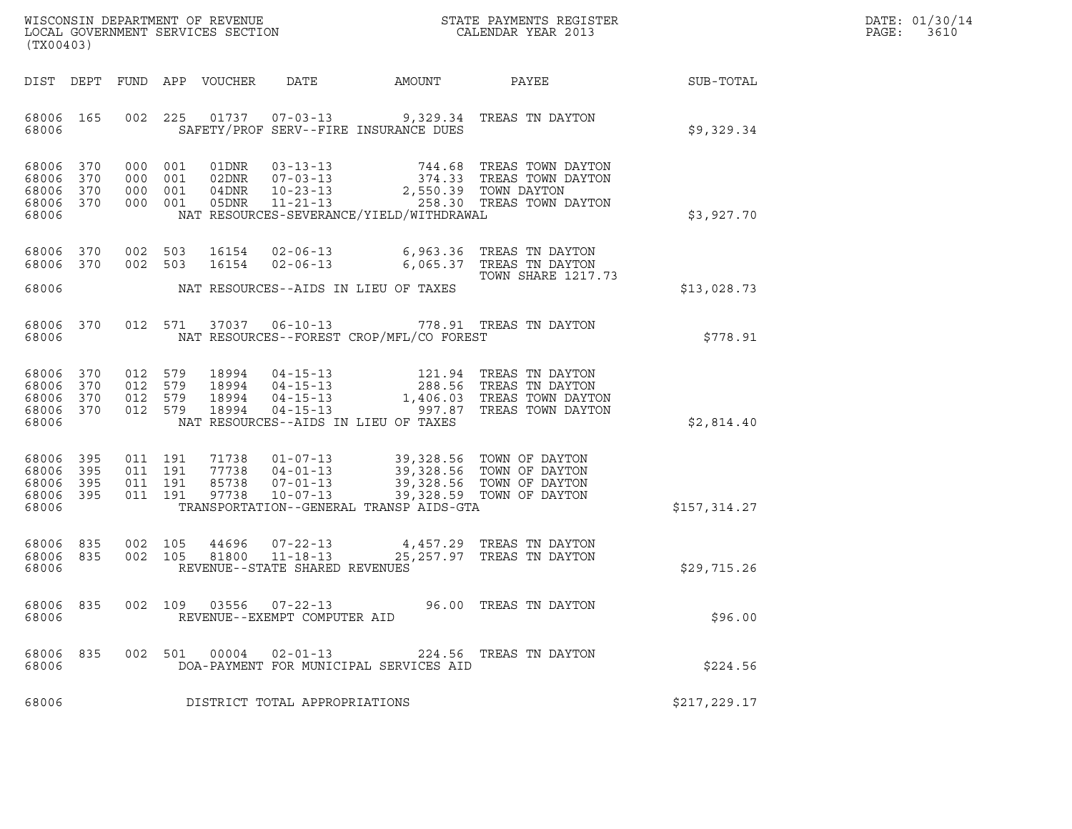WISCONSIN DEPARTMENT OF REVENUE
LOCAL GOVERNMENT SERVICES SECTION
(TX00403)

STATE PAYMENTS REGISTER
CALENDAR YEAR 2013

DATE: 01/30/14
PAGE: 3610

| DIST | DEPT | FUND | APP | VOUCHER | DATE | AMOUNT | PAYEE | SUB-TOTAL |
|---|---|---|---|---|---|---|---|---|
| 68006 | 165 | 002 | 225 | 01737 | 07-03-13 | 9,329.34 | TREAS TN DAYTON | |
| 68006 | | | | | SAFETY/PROF SERV--FIRE INSURANCE DUES | | | $9,329.34 |
| 68006 | 370 | 000 | 001 | 01DNR | 03-13-13 | 744.68 | TREAS TOWN DAYTON | |
| 68006 | 370 | 000 | 001 | 02DNR | 07-03-13 | 374.33 | TREAS TOWN DAYTON | |
| 68006 | 370 | 000 | 001 | 04DNR | 10-23-13 | 2,550.39 | TOWN DAYTON | |
| 68006 | 370 | 000 | 001 | 05DNR | 11-21-13 | 258.30 | TREAS TOWN DAYTON | |
| 68006 | | | | | NAT RESOURCES-SEVERANCE/YIELD/WITHDRAWAL | | | $3,927.70 |
| 68006 | 370 | 002 | 503 | 16154 | 02-06-13 | 6,963.36 | TREAS TN DAYTON | |
| 68006 | 370 | 002 | 503 | 16154 | 02-06-13 | 6,065.37 | TREAS TN DAYTON TOWN SHARE 1217.73 | |
| 68006 | | | | | NAT RESOURCES--AIDS IN LIEU OF TAXES | | | $13,028.73 |
| 68006 | 370 | 012 | 571 | 37037 | 06-10-13 | 778.91 | TREAS TN DAYTON | |
| 68006 | | | | | NAT RESOURCES--FOREST CROP/MFL/CO FOREST | | | $778.91 |
| 68006 | 370 | 012 | 579 | 18994 | 04-15-13 | 121.94 | TREAS TN DAYTON | |
| 68006 | 370 | 012 | 579 | 18994 | 04-15-13 | 288.56 | TREAS TN DAYTON | |
| 68006 | 370 | 012 | 579 | 18994 | 04-15-13 | 1,406.03 | TREAS TOWN DAYTON | |
| 68006 | 370 | 012 | 579 | 18994 | 04-15-13 | 997.87 | TREAS TOWN DAYTON | |
| 68006 | | | | | NAT RESOURCES--AIDS IN LIEU OF TAXES | | | $2,814.40 |
| 68006 | 395 | 011 | 191 | 71738 | 01-07-13 | 39,328.56 | TOWN OF DAYTON | |
| 68006 | 395 | 011 | 191 | 77738 | 04-01-13 | 39,328.56 | TOWN OF DAYTON | |
| 68006 | 395 | 011 | 191 | 85738 | 07-01-13 | 39,328.56 | TOWN OF DAYTON | |
| 68006 | 395 | 011 | 191 | 97738 | 10-07-13 | 39,328.59 | TOWN OF DAYTON | |
| 68006 | | | | | TRANSPORTATION--GENERAL TRANSP AIDS-GTA | | | $157,314.27 |
| 68006 | 835 | 002 | 105 | 44696 | 07-22-13 | 4,457.29 | TREAS TN DAYTON | |
| 68006 | 835 | 002 | 105 | 81800 | 11-18-13 | 25,257.97 | TREAS TN DAYTON | |
| 68006 | | | | | REVENUE--STATE SHARED REVENUES | | | $29,715.26 |
| 68006 | 835 | 002 | 109 | 03556 | 07-22-13 | 96.00 | TREAS TN DAYTON | |
| 68006 | | | | | REVENUE--EXEMPT COMPUTER AID | | | $96.00 |
| 68006 | 835 | 002 | 501 | 00004 | 02-01-13 | 224.56 | TREAS TN DAYTON | |
| 68006 | | | | | DOA-PAYMENT FOR MUNICIPAL SERVICES AID | | | $224.56 |
| 68006 | | | | | DISTRICT TOTAL APPROPRIATIONS | | | $217,229.17 |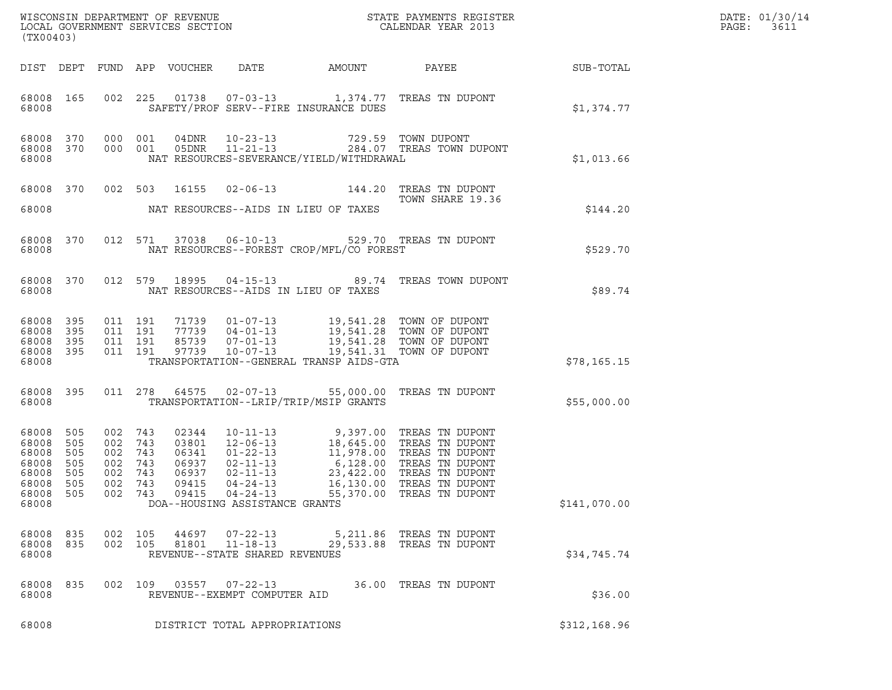WISCONSIN DEPARTMENT OF REVENUE
LOCAL GOVERNMENT SERVICES SECTION
(TX00403)

STATE PAYMENTS REGISTER
CALENDAR YEAR 2013

DATE: 01/30/14
PAGE: 3611

| DIST | DEPT | FUND | APP | VOUCHER | DATE | AMOUNT | PAYEE | SUB-TOTAL |
|---|---|---|---|---|---|---|---|---|
| 68008 | 165 | 002 | 225 | 01738 | 07-03-13 | 1,374.77 | TREAS TN DUPONT | |
| 68008 | | | | | SAFETY/PROF SERV--FIRE INSURANCE DUES | | | $1,374.77 |
| 68008 | 370 | 000 | 001 | 04DNR | 10-23-13 | 729.59 | TOWN DUPONT | |
| 68008 | 370 | 000 | 001 | 05DNR | 11-21-13 | 284.07 | TREAS TOWN DUPONT | |
| 68008 | | | | | NAT RESOURCES-SEVERANCE/YIELD/WITHDRAWAL | | | $1,013.66 |
| 68008 | 370 | 002 | 503 | 16155 | 02-06-13 | 144.20 | TREAS TN DUPONT TOWN SHARE 19.36 | |
| 68008 | | | | | NAT RESOURCES--AIDS IN LIEU OF TAXES | | | $144.20 |
| 68008 | 370 | 012 | 571 | 37038 | 06-10-13 | 529.70 | TREAS TN DUPONT | |
| 68008 | | | | | NAT RESOURCES--FOREST CROP/MFL/CO FOREST | | | $529.70 |
| 68008 | 370 | 012 | 579 | 18995 | 04-15-13 | 89.74 | TREAS TOWN DUPONT | |
| 68008 | | | | | NAT RESOURCES--AIDS IN LIEU OF TAXES | | | $89.74 |
| 68008 | 395 | 011 | 191 | 71739 | 01-07-13 | 19,541.28 | TOWN OF DUPONT | |
| 68008 | 395 | 011 | 191 | 77739 | 04-01-13 | 19,541.28 | TOWN OF DUPONT | |
| 68008 | 395 | 011 | 191 | 85739 | 07-01-13 | 19,541.28 | TOWN OF DUPONT | |
| 68008 | 395 | 011 | 191 | 97739 | 10-07-13 | 19,541.31 | TOWN OF DUPONT | |
| 68008 | | | | | TRANSPORTATION--GENERAL TRANSP AIDS-GTA | | | $78,165.15 |
| 68008 | 395 | 011 | 278 | 64575 | 02-07-13 | 55,000.00 | TREAS TN DUPONT | |
| 68008 | | | | | TRANSPORTATION--LRIP/TRIP/MSIP GRANTS | | | $55,000.00 |
| 68008 | 505 | 002 | 743 | 02344 | 10-11-13 | 9,397.00 | TREAS TN DUPONT | |
| 68008 | 505 | 002 | 743 | 03801 | 12-06-13 | 18,645.00 | TREAS TN DUPONT | |
| 68008 | 505 | 002 | 743 | 06341 | 01-22-13 | 11,978.00 | TREAS TN DUPONT | |
| 68008 | 505 | 002 | 743 | 06937 | 02-11-13 | 6,128.00 | TREAS TN DUPONT | |
| 68008 | 505 | 002 | 743 | 06937 | 02-11-13 | 23,422.00 | TREAS TN DUPONT | |
| 68008 | 505 | 002 | 743 | 09415 | 04-24-13 | 16,130.00 | TREAS TN DUPONT | |
| 68008 | 505 | 002 | 743 | 09415 | 04-24-13 | 55,370.00 | TREAS TN DUPONT | |
| 68008 | | | | | DOA--HOUSING ASSISTANCE GRANTS | | | $141,070.00 |
| 68008 | 835 | 002 | 105 | 44697 | 07-22-13 | 5,211.86 | TREAS TN DUPONT | |
| 68008 | 835 | 002 | 105 | 81801 | 11-18-13 | 29,533.88 | TREAS TN DUPONT | |
| 68008 | | | | | REVENUE--STATE SHARED REVENUES | | | $34,745.74 |
| 68008 | 835 | 002 | 109 | 03557 | 07-22-13 | 36.00 | TREAS TN DUPONT | |
| 68008 | | | | | REVENUE--EXEMPT COMPUTER AID | | | $36.00 |
| 68008 | | | | | DISTRICT TOTAL APPROPRIATIONS | | | $312,168.96 |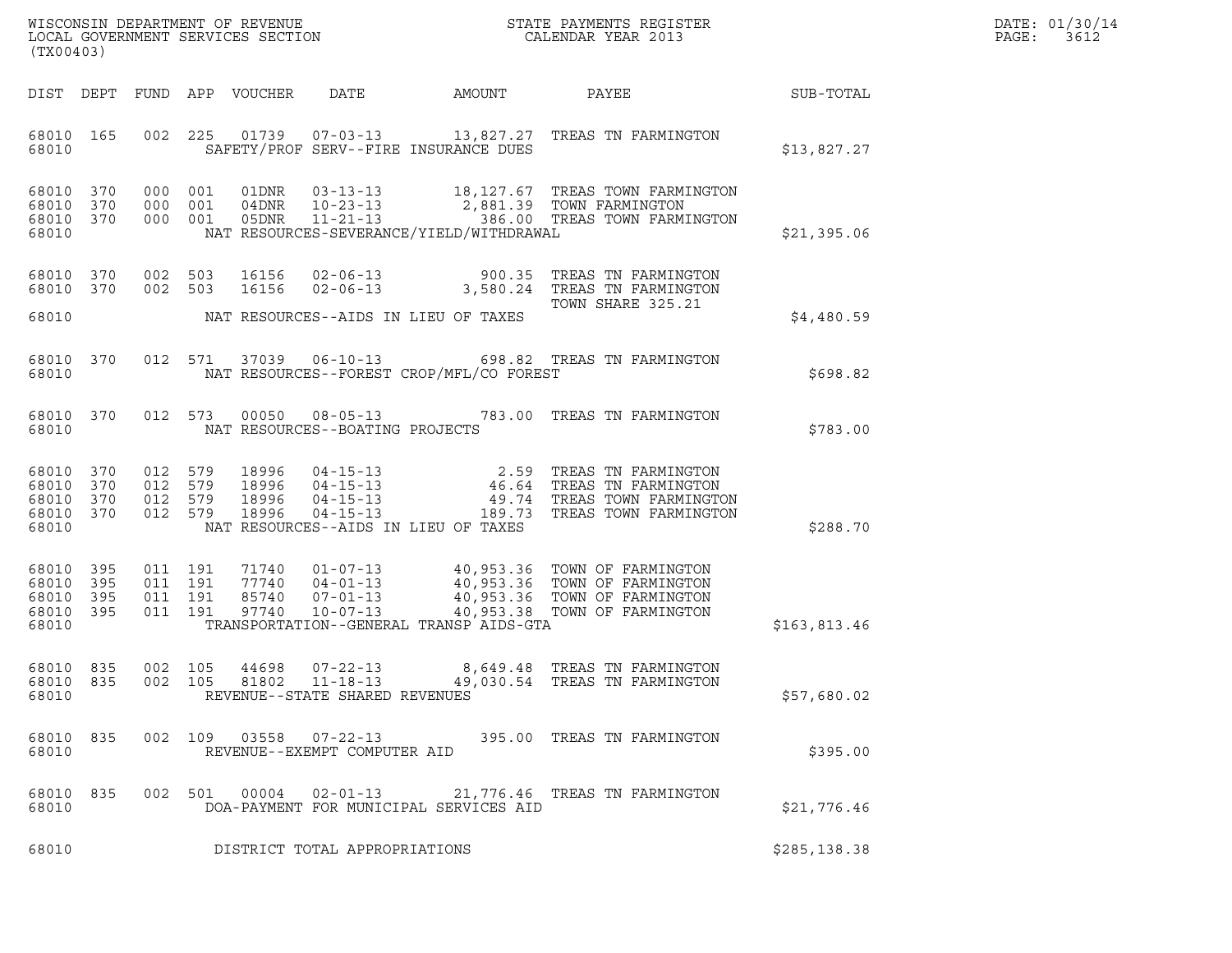WISCONSIN DEPARTMENT OF REVENUE
LOCAL GOVERNMENT SERVICES SECTION
(TX00403)

STATE PAYMENTS REGISTER
CALENDAR YEAR 2013

DATE: 01/30/14
PAGE: 3612

| DIST | DEPT | FUND | APP | VOUCHER | DATE | AMOUNT | PAYEE | SUB-TOTAL |
|---|---|---|---|---|---|---|---|---|
| 68010 | 165 | 002 | 225 | 01739 | 07-03-13 | 13,827.27 | TREAS TN FARMINGTON | |
| 68010 | | | | | SAFETY/PROF SERV--FIRE INSURANCE DUES | | | $13,827.27 |
| 68010 | 370 | 000 | 001 | 01DNR | 03-13-13 | 18,127.67 | TREAS TOWN FARMINGTON | |
| 68010 | 370 | 000 | 001 | 04DNR | 10-23-13 | 2,881.39 | TOWN FARMINGTON | |
| 68010 | 370 | 000 | 001 | 05DNR | 11-21-13 | 386.00 | TREAS TOWN FARMINGTON | |
| 68010 | | | | | NAT RESOURCES-SEVERANCE/YIELD/WITHDRAWAL | | | $21,395.06 |
| 68010 | 370 | 002 | 503 | 16156 | 02-06-13 | 900.35 | TREAS TN FARMINGTON | |
| 68010 | 370 | 002 | 503 | 16156 | 02-06-13 | 3,580.24 | TREAS TN FARMINGTON<br>TOWN SHARE 325.21 | |
| 68010 | | | | | NAT RESOURCES--AIDS IN LIEU OF TAXES | | | $4,480.59 |
| 68010 | 370 | 012 | 571 | 37039 | 06-10-13 | 698.82 | TREAS TN FARMINGTON | |
| 68010 | | | | | NAT RESOURCES--FOREST CROP/MFL/CO FOREST | | | $698.82 |
| 68010 | 370 | 012 | 573 | 00050 | 08-05-13 | 783.00 | TREAS TN FARMINGTON | |
| 68010 | | | | | NAT RESOURCES--BOATING PROJECTS | | | $783.00 |
| 68010 | 370 | 012 | 579 | 18996 | 04-15-13 | 2.59 | TREAS TN FARMINGTON | |
| 68010 | 370 | 012 | 579 | 18996 | 04-15-13 | 46.64 | TREAS TN FARMINGTON | |
| 68010 | 370 | 012 | 579 | 18996 | 04-15-13 | 49.74 | TREAS TOWN FARMINGTON | |
| 68010 | 370 | 012 | 579 | 18996 | 04-15-13 | 189.73 | TREAS TOWN FARMINGTON | |
| 68010 | | | | | NAT RESOURCES--AIDS IN LIEU OF TAXES | | | $288.70 |
| 68010 | 395 | 011 | 191 | 71740 | 01-07-13 | 40,953.36 | TOWN OF FARMINGTON | |
| 68010 | 395 | 011 | 191 | 77740 | 04-01-13 | 40,953.36 | TOWN OF FARMINGTON | |
| 68010 | 395 | 011 | 191 | 85740 | 07-01-13 | 40,953.36 | TOWN OF FARMINGTON | |
| 68010 | 395 | 011 | 191 | 97740 | 10-07-13 | 40,953.38 | TOWN OF FARMINGTON | |
| 68010 | | | | | TRANSPORTATION--GENERAL TRANSP AIDS-GTA | | | $163,813.46 |
| 68010 | 835 | 002 | 105 | 44698 | 07-22-13 | 8,649.48 | TREAS TN FARMINGTON | |
| 68010 | 835 | 002 | 105 | 81802 | 11-18-13 | 49,030.54 | TREAS TN FARMINGTON | |
| 68010 | | | | | REVENUE--STATE SHARED REVENUES | | | $57,680.02 |
| 68010 | 835 | 002 | 109 | 03558 | 07-22-13 | 395.00 | TREAS TN FARMINGTON | |
| 68010 | | | | | REVENUE--EXEMPT COMPUTER AID | | | $395.00 |
| 68010 | 835 | 002 | 501 | 00004 | 02-01-13 | 21,776.46 | TREAS TN FARMINGTON | |
| 68010 | | | | | DOA-PAYMENT FOR MUNICIPAL SERVICES AID | | | $21,776.46 |
| 68010 | | | | | DISTRICT TOTAL APPROPRIATIONS | | | $285,138.38 |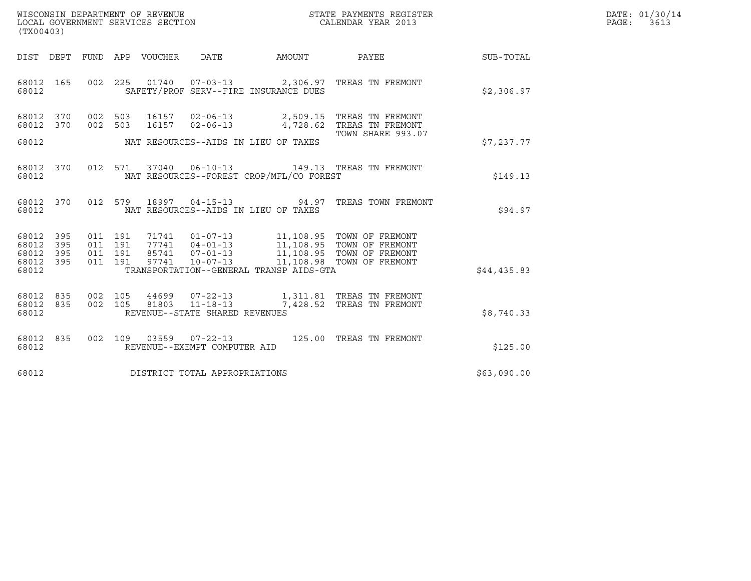WISCONSIN DEPARTMENT OF REVENUE
LOCAL GOVERNMENT SERVICES SECTION
(TX00403)

STATE PAYMENTS REGISTER
CALENDAR YEAR 2013

DATE: 01/30/14
PAGE: 3613

| DIST | DEPT | FUND | APP | VOUCHER | DATE | AMOUNT | PAYEE | SUB-TOTAL |
|---|---|---|---|---|---|---|---|---|
| 68012 | 165 | 002 | 225 | 01740 | 07-03-13 | 2,306.97 | TREAS TN FREMONT | |
| 68012 | | | | SAFETY/PROF SERV--FIRE INSURANCE DUES | | | | $2,306.97 |
| 68012 | 370 | 002 | 503 | 16157 | 02-06-13 | 2,509.15 | TREAS TN FREMONT | |
| 68012 | 370 | 002 | 503 | 16157 | 02-06-13 | 4,728.62 | TREAS TN FREMONT TOWN SHARE 993.07 | |
| 68012 | | | | NAT RESOURCES--AIDS IN LIEU OF TAXES | | | | $7,237.77 |
| 68012 | 370 | 012 | 571 | 37040 | 06-10-13 | 149.13 | TREAS TN FREMONT | |
| 68012 | | | | NAT RESOURCES--FOREST CROP/MFL/CO FOREST | | | | $149.13 |
| 68012 | 370 | 012 | 579 | 18997 | 04-15-13 | 94.97 | TREAS TOWN FREMONT | |
| 68012 | | | | NAT RESOURCES--AIDS IN LIEU OF TAXES | | | | $94.97 |
| 68012 | 395 | 011 | 191 | 71741 | 01-07-13 | 11,108.95 | TOWN OF FREMONT | |
| 68012 | 395 | 011 | 191 | 77741 | 04-01-13 | 11,108.95 | TOWN OF FREMONT | |
| 68012 | 395 | 011 | 191 | 85741 | 07-01-13 | 11,108.95 | TOWN OF FREMONT | |
| 68012 | 395 | 011 | 191 | 97741 | 10-07-13 | 11,108.98 | TOWN OF FREMONT | |
| 68012 | | | | TRANSPORTATION--GENERAL TRANSP AIDS-GTA | | | | $44,435.83 |
| 68012 | 835 | 002 | 105 | 44699 | 07-22-13 | 1,311.81 | TREAS TN FREMONT | |
| 68012 | 835 | 002 | 105 | 81803 | 11-18-13 | 7,428.52 | TREAS TN FREMONT | |
| 68012 | | | | REVENUE--STATE SHARED REVENUES | | | | $8,740.33 |
| 68012 | 835 | 002 | 109 | 03559 | 07-22-13 | 125.00 | TREAS TN FREMONT | |
| 68012 | | | | REVENUE--EXEMPT COMPUTER AID | | | | $125.00 |
| 68012 | | | | DISTRICT TOTAL APPROPRIATIONS | | | | $63,090.00 |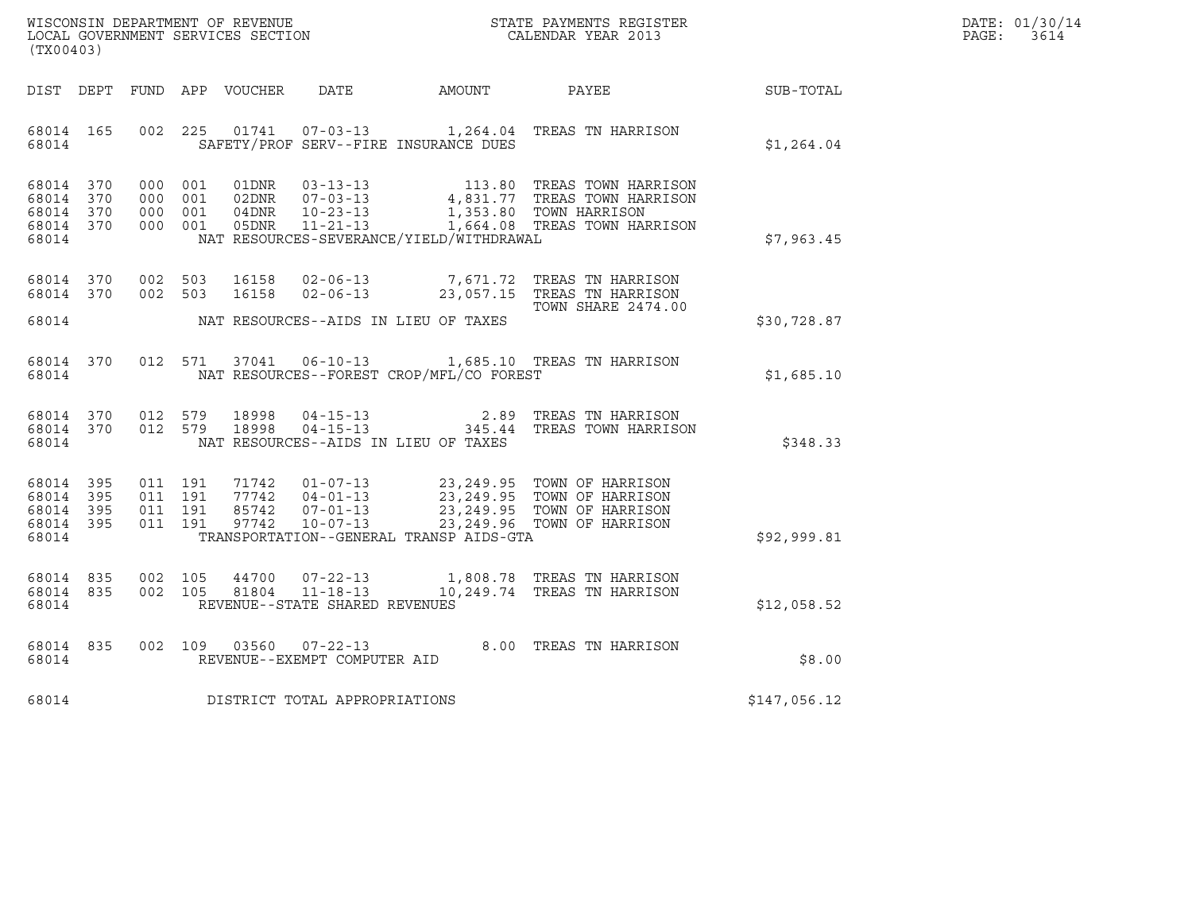WISCONSIN DEPARTMENT OF REVENUE
LOCAL GOVERNMENT SERVICES SECTION
(TX00403)

STATE PAYMENTS REGISTER
CALENDAR YEAR 2013

DATE: 01/30/14
PAGE: 3614

| DIST | DEPT | FUND | APP | VOUCHER | DATE | AMOUNT | PAYEE | SUB-TOTAL |
|---|---|---|---|---|---|---|---|---|
| 68014 | 165 | 002 | 225 | 01741 | 07-03-13 | 1,264.04 | TREAS TN HARRISON | |
| 68014 | | | | | SAFETY/PROF SERV--FIRE INSURANCE DUES | | | $1,264.04 |
| 68014 | 370 | 000 | 001 | 01DNR | 03-13-13 | 113.80 | TREAS TOWN HARRISON | |
| 68014 | 370 | 000 | 001 | 02DNR | 07-03-13 | 4,831.77 | TREAS TOWN HARRISON | |
| 68014 | 370 | 000 | 001 | 04DNR | 10-23-13 | 1,353.80 | TOWN HARRISON | |
| 68014 | 370 | 000 | 001 | 05DNR | 11-21-13 | 1,664.08 | TREAS TOWN HARRISON | |
| 68014 | | | | | NAT RESOURCES-SEVERANCE/YIELD/WITHDRAWAL | | | $7,963.45 |
| 68014 | 370 | 002 | 503 | 16158 | 02-06-13 | 7,671.72 | TREAS TN HARRISON | |
| 68014 | 370 | 002 | 503 | 16158 | 02-06-13 | 23,057.15 | TREAS TN HARRISON TOWN SHARE 2474.00 | |
| 68014 | | | | | NAT RESOURCES--AIDS IN LIEU OF TAXES | | | $30,728.87 |
| 68014 | 370 | 012 | 571 | 37041 | 06-10-13 | 1,685.10 | TREAS TN HARRISON | |
| 68014 | | | | | NAT RESOURCES--FOREST CROP/MFL/CO FOREST | | | $1,685.10 |
| 68014 | 370 | 012 | 579 | 18998 | 04-15-13 | 2.89 | TREAS TN HARRISON | |
| 68014 | 370 | 012 | 579 | 18998 | 04-15-13 | 345.44 | TREAS TOWN HARRISON | |
| 68014 | | | | | NAT RESOURCES--AIDS IN LIEU OF TAXES | | | $348.33 |
| 68014 | 395 | 011 | 191 | 71742 | 01-07-13 | 23,249.95 | TOWN OF HARRISON | |
| 68014 | 395 | 011 | 191 | 77742 | 04-01-13 | 23,249.95 | TOWN OF HARRISON | |
| 68014 | 395 | 011 | 191 | 85742 | 07-01-13 | 23,249.95 | TOWN OF HARRISON | |
| 68014 | 395 | 011 | 191 | 97742 | 10-07-13 | 23,249.96 | TOWN OF HARRISON | |
| 68014 | | | | | TRANSPORTATION--GENERAL TRANSP AIDS-GTA | | | $92,999.81 |
| 68014 | 835 | 002 | 105 | 44700 | 07-22-13 | 1,808.78 | TREAS TN HARRISON | |
| 68014 | 835 | 002 | 105 | 81804 | 11-18-13 | 10,249.74 | TREAS TN HARRISON | |
| 68014 | | | | | REVENUE--STATE SHARED REVENUES | | | $12,058.52 |
| 68014 | 835 | 002 | 109 | 03560 | 07-22-13 | 8.00 | TREAS TN HARRISON | |
| 68014 | | | | | REVENUE--EXEMPT COMPUTER AID | | | $8.00 |
| 68014 | | | | | DISTRICT TOTAL APPROPRIATIONS | | | $147,056.12 |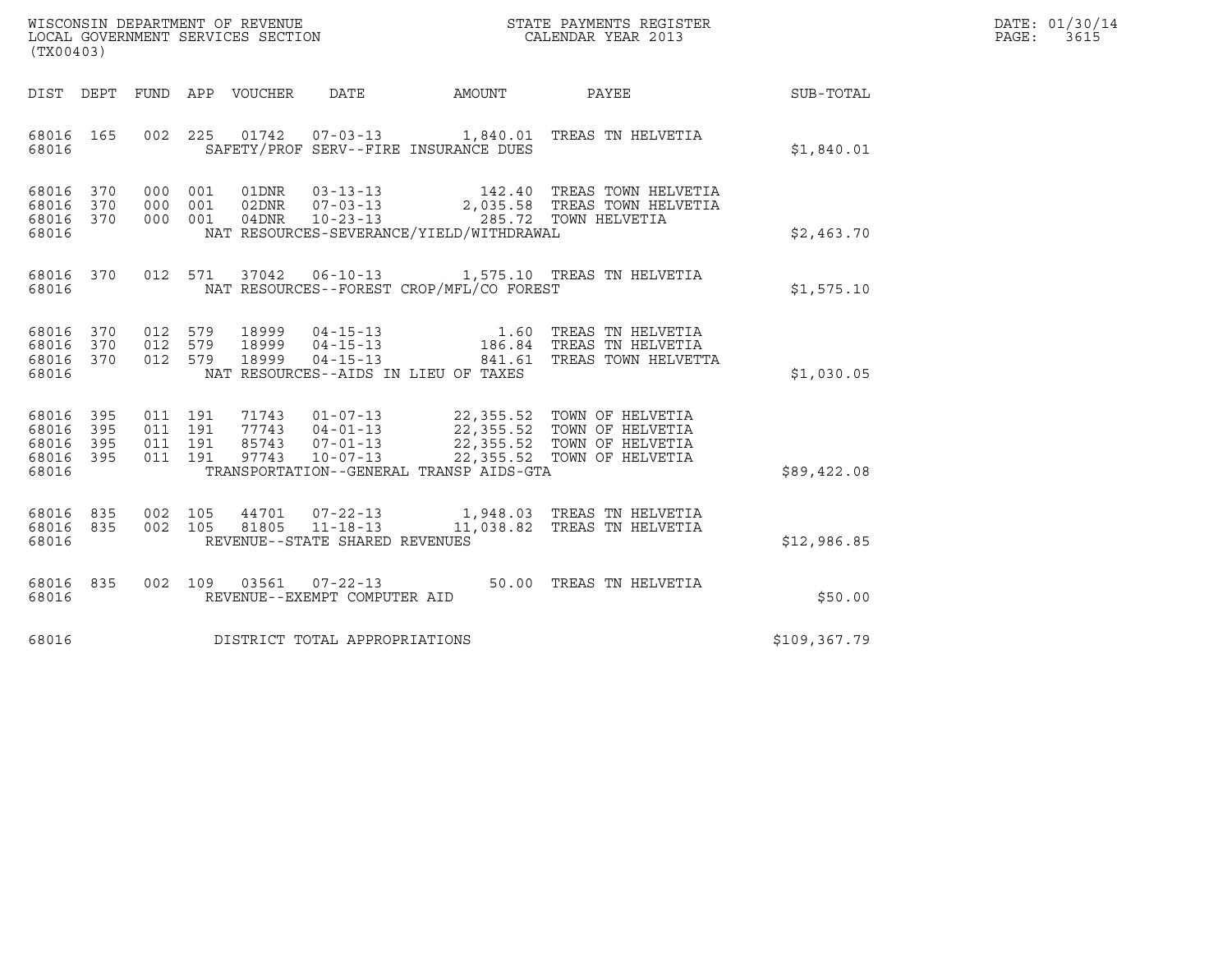WISCONSIN DEPARTMENT OF REVENUE
LOCAL GOVERNMENT SERVICES SECTION
(TX00403)

STATE PAYMENTS REGISTER
CALENDAR YEAR 2013

DATE: 01/30/14
PAGE: 3615

| DIST | DEPT | FUND | APP | VOUCHER | DATE | AMOUNT | PAYEE | SUB-TOTAL |
|---|---|---|---|---|---|---|---|---|
| 68016 | 165 | 002 | 225 | 01742 | 07-03-13 | 1,840.01 | TREAS TN HELVETIA | |
| 68016 | | | | SAFETY/PROF SERV--FIRE INSURANCE DUES | | | | $1,840.01 |
| 68016 | 370 | 000 | 001 | 01DNR | 03-13-13 | 142.40 | TREAS TOWN HELVETIA | |
| 68016 | 370 | 000 | 001 | 02DNR | 07-03-13 | 2,035.58 | TREAS TOWN HELVETIA | |
| 68016 | 370 | 000 | 001 | 04DNR | 10-23-13 | 285.72 | TOWN HELVETIA | |
| 68016 | | | | NAT RESOURCES-SEVERANCE/YIELD/WITHDRAWAL | | | | $2,463.70 |
| 68016 | 370 | 012 | 571 | 37042 | 06-10-13 | 1,575.10 | TREAS TN HELVETIA | |
| 68016 | | | | NAT RESOURCES--FOREST CROP/MFL/CO FOREST | | | | $1,575.10 |
| 68016 | 370 | 012 | 579 | 18999 | 04-15-13 | 1.60 | TREAS TN HELVETIA | |
| 68016 | 370 | 012 | 579 | 18999 | 04-15-13 | 186.84 | TREAS TN HELVETIA | |
| 68016 | 370 | 012 | 579 | 18999 | 04-15-13 | 841.61 | TREAS TOWN HELVETTA | |
| 68016 | | | | NAT RESOURCES--AIDS IN LIEU OF TAXES | | | | $1,030.05 |
| 68016 | 395 | 011 | 191 | 71743 | 01-07-13 | 22,355.52 | TOWN OF HELVETIA | |
| 68016 | 395 | 011 | 191 | 77743 | 04-01-13 | 22,355.52 | TOWN OF HELVETIA | |
| 68016 | 395 | 011 | 191 | 85743 | 07-01-13 | 22,355.52 | TOWN OF HELVETIA | |
| 68016 | 395 | 011 | 191 | 97743 | 10-07-13 | 22,355.52 | TOWN OF HELVETIA | |
| 68016 | | | | TRANSPORTATION--GENERAL TRANSP AIDS-GTA | | | | $89,422.08 |
| 68016 | 835 | 002 | 105 | 44701 | 07-22-13 | 1,948.03 | TREAS TN HELVETIA | |
| 68016 | 835 | 002 | 105 | 81805 | 11-18-13 | 11,038.82 | TREAS TN HELVETIA | |
| 68016 | | | | REVENUE--STATE SHARED REVENUES | | | | $12,986.85 |
| 68016 | 835 | 002 | 109 | 03561 | 07-22-13 | 50.00 | TREAS TN HELVETIA | |
| 68016 | | | | REVENUE--EXEMPT COMPUTER AID | | | | $50.00 |
| 68016 | | | | DISTRICT TOTAL APPROPRIATIONS | | | | $109,367.79 |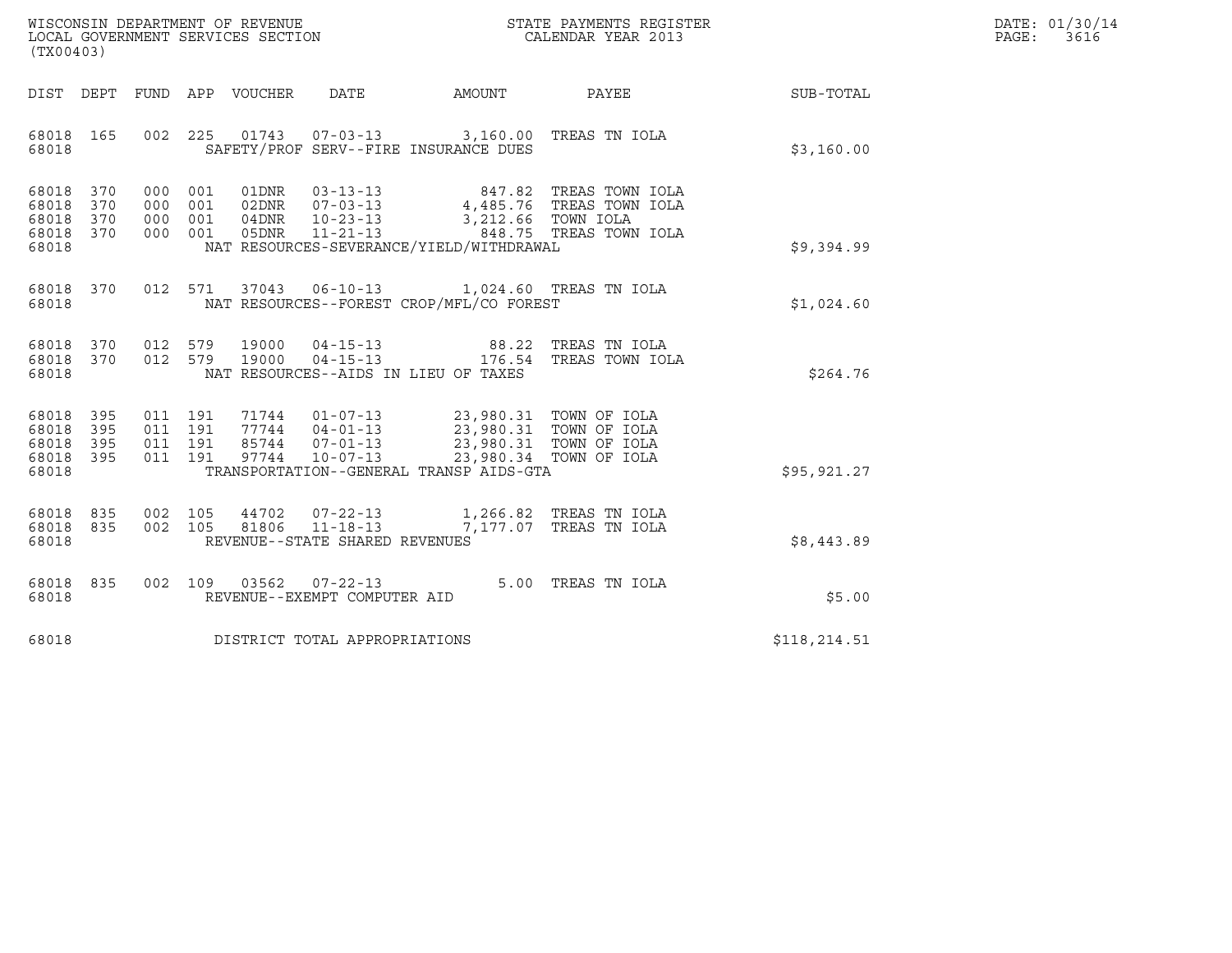WISCONSIN DEPARTMENT OF REVENUE
LOCAL GOVERNMENT SERVICES SECTION
(TX00403)

STATE PAYMENTS REGISTER
CALENDAR YEAR 2013

DATE: 01/30/14

| DIST | DEPT | FUND | APP | VOUCHER | DATE | AMOUNT | PAYEE | SUB-TOTAL |
|---|---|---|---|---|---|---|---|---|
| 68018 | 165 | 002 | 225 | 01743 | 07-03-13 | 3,160.00 | TREAS TN IOLA | |
| 68018 | | | | SAFETY/PROF SERV--FIRE INSURANCE DUES | | | | $3,160.00 |
| 68018 | 370 | 000 | 001 | 01DNR | 03-13-13 | 847.82 | TREAS TOWN IOLA | |
| 68018 | 370 | 000 | 001 | 02DNR | 07-03-13 | 4,485.76 | TREAS TOWN IOLA | |
| 68018 | 370 | 000 | 001 | 04DNR | 10-23-13 | 3,212.66 | TOWN IOLA | |
| 68018 | 370 | 000 | 001 | 05DNR | 11-21-13 | 848.75 | TREAS TOWN IOLA | |
| 68018 | | | | NAT RESOURCES-SEVERANCE/YIELD/WITHDRAWAL | | | | $9,394.99 |
| 68018 | 370 | 012 | 571 | 37043 | 06-10-13 | 1,024.60 | TREAS TN IOLA | |
| 68018 | | | | NAT RESOURCES--FOREST CROP/MFL/CO FOREST | | | | $1,024.60 |
| 68018 | 370 | 012 | 579 | 19000 | 04-15-13 | 88.22 | TREAS TN IOLA | |
| 68018 | 370 | 012 | 579 | 19000 | 04-15-13 | 176.54 | TREAS TOWN IOLA | |
| 68018 | | | | NAT RESOURCES--AIDS IN LIEU OF TAXES | | | | $264.76 |
| 68018 | 395 | 011 | 191 | 71744 | 01-07-13 | 23,980.31 | TOWN OF IOLA | |
| 68018 | 395 | 011 | 191 | 77744 | 04-01-13 | 23,980.31 | TOWN OF IOLA | |
| 68018 | 395 | 011 | 191 | 85744 | 07-01-13 | 23,980.31 | TOWN OF IOLA | |
| 68018 | 395 | 011 | 191 | 97744 | 10-07-13 | 23,980.34 | TOWN OF IOLA | |
| 68018 | | | | TRANSPORTATION--GENERAL TRANSP AIDS-GTA | | | | $95,921.27 |
| 68018 | 835 | 002 | 105 | 44702 | 07-22-13 | 1,266.82 | TREAS TN IOLA | |
| 68018 | 835 | 002 | 105 | 81806 | 11-18-13 | 7,177.07 | TREAS TN IOLA | |
| 68018 | | | | REVENUE--STATE SHARED REVENUES | | | | $8,443.89 |
| 68018 | 835 | 002 | 109 | 03562 | 07-22-13 | 5.00 | TREAS TN IOLA | |
| 68018 | | | | REVENUE--EXEMPT COMPUTER AID | | | | $5.00 |
| 68018 | | | | DISTRICT TOTAL APPROPRIATIONS | | | | $118,214.51 |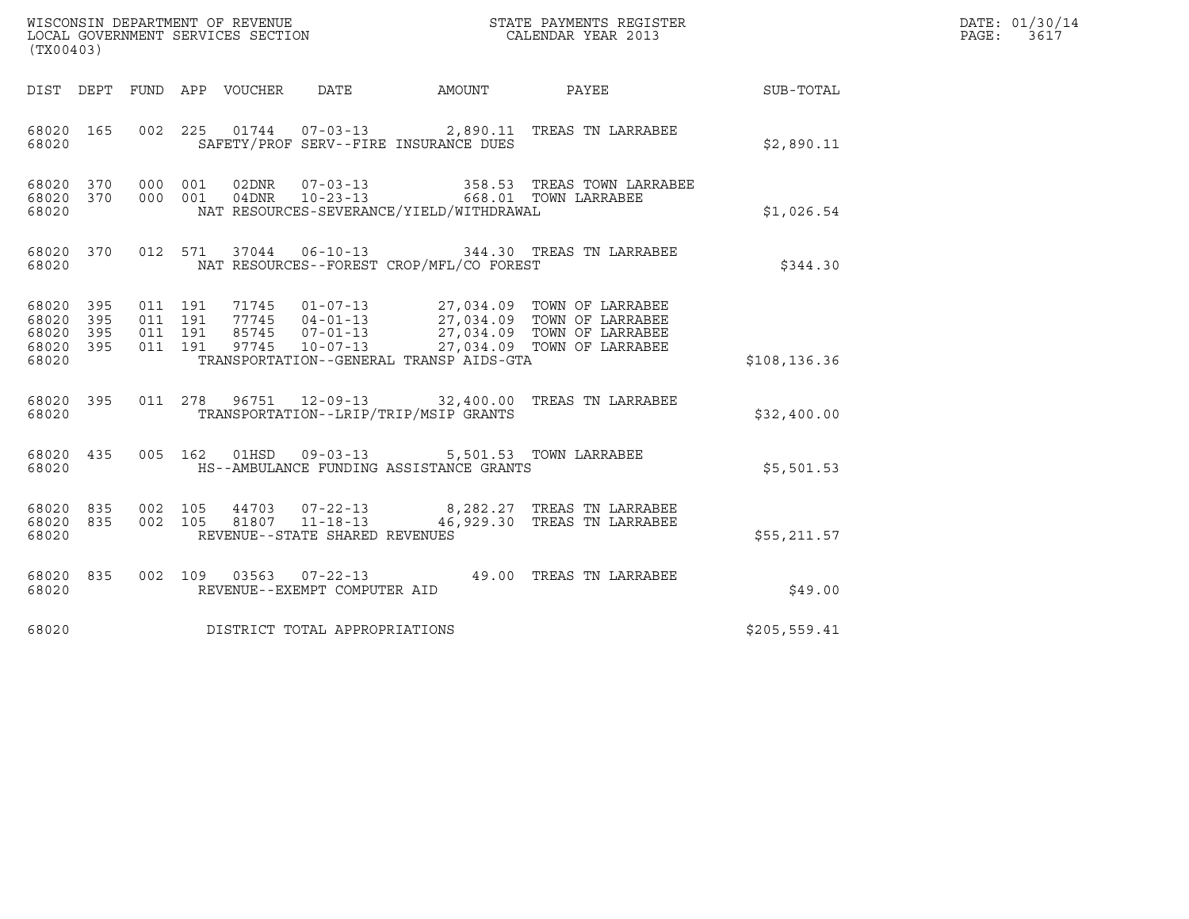WISCONSIN DEPARTMENT OF REVENUE
LOCAL GOVERNMENT SERVICES SECTION
(TX00403)

STATE PAYMENTS REGISTER
CALENDAR YEAR 2013

DATE: 01/30/14
PAGE: 3617

| DIST | DEPT | FUND | APP | VOUCHER | DATE | AMOUNT | PAYEE | SUB-TOTAL |
|---|---|---|---|---|---|---|---|---|
| 68020 | 165 | 002 | 225 | 01744 | 07-03-13 | 2,890.11 | TREAS TN LARRABEE | |
| 68020 | | | | SAFETY/PROF SERV--FIRE INSURANCE DUES | | | | $2,890.11 |
| 68020 | 370 | 000 | 001 | 02DNR | 07-03-13 | 358.53 | TREAS TOWN LARRABEE | |
| 68020 | 370 | 000 | 001 | 04DNR | 10-23-13 | 668.01 | TOWN LARRABEE | |
| 68020 | | | | NAT RESOURCES-SEVERANCE/YIELD/WITHDRAWAL | | | | $1,026.54 |
| 68020 | 370 | 012 | 571 | 37044 | 06-10-13 | 344.30 | TREAS TN LARRABEE | |
| 68020 | | | | NAT RESOURCES--FOREST CROP/MFL/CO FOREST | | | | $344.30 |
| 68020 | 395 | 011 | 191 | 71745 | 01-07-13 | 27,034.09 | TOWN OF LARRABEE | |
| 68020 | 395 | 011 | 191 | 77745 | 04-01-13 | 27,034.09 | TOWN OF LARRABEE | |
| 68020 | 395 | 011 | 191 | 85745 | 07-01-13 | 27,034.09 | TOWN OF LARRABEE | |
| 68020 | 395 | 011 | 191 | 97745 | 10-07-13 | 27,034.09 | TOWN OF LARRABEE | |
| 68020 | | | | TRANSPORTATION--GENERAL TRANSP AIDS-GTA | | | | $108,136.36 |
| 68020 | 395 | 011 | 278 | 96751 | 12-09-13 | 32,400.00 | TREAS TN LARRABEE | |
| 68020 | | | | TRANSPORTATION--LRIP/TRIP/MSIP GRANTS | | | | $32,400.00 |
| 68020 | 435 | 005 | 162 | 01HSD | 09-03-13 | 5,501.53 | TOWN LARRABEE | |
| 68020 | | | | HS--AMBULANCE FUNDING ASSISTANCE GRANTS | | | | $5,501.53 |
| 68020 | 835 | 002 | 105 | 44703 | 07-22-13 | 8,282.27 | TREAS TN LARRABEE | |
| 68020 | 835 | 002 | 105 | 81807 | 11-18-13 | 46,929.30 | TREAS TN LARRABEE | |
| 68020 | | | | REVENUE--STATE SHARED REVENUES | | | | $55,211.57 |
| 68020 | 835 | 002 | 109 | 03563 | 07-22-13 | 49.00 | TREAS TN LARRABEE | |
| 68020 | | | | REVENUE--EXEMPT COMPUTER AID | | | | $49.00 |
| 68020 | | | | DISTRICT TOTAL APPROPRIATIONS | | | | $205,559.41 |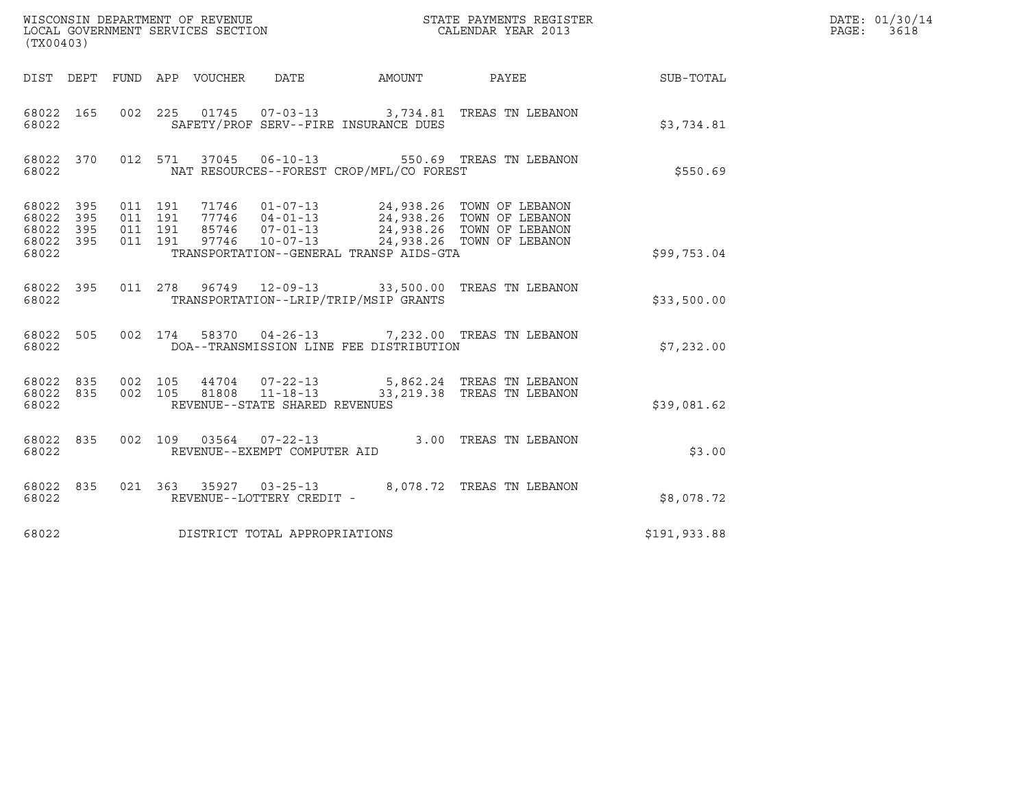WISCONSIN DEPARTMENT OF REVENUE
LOCAL GOVERNMENT SERVICES SECTION
(TX00403)

STATE PAYMENTS REGISTER
CALENDAR YEAR 2013

DATE: 01/30/14
PAGE: 3618

| DIST | DEPT | FUND | APP | VOUCHER | DATE | AMOUNT | PAYEE | SUB-TOTAL |
|---|---|---|---|---|---|---|---|---|
| 68022 | 165 | 002 | 225 | 01745 | 07-03-13 | 3,734.81 | TREAS TN LEBANON | |
| 68022 | | | | SAFETY/PROF SERV--FIRE INSURANCE DUES | | | | $3,734.81 |
| 68022 | 370 | 012 | 571 | 37045 | 06-10-13 | 550.69 | TREAS TN LEBANON | |
| 68022 | | | | NAT RESOURCES--FOREST CROP/MFL/CO FOREST | | | | $550.69 |
| 68022 | 395 | 011 | 191 | 71746 | 01-07-13 | 24,938.26 | TOWN OF LEBANON | |
| 68022 | 395 | 011 | 191 | 77746 | 04-01-13 | 24,938.26 | TOWN OF LEBANON | |
| 68022 | 395 | 011 | 191 | 85746 | 07-01-13 | 24,938.26 | TOWN OF LEBANON | |
| 68022 | 395 | 011 | 191 | 97746 | 10-07-13 | 24,938.26 | TOWN OF LEBANON | |
| 68022 | | | | TRANSPORTATION--GENERAL TRANSP AIDS-GTA | | | | $99,753.04 |
| 68022 | 395 | 011 | 278 | 96749 | 12-09-13 | 33,500.00 | TREAS TN LEBANON | |
| 68022 | | | | TRANSPORTATION--LRIP/TRIP/MSIP GRANTS | | | | $33,500.00 |
| 68022 | 505 | 002 | 174 | 58370 | 04-26-13 | 7,232.00 | TREAS TN LEBANON | |
| 68022 | | | | DOA--TRANSMISSION LINE FEE DISTRIBUTION | | | | $7,232.00 |
| 68022 | 835 | 002 | 105 | 44704 | 07-22-13 | 5,862.24 | TREAS TN LEBANON | |
| 68022 | 835 | 002 | 105 | 81808 | 11-18-13 | 33,219.38 | TREAS TN LEBANON | |
| 68022 | | | | REVENUE--STATE SHARED REVENUES | | | | $39,081.62 |
| 68022 | 835 | 002 | 109 | 03564 | 07-22-13 | 3.00 | TREAS TN LEBANON | |
| 68022 | | | | REVENUE--EXEMPT COMPUTER AID | | | | $3.00 |
| 68022 | 835 | 021 | 363 | 35927 | 03-25-13 | 8,078.72 | TREAS TN LEBANON | |
| 68022 | | | | REVENUE--LOTTERY CREDIT - | | | | $8,078.72 |
| 68022 | | | | DISTRICT TOTAL APPROPRIATIONS | | | | $191,933.88 |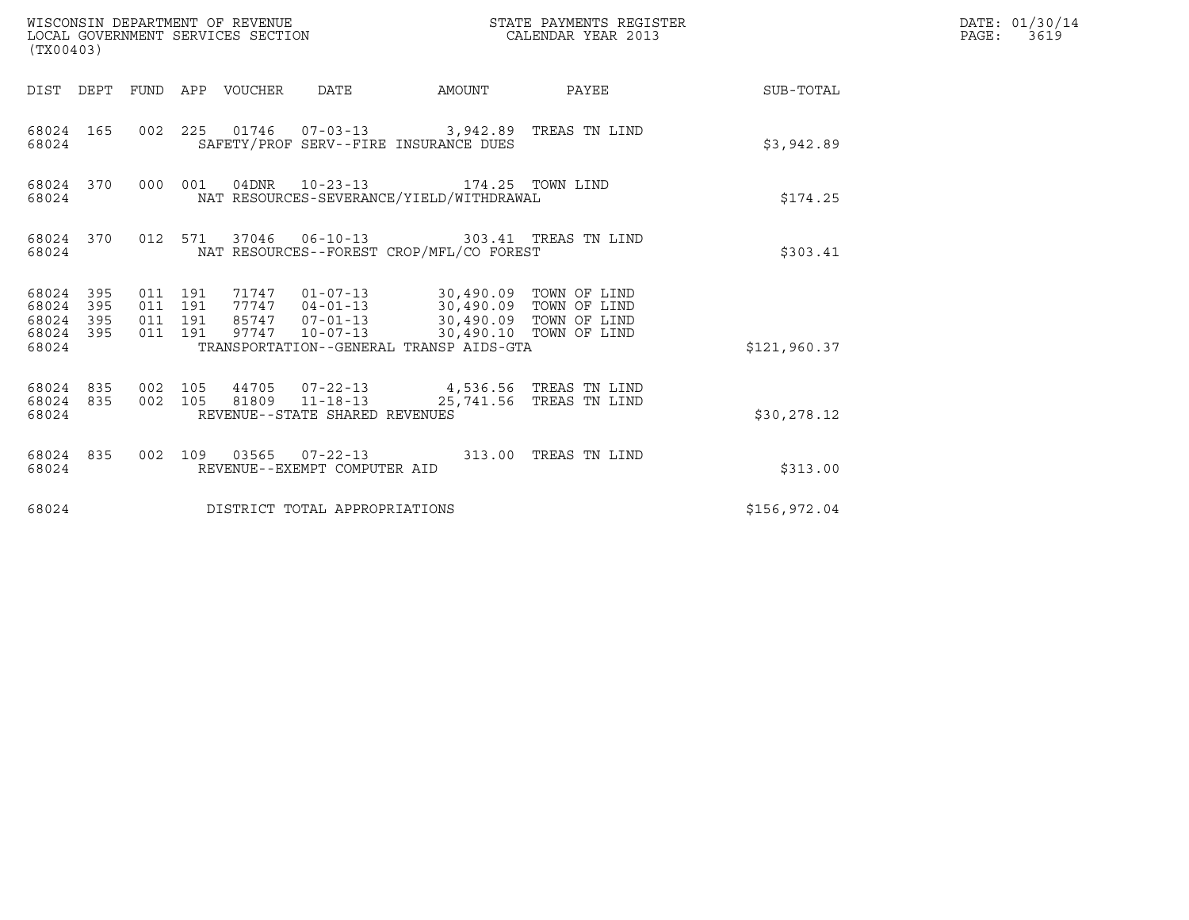WISCONSIN DEPARTMENT OF REVENUE
LOCAL GOVERNMENT SERVICES SECTION
(TX00403)

STATE PAYMENTS REGISTER
CALENDAR YEAR 2013

DATE: 01/30/14
PAGE: 3619

| DIST | DEPT | FUND | APP | VOUCHER | DATE | AMOUNT | PAYEE | SUB-TOTAL |
|---|---|---|---|---|---|---|---|---|
| 68024 | 165 | 002 | 225 | 01746 | 07-03-13 | 3,942.89 | TREAS TN LIND | |
| 68024 | | | | SAFETY/PROF SERV--FIRE INSURANCE DUES | | | | $3,942.89 |
| 68024 | 370 | 000 | 001 | 04DNR | 10-23-13 | 174.25 | TOWN LIND | |
| 68024 | | | | NAT RESOURCES-SEVERANCE/YIELD/WITHDRAWAL | | | | $174.25 |
| 68024 | 370 | 012 | 571 | 37046 | 06-10-13 | 303.41 | TREAS TN LIND | |
| 68024 | | | | NAT RESOURCES--FOREST CROP/MFL/CO FOREST | | | | $303.41 |
| 68024 | 395 | 011 | 191 | 71747 | 01-07-13 | 30,490.09 | TOWN OF LIND | |
| 68024 | 395 | 011 | 191 | 77747 | 04-01-13 | 30,490.09 | TOWN OF LIND | |
| 68024 | 395 | 011 | 191 | 85747 | 07-01-13 | 30,490.09 | TOWN OF LIND | |
| 68024 | 395 | 011 | 191 | 97747 | 10-07-13 | 30,490.10 | TOWN OF LIND | |
| 68024 | | | | TRANSPORTATION--GENERAL TRANSP AIDS-GTA | | | | $121,960.37 |
| 68024 | 835 | 002 | 105 | 44705 | 07-22-13 | 4,536.56 | TREAS TN LIND | |
| 68024 | 835 | 002 | 105 | 81809 | 11-18-13 | 25,741.56 | TREAS TN LIND | |
| 68024 | | | | REVENUE--STATE SHARED REVENUES | | | | $30,278.12 |
| 68024 | 835 | 002 | 109 | 03565 | 07-22-13 | 313.00 | TREAS TN LIND | |
| 68024 | | | | REVENUE--EXEMPT COMPUTER AID | | | | $313.00 |
| 68024 | | | | DISTRICT TOTAL APPROPRIATIONS | | | | $156,972.04 |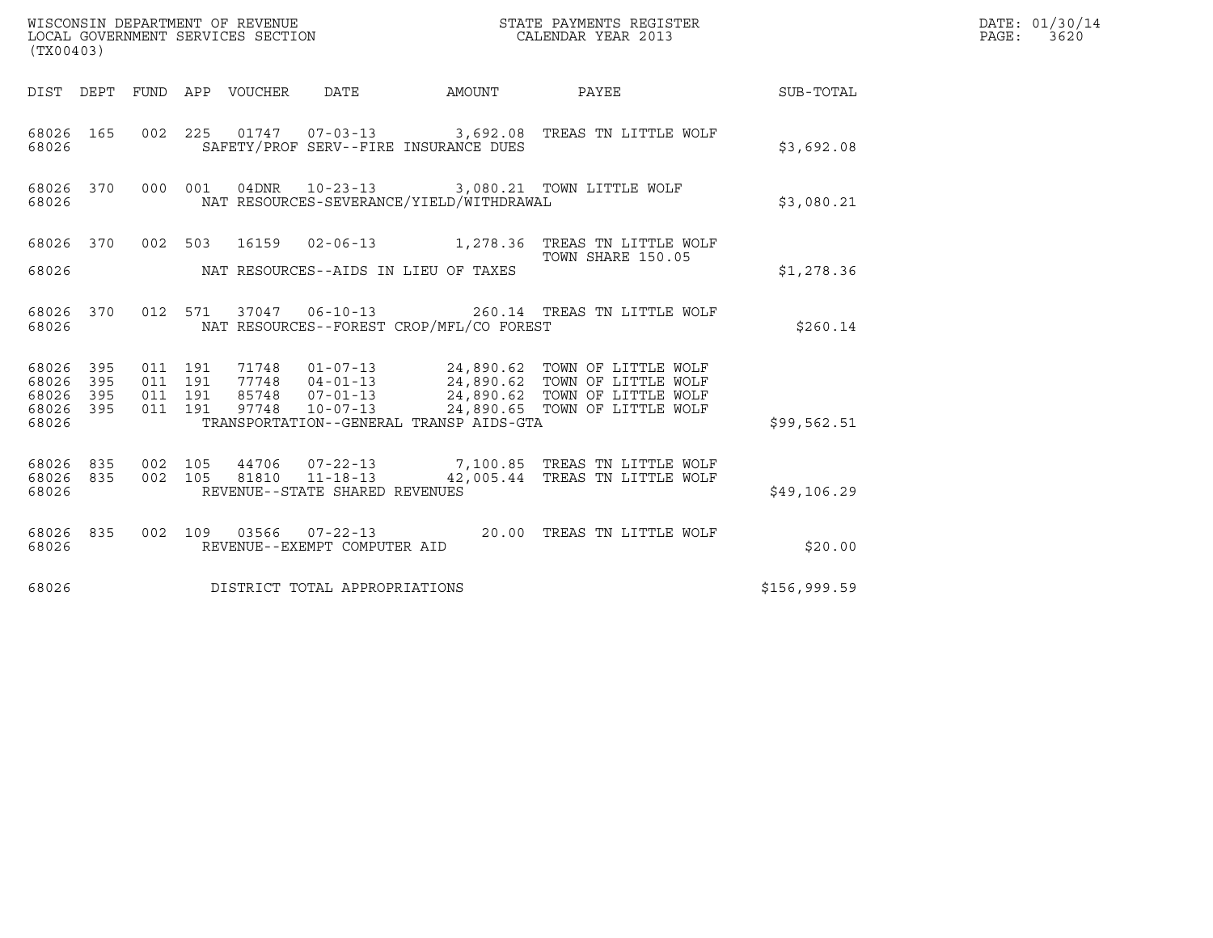WISCONSIN DEPARTMENT OF REVENUE
LOCAL GOVERNMENT SERVICES SECTION
(TX00403)

STATE PAYMENTS REGISTER
CALENDAR YEAR 2013

DATE: 01/30/14
PAGE: 3620

| DIST | DEPT | FUND | APP | VOUCHER | DATE | AMOUNT | PAYEE | SUB-TOTAL |
|---|---|---|---|---|---|---|---|---|
| 68026 | 165 | 002 | 225 | 01747 | 07-03-13 | 3,692.08 | TREAS TN LITTLE WOLF | |
| 68026 | | | | SAFETY/PROF SERV--FIRE INSURANCE DUES | | | | $3,692.08 |
| 68026 | 370 | 000 | 001 | 04DNR | 10-23-13 | 3,080.21 | TOWN LITTLE WOLF | |
| 68026 | | | | NAT RESOURCES-SEVERANCE/YIELD/WITHDRAWAL | | | | $3,080.21 |
| 68026 | 370 | 002 | 503 | 16159 | 02-06-13 | 1,278.36 | TREAS TN LITTLE WOLF TOWN SHARE 150.05 | |
| 68026 | | | | NAT RESOURCES--AIDS IN LIEU OF TAXES | | | | $1,278.36 |
| 68026 | 370 | 012 | 571 | 37047 | 06-10-13 | 260.14 | TREAS TN LITTLE WOLF | |
| 68026 | | | | NAT RESOURCES--FOREST CROP/MFL/CO FOREST | | | | $260.14 |
| 68026 | 395 | 011 | 191 | 71748 | 01-07-13 | 24,890.62 | TOWN OF LITTLE WOLF | |
| 68026 | 395 | 011 | 191 | 77748 | 04-01-13 | 24,890.62 | TOWN OF LITTLE WOLF | |
| 68026 | 395 | 011 | 191 | 85748 | 07-01-13 | 24,890.62 | TOWN OF LITTLE WOLF | |
| 68026 | 395 | 011 | 191 | 97748 | 10-07-13 | 24,890.65 | TOWN OF LITTLE WOLF | |
| 68026 | | | | TRANSPORTATION--GENERAL TRANSP AIDS-GTA | | | | $99,562.51 |
| 68026 | 835 | 002 | 105 | 44706 | 07-22-13 | 7,100.85 | TREAS TN LITTLE WOLF | |
| 68026 | 835 | 002 | 105 | 81810 | 11-18-13 | 42,005.44 | TREAS TN LITTLE WOLF | |
| 68026 | | | | REVENUE--STATE SHARED REVENUES | | | | $49,106.29 |
| 68026 | 835 | 002 | 109 | 03566 | 07-22-13 | 20.00 | TREAS TN LITTLE WOLF | |
| 68026 | | | | REVENUE--EXEMPT COMPUTER AID | | | | $20.00 |
| 68026 | | | | DISTRICT TOTAL APPROPRIATIONS | | | | $156,999.59 |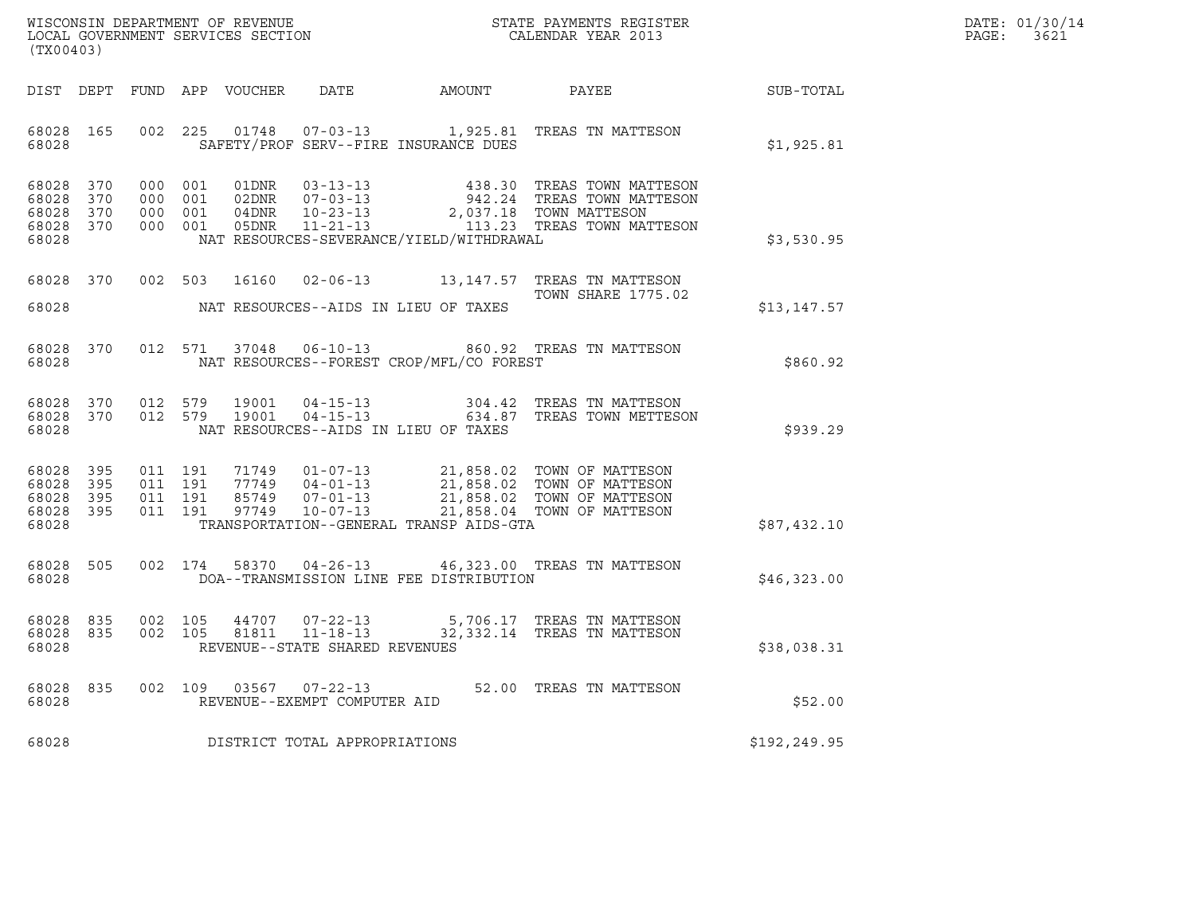WISCONSIN DEPARTMENT OF REVENUE
LOCAL GOVERNMENT SERVICES SECTION
(TX00403)

STATE PAYMENTS REGISTER
CALENDAR YEAR 2013

DATE: 01/30/14

| DIST | DEPT | FUND | APP | VOUCHER | DATE | AMOUNT | PAYEE | SUB-TOTAL |
|---|---|---|---|---|---|---|---|---|
| 68028 | 165 | 002 | 225 | 01748 | 07-03-13 | 1,925.81 | TREAS TN MATTESON | |
| 68028 | | | | | SAFETY/PROF SERV--FIRE INSURANCE DUES | | | $1,925.81 |
| 68028 | 370 | 000 | 001 | 01DNR | 03-13-13 | 438.30 | TREAS TOWN MATTESON | |
| 68028 | 370 | 000 | 001 | 02DNR | 07-03-13 | 942.24 | TREAS TOWN MATTESON | |
| 68028 | 370 | 000 | 001 | 04DNR | 10-23-13 | 2,037.18 | TOWN MATTESON | |
| 68028 | 370 | 000 | 001 | 05DNR | 11-21-13 | 113.23 | TREAS TOWN MATTESON | |
| 68028 | | | | | NAT RESOURCES-SEVERANCE/YIELD/WITHDRAWAL | | | $3,530.95 |
| 68028 | 370 | 002 | 503 | 16160 | 02-06-13 | 13,147.57 | TREAS TN MATTESON TOWN SHARE 1775.02 | |
| 68028 | | | | | NAT RESOURCES--AIDS IN LIEU OF TAXES | | | $13,147.57 |
| 68028 | 370 | 012 | 571 | 37048 | 06-10-13 | 860.92 | TREAS TN MATTESON | |
| 68028 | | | | | NAT RESOURCES--FOREST CROP/MFL/CO FOREST | | | $860.92 |
| 68028 | 370 | 012 | 579 | 19001 | 04-15-13 | 304.42 | TREAS TN MATTESON | |
| 68028 | 370 | 012 | 579 | 19001 | 04-15-13 | 634.87 | TREAS TOWN METTESON | |
| 68028 | | | | | NAT RESOURCES--AIDS IN LIEU OF TAXES | | | $939.29 |
| 68028 | 395 | 011 | 191 | 71749 | 01-07-13 | 21,858.02 | TOWN OF MATTESON | |
| 68028 | 395 | 011 | 191 | 77749 | 04-01-13 | 21,858.02 | TOWN OF MATTESON | |
| 68028 | 395 | 011 | 191 | 85749 | 07-01-13 | 21,858.02 | TOWN OF MATTESON | |
| 68028 | 395 | 011 | 191 | 97749 | 10-07-13 | 21,858.04 | TOWN OF MATTESON | |
| 68028 | | | | | TRANSPORTATION--GENERAL TRANSP AIDS-GTA | | | $87,432.10 |
| 68028 | 505 | 002 | 174 | 58370 | 04-26-13 | 46,323.00 | TREAS TN MATTESON | |
| 68028 | | | | | DOA--TRANSMISSION LINE FEE DISTRIBUTION | | | $46,323.00 |
| 68028 | 835 | 002 | 105 | 44707 | 07-22-13 | 5,706.17 | TREAS TN MATTESON | |
| 68028 | 835 | 002 | 105 | 81811 | 11-18-13 | 32,332.14 | TREAS TN MATTESON | |
| 68028 | | | | | REVENUE--STATE SHARED REVENUES | | | $38,038.31 |
| 68028 | 835 | 002 | 109 | 03567 | 07-22-13 | 52.00 | TREAS TN MATTESON | |
| 68028 | | | | | REVENUE--EXEMPT COMPUTER AID | | | $52.00 |
| 68028 | | | | | DISTRICT TOTAL APPROPRIATIONS | | | $192,249.95 |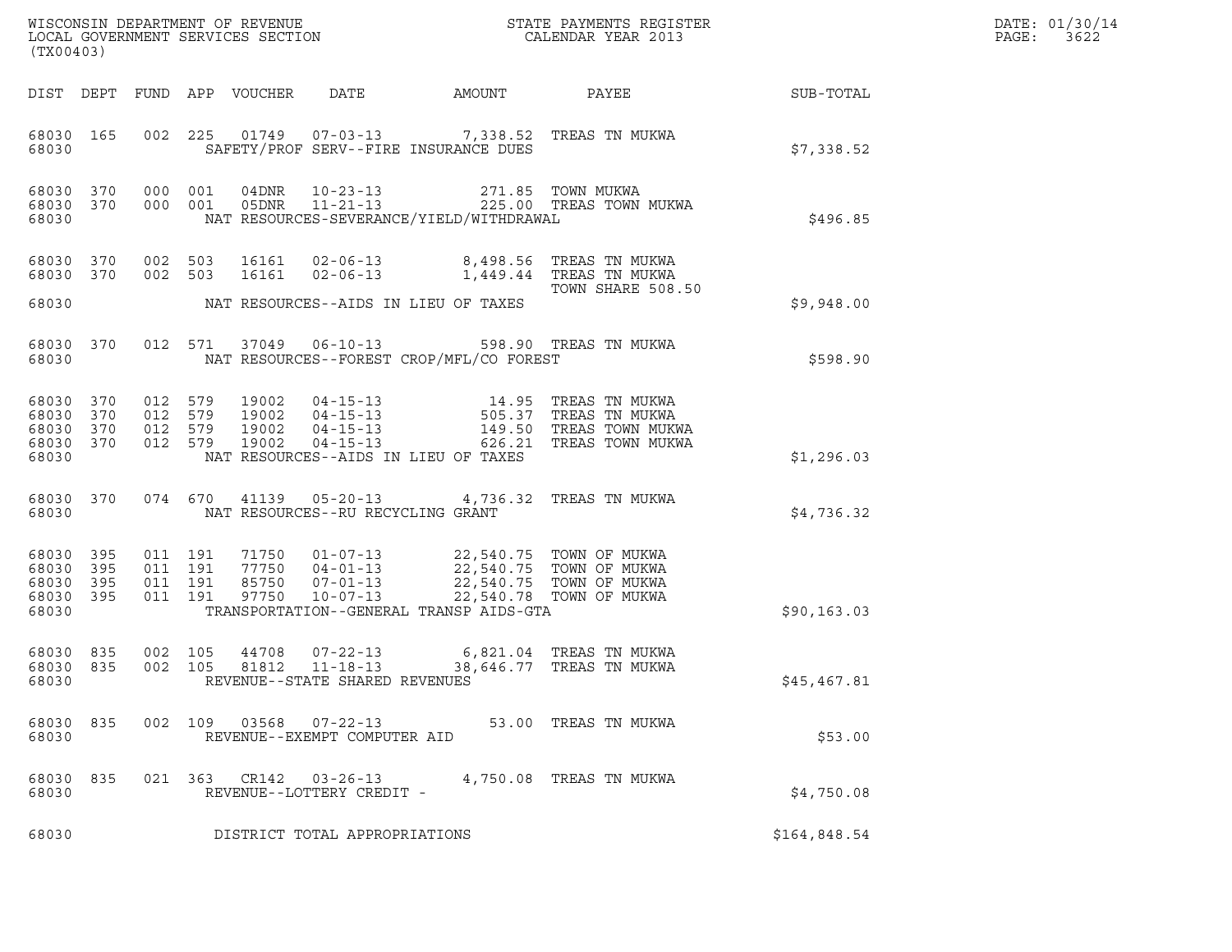WISCONSIN DEPARTMENT OF REVENUE
LOCAL GOVERNMENT SERVICES SECTION
(TX00403)

STATE PAYMENTS REGISTER
CALENDAR YEAR 2013

DATE: 01/30/14
PAGE: 3622

| DIST | DEPT | FUND | APP | VOUCHER | DATE | AMOUNT | PAYEE | SUB-TOTAL |
|---|---|---|---|---|---|---|---|---|
| 68030 | 165 | 002 | 225 | 01749 | 07-03-13 | 7,338.52 | TREAS TN MUKWA | |
| 68030 | | | | SAFETY/PROF SERV--FIRE INSURANCE DUES | | | | $7,338.52 |
| 68030 | 370 | 000 | 001 | 04DNR | 10-23-13 | 271.85 | TOWN MUKWA | |
| 68030 | 370 | 000 | 001 | 05DNR | 11-21-13 | 225.00 | TREAS TOWN MUKWA | |
| 68030 | | | | NAT RESOURCES-SEVERANCE/YIELD/WITHDRAWAL | | | | $496.85 |
| 68030 | 370 | 002 | 503 | 16161 | 02-06-13 | 8,498.56 | TREAS TN MUKWA | |
| 68030 | 370 | 002 | 503 | 16161 | 02-06-13 | 1,449.44 | TREAS TN MUKWA TOWN SHARE 508.50 | |
| 68030 | | | | NAT RESOURCES--AIDS IN LIEU OF TAXES | | | | $9,948.00 |
| 68030 | 370 | 012 | 571 | 37049 | 06-10-13 | 598.90 | TREAS TN MUKWA | |
| 68030 | | | | NAT RESOURCES--FOREST CROP/MFL/CO FOREST | | | | $598.90 |
| 68030 | 370 | 012 | 579 | 19002 | 04-15-13 | 14.95 | TREAS TN MUKWA | |
| 68030 | 370 | 012 | 579 | 19002 | 04-15-13 | 505.37 | TREAS TN MUKWA | |
| 68030 | 370 | 012 | 579 | 19002 | 04-15-13 | 149.50 | TREAS TOWN MUKWA | |
| 68030 | 370 | 012 | 579 | 19002 | 04-15-13 | 626.21 | TREAS TOWN MUKWA | |
| 68030 | | | | NAT RESOURCES--AIDS IN LIEU OF TAXES | | | | $1,296.03 |
| 68030 | 370 | 074 | 670 | 41139 | 05-20-13 | 4,736.32 | TREAS TN MUKWA | |
| 68030 | | | | NAT RESOURCES--RU RECYCLING GRANT | | | | $4,736.32 |
| 68030 | 395 | 011 | 191 | 71750 | 01-07-13 | 22,540.75 | TOWN OF MUKWA | |
| 68030 | 395 | 011 | 191 | 77750 | 04-01-13 | 22,540.75 | TOWN OF MUKWA | |
| 68030 | 395 | 011 | 191 | 85750 | 07-01-13 | 22,540.75 | TOWN OF MUKWA | |
| 68030 | 395 | 011 | 191 | 97750 | 10-07-13 | 22,540.78 | TOWN OF MUKWA | |
| 68030 | | | | TRANSPORTATION--GENERAL TRANSP AIDS-GTA | | | | $90,163.03 |
| 68030 | 835 | 002 | 105 | 44708 | 07-22-13 | 6,821.04 | TREAS TN MUKWA | |
| 68030 | 835 | 002 | 105 | 81812 | 11-18-13 | 38,646.77 | TREAS TN MUKWA | |
| 68030 | | | | REVENUE--STATE SHARED REVENUES | | | | $45,467.81 |
| 68030 | 835 | 002 | 109 | 03568 | 07-22-13 | 53.00 | TREAS TN MUKWA | |
| 68030 | | | | REVENUE--EXEMPT COMPUTER AID | | | | $53.00 |
| 68030 | 835 | 021 | 363 | CR142 | 03-26-13 | 4,750.08 | TREAS TN MUKWA | |
| 68030 | | | | REVENUE--LOTTERY CREDIT - | | | | $4,750.08 |
| 68030 | | | | DISTRICT TOTAL APPROPRIATIONS | | | | $164,848.54 |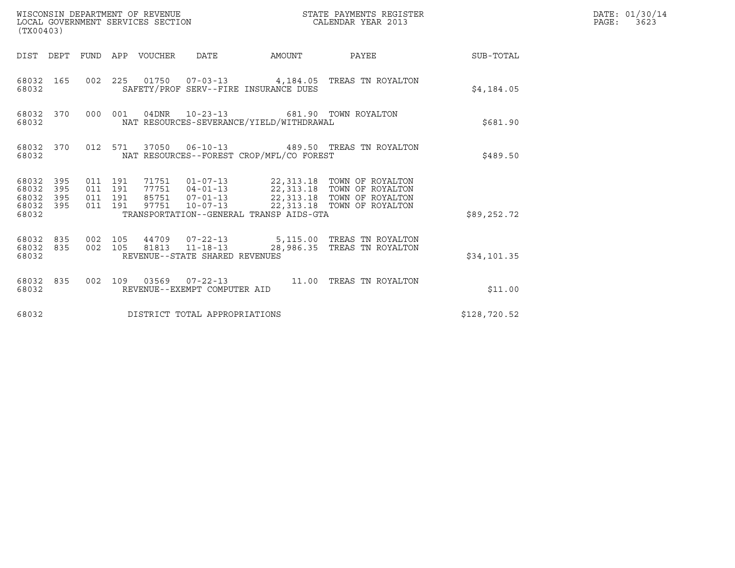WISCONSIN DEPARTMENT OF REVENUE
LOCAL GOVERNMENT SERVICES SECTION
(TX00403)

STATE PAYMENTS REGISTER
CALENDAR YEAR 2013

DATE: 01/30/14
PAGE: 3623

| DIST | DEPT | FUND | APP | VOUCHER | DATE | AMOUNT | PAYEE | SUB-TOTAL |
|---|---|---|---|---|---|---|---|---|
| 68032 | 165 | 002 | 225 | 01750 | 07-03-13 | 4,184.05 | TREAS TN ROYALTON | |
| 68032 | | | | SAFETY/PROF SERV--FIRE INSURANCE DUES | | | | $4,184.05 |
| 68032 | 370 | 000 | 001 | 04DNR | 10-23-13 | 681.90 | TOWN ROYALTON | |
| 68032 | | | | NAT RESOURCES-SEVERANCE/YIELD/WITHDRAWAL | | | | $681.90 |
| 68032 | 370 | 012 | 571 | 37050 | 06-10-13 | 489.50 | TREAS TN ROYALTON | |
| 68032 | | | | NAT RESOURCES--FOREST CROP/MFL/CO FOREST | | | | $489.50 |
| 68032 | 395 | 011 | 191 | 71751 | 01-07-13 | 22,313.18 | TOWN OF ROYALTON | |
| 68032 | 395 | 011 | 191 | 77751 | 04-01-13 | 22,313.18 | TOWN OF ROYALTON | |
| 68032 | 395 | 011 | 191 | 85751 | 07-01-13 | 22,313.18 | TOWN OF ROYALTON | |
| 68032 | 395 | 011 | 191 | 97751 | 10-07-13 | 22,313.18 | TOWN OF ROYALTON | |
| 68032 | | | | TRANSPORTATION--GENERAL TRANSP AIDS-GTA | | | | $89,252.72 |
| 68032 | 835 | 002 | 105 | 44709 | 07-22-13 | 5,115.00 | TREAS TN ROYALTON | |
| 68032 | 835 | 002 | 105 | 81813 | 11-18-13 | 28,986.35 | TREAS TN ROYALTON | |
| 68032 | | | | REVENUE--STATE SHARED REVENUES | | | | $34,101.35 |
| 68032 | 835 | 002 | 109 | 03569 | 07-22-13 | 11.00 | TREAS TN ROYALTON | |
| 68032 | | | | REVENUE--EXEMPT COMPUTER AID | | | | $11.00 |
| 68032 | | | | DISTRICT TOTAL APPROPRIATIONS | | | | $128,720.52 |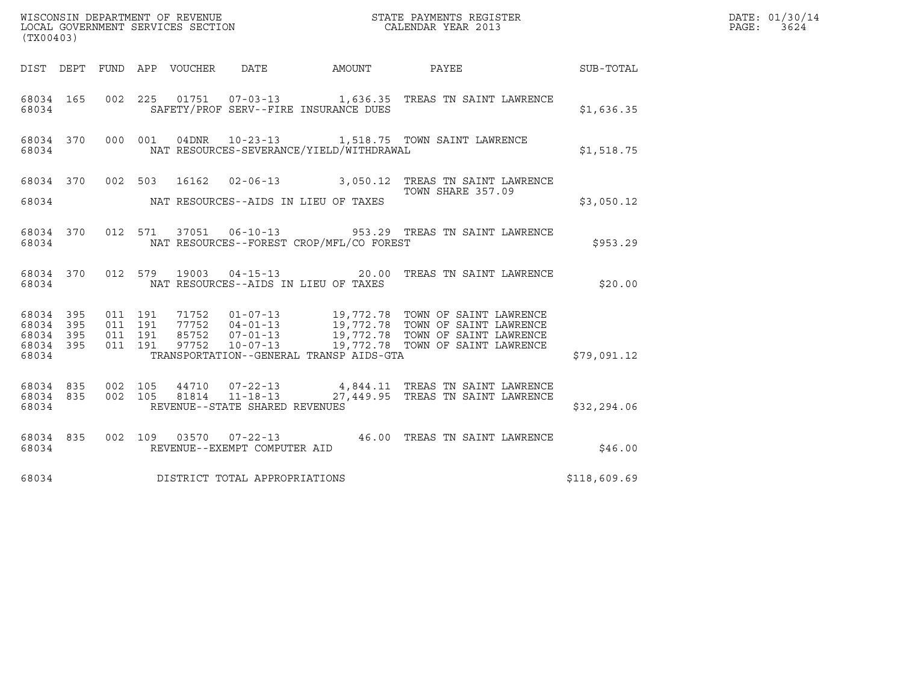WISCONSIN DEPARTMENT OF REVENUE
LOCAL GOVERNMENT SERVICES SECTION
(TX00403)

STATE PAYMENTS REGISTER
CALENDAR YEAR 2013

DATE: 01/30/14
PAGE: 3624

| DIST | DEPT | FUND | APP | VOUCHER | DATE | AMOUNT | PAYEE | SUB-TOTAL |
|---|---|---|---|---|---|---|---|---|
| 68034 | 165 | 002 | 225 | 01751 | 07-03-13 | 1,636.35 | TREAS TN SAINT LAWRENCE | |
| 68034 | | | | | SAFETY/PROF SERV--FIRE INSURANCE DUES | | | $1,636.35 |
| 68034 | 370 | 000 | 001 | 04DNR | 10-23-13 | 1,518.75 | TOWN SAINT LAWRENCE | |
| 68034 | | | | | NAT RESOURCES-SEVERANCE/YIELD/WITHDRAWAL | | | $1,518.75 |
| 68034 | 370 | 002 | 503 | 16162 | 02-06-13 | 3,050.12 | TREAS TN SAINT LAWRENCE TOWN SHARE 357.09 | |
| 68034 | | | | | NAT RESOURCES--AIDS IN LIEU OF TAXES | | | $3,050.12 |
| 68034 | 370 | 012 | 571 | 37051 | 06-10-13 | 953.29 | TREAS TN SAINT LAWRENCE | |
| 68034 | | | | | NAT RESOURCES--FOREST CROP/MFL/CO FOREST | | | $953.29 |
| 68034 | 370 | 012 | 579 | 19003 | 04-15-13 | 20.00 | TREAS TN SAINT LAWRENCE | |
| 68034 | | | | | NAT RESOURCES--AIDS IN LIEU OF TAXES | | | $20.00 |
| 68034 | 395 | 011 | 191 | 71752 | 01-07-13 | 19,772.78 | TOWN OF SAINT LAWRENCE | |
| 68034 | 395 | 011 | 191 | 77752 | 04-01-13 | 19,772.78 | TOWN OF SAINT LAWRENCE | |
| 68034 | 395 | 011 | 191 | 85752 | 07-01-13 | 19,772.78 | TOWN OF SAINT LAWRENCE | |
| 68034 | 395 | 011 | 191 | 97752 | 10-07-13 | 19,772.78 | TOWN OF SAINT LAWRENCE | |
| 68034 | | | | | TRANSPORTATION--GENERAL TRANSP AIDS-GTA | | | $79,091.12 |
| 68034 | 835 | 002 | 105 | 44710 | 07-22-13 | 4,844.11 | TREAS TN SAINT LAWRENCE | |
| 68034 | 835 | 002 | 105 | 81814 | 11-18-13 | 27,449.95 | TREAS TN SAINT LAWRENCE | |
| 68034 | | | | | REVENUE--STATE SHARED REVENUES | | | $32,294.06 |
| 68034 | 835 | 002 | 109 | 03570 | 07-22-13 | 46.00 | TREAS TN SAINT LAWRENCE | |
| 68034 | | | | | REVENUE--EXEMPT COMPUTER AID | | | $46.00 |
| 68034 | | | | | DISTRICT TOTAL APPROPRIATIONS | | | $118,609.69 |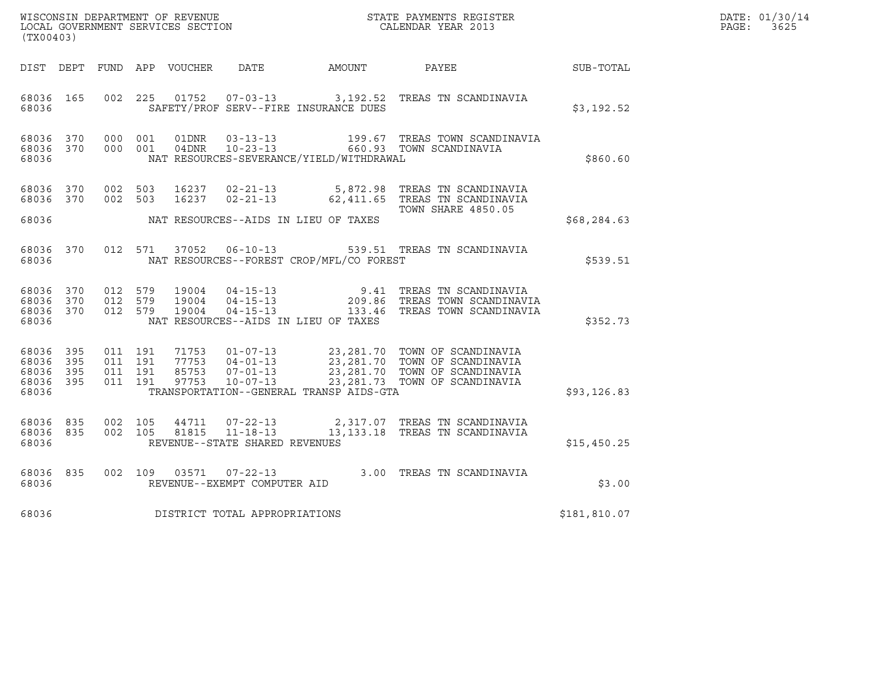WISCONSIN DEPARTMENT OF REVENUE
LOCAL GOVERNMENT SERVICES SECTION
(TX00403)

STATE PAYMENTS REGISTER
CALENDAR YEAR 2013

DATE: 01/30/14
PAGE: 3625

| DIST | DEPT | FUND | APP | VOUCHER | DATE | AMOUNT | PAYEE | SUB-TOTAL |
|---|---|---|---|---|---|---|---|---|
| 68036 | 165 | 002 | 225 | 01752 | 07-03-13 | 3,192.52 | TREAS TN SCANDINAVIA | |
| 68036 | | | | | SAFETY/PROF SERV--FIRE INSURANCE DUES | | | $3,192.52 |
| 68036 | 370 | 000 | 001 | 01DNR | 03-13-13 | 199.67 | TREAS TOWN SCANDINAVIA | |
| 68036 | 370 | 000 | 001 | 04DNR | 10-23-13 | 660.93 | TOWN SCANDINAVIA | |
| 68036 | | | | | NAT RESOURCES-SEVERANCE/YIELD/WITHDRAWAL | | | $860.60 |
| 68036 | 370 | 002 | 503 | 16237 | 02-21-13 | 5,872.98 | TREAS TN SCANDINAVIA | |
| 68036 | 370 | 002 | 503 | 16237 | 02-21-13 | 62,411.65 | TREAS TN SCANDINAVIA TOWN SHARE 4850.05 | |
| 68036 | | | | | NAT RESOURCES--AIDS IN LIEU OF TAXES | | | $68,284.63 |
| 68036 | 370 | 012 | 571 | 37052 | 06-10-13 | 539.51 | TREAS TN SCANDINAVIA | |
| 68036 | | | | | NAT RESOURCES--FOREST CROP/MFL/CO FOREST | | | $539.51 |
| 68036 | 370 | 012 | 579 | 19004 | 04-15-13 | 9.41 | TREAS TN SCANDINAVIA | |
| 68036 | 370 | 012 | 579 | 19004 | 04-15-13 | 209.86 | TREAS TOWN SCANDINAVIA | |
| 68036 | 370 | 012 | 579 | 19004 | 04-15-13 | 133.46 | TREAS TOWN SCANDINAVIA | |
| 68036 | | | | | NAT RESOURCES--AIDS IN LIEU OF TAXES | | | $352.73 |
| 68036 | 395 | 011 | 191 | 71753 | 01-07-13 | 23,281.70 | TOWN OF SCANDINAVIA | |
| 68036 | 395 | 011 | 191 | 77753 | 04-01-13 | 23,281.70 | TOWN OF SCANDINAVIA | |
| 68036 | 395 | 011 | 191 | 85753 | 07-01-13 | 23,281.70 | TOWN OF SCANDINAVIA | |
| 68036 | 395 | 011 | 191 | 97753 | 10-07-13 | 23,281.73 | TOWN OF SCANDINAVIA | |
| 68036 | | | | | TRANSPORTATION--GENERAL TRANSP AIDS-GTA | | | $93,126.83 |
| 68036 | 835 | 002 | 105 | 44711 | 07-22-13 | 2,317.07 | TREAS TN SCANDINAVIA | |
| 68036 | 835 | 002 | 105 | 81815 | 11-18-13 | 13,133.18 | TREAS TN SCANDINAVIA | |
| 68036 | | | | | REVENUE--STATE SHARED REVENUES | | | $15,450.25 |
| 68036 | 835 | 002 | 109 | 03571 | 07-22-13 | 3.00 | TREAS TN SCANDINAVIA | |
| 68036 | | | | | REVENUE--EXEMPT COMPUTER AID | | | $3.00 |
| 68036 | | | | | DISTRICT TOTAL APPROPRIATIONS | | | $181,810.07 |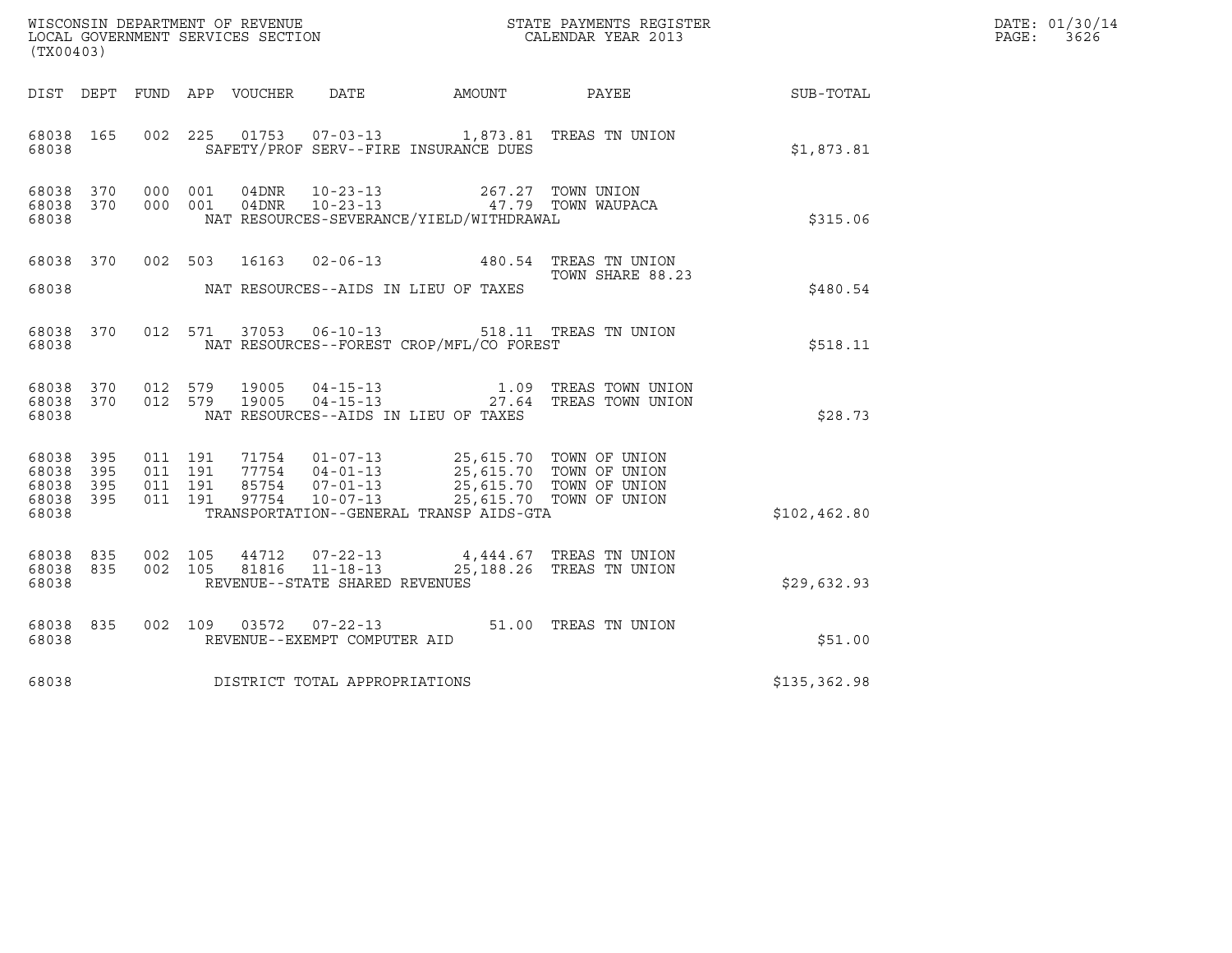WISCONSIN DEPARTMENT OF REVENUE
LOCAL GOVERNMENT SERVICES SECTION
(TX00403)

STATE PAYMENTS REGISTER
CALENDAR YEAR 2013

DATE: 01/30/14

| DIST | DEPT | FUND | APP | VOUCHER | DATE | AMOUNT | PAYEE | SUB-TOTAL |
|---|---|---|---|---|---|---|---|---|
| 68038 | 165 | 002 | 225 | 01753 | 07-03-13 | 1,873.81 | TREAS TN UNION | |
| 68038 | | | | SAFETY/PROF SERV--FIRE INSURANCE DUES | | | | $1,873.81 |
| 68038 | 370 | 000 | 001 | 04DNR | 10-23-13 | 267.27 | TOWN UNION | |
| 68038 | 370 | 000 | 001 | 04DNR | 10-23-13 | 47.79 | TOWN WAUPACA | |
| 68038 | | | | NAT RESOURCES-SEVERANCE/YIELD/WITHDRAWAL | | | | $315.06 |
| 68038 | 370 | 002 | 503 | 16163 | 02-06-13 | 480.54 | TREAS TN UNION<br>TOWN SHARE 88.23 | |
| 68038 | | | | NAT RESOURCES--AIDS IN LIEU OF TAXES | | | | $480.54 |
| 68038 | 370 | 012 | 571 | 37053 | 06-10-13 | 518.11 | TREAS TN UNION | |
| 68038 | | | | NAT RESOURCES--FOREST CROP/MFL/CO FOREST | | | | $518.11 |
| 68038 | 370 | 012 | 579 | 19005 | 04-15-13 | 1.09 | TREAS TOWN UNION | |
| 68038 | 370 | 012 | 579 | 19005 | 04-15-13 | 27.64 | TREAS TOWN UNION | |
| 68038 | | | | NAT RESOURCES--AIDS IN LIEU OF TAXES | | | | $28.73 |
| 68038 | 395 | 011 | 191 | 71754 | 01-07-13 | 25,615.70 | TOWN OF UNION | |
| 68038 | 395 | 011 | 191 | 77754 | 04-01-13 | 25,615.70 | TOWN OF UNION | |
| 68038 | 395 | 011 | 191 | 85754 | 07-01-13 | 25,615.70 | TOWN OF UNION | |
| 68038 | 395 | 011 | 191 | 97754 | 10-07-13 | 25,615.70 | TOWN OF UNION | |
| 68038 | | | | TRANSPORTATION--GENERAL TRANSP AIDS-GTA | | | | $102,462.80 |
| 68038 | 835 | 002 | 105 | 44712 | 07-22-13 | 4,444.67 | TREAS TN UNION | |
| 68038 | 835 | 002 | 105 | 81816 | 11-18-13 | 25,188.26 | TREAS TN UNION | |
| 68038 | | | | REVENUE--STATE SHARED REVENUES | | | | $29,632.93 |
| 68038 | 835 | 002 | 109 | 03572 | 07-22-13 | 51.00 | TREAS TN UNION | |
| 68038 | | | | REVENUE--EXEMPT COMPUTER AID | | | | $51.00 |
| 68038 | | | | DISTRICT TOTAL APPROPRIATIONS | | | | $135,362.98 |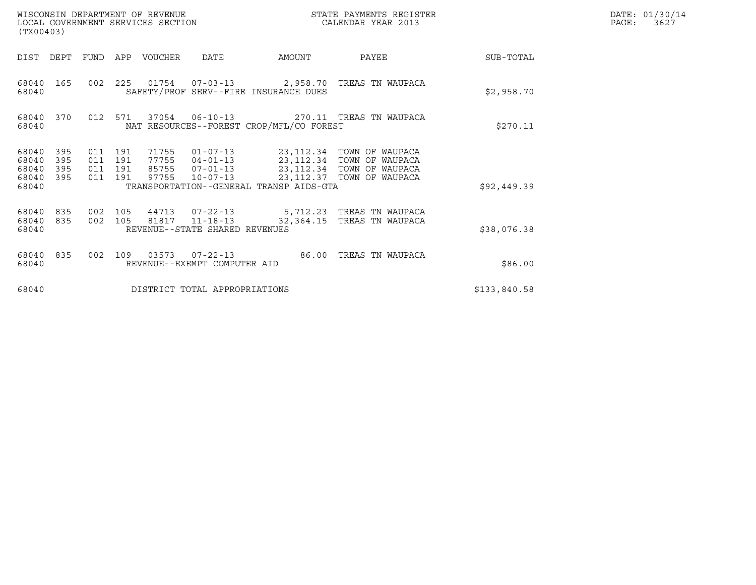WISCONSIN DEPARTMENT OF REVENUE
LOCAL GOVERNMENT SERVICES SECTION
(TX00403)

STATE PAYMENTS REGISTER
CALENDAR YEAR 2013

DATE: 01/30/14
PAGE: 3627

| DIST | DEPT | FUND | APP | VOUCHER | DATE | AMOUNT | PAYEE | SUB-TOTAL |
|---|---|---|---|---|---|---|---|---|
| 68040 | 165 | 002 | 225 | 01754 | 07-03-13 | 2,958.70 | TREAS TN WAUPACA | |
| 68040 | | | | SAFETY/PROF SERV--FIRE INSURANCE DUES | | | | $2,958.70 |
| 68040 | 370 | 012 | 571 | 37054 | 06-10-13 | 270.11 | TREAS TN WAUPACA | |
| 68040 | | | | NAT RESOURCES--FOREST CROP/MFL/CO FOREST | | | | $270.11 |
| 68040 | 395 | 011 | 191 | 71755 | 01-07-13 | 23,112.34 | TOWN OF WAUPACA | |
| 68040 | 395 | 011 | 191 | 77755 | 04-01-13 | 23,112.34 | TOWN OF WAUPACA | |
| 68040 | 395 | 011 | 191 | 85755 | 07-01-13 | 23,112.34 | TOWN OF WAUPACA | |
| 68040 | 395 | 011 | 191 | 97755 | 10-07-13 | 23,112.37 | TOWN OF WAUPACA | |
| 68040 | | | | TRANSPORTATION--GENERAL TRANSP AIDS-GTA | | | | $92,449.39 |
| 68040 | 835 | 002 | 105 | 44713 | 07-22-13 | 5,712.23 | TREAS TN WAUPACA | |
| 68040 | 835 | 002 | 105 | 81817 | 11-18-13 | 32,364.15 | TREAS TN WAUPACA | |
| 68040 | | | | REVENUE--STATE SHARED REVENUES | | | | $38,076.38 |
| 68040 | 835 | 002 | 109 | 03573 | 07-22-13 | 86.00 | TREAS TN WAUPACA | |
| 68040 | | | | REVENUE--EXEMPT COMPUTER AID | | | | $86.00 |
| 68040 | | | | DISTRICT TOTAL APPROPRIATIONS | | | | $133,840.58 |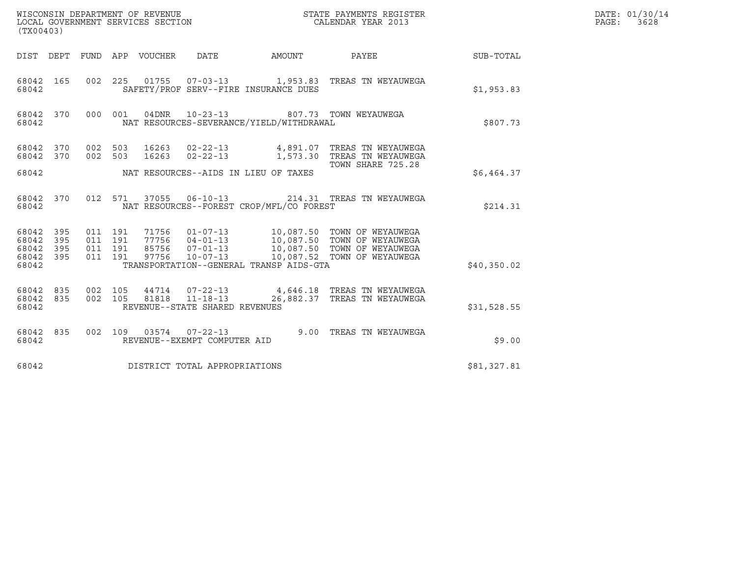WISCONSIN DEPARTMENT OF REVENUE
LOCAL GOVERNMENT SERVICES SECTION
(TX00403)

STATE PAYMENTS REGISTER
CALENDAR YEAR 2013

DATE: 01/30/14
PAGE: 3628

| DIST | DEPT | FUND | APP | VOUCHER | DATE | AMOUNT | PAYEE | SUB-TOTAL |
|---|---|---|---|---|---|---|---|---|
| 68042 | 165 | 002 | 225 | 01755 | 07-03-13 | 1,953.83 | TREAS TN WEYAUWEGA | |
| 68042 | | | | SAFETY/PROF SERV--FIRE INSURANCE DUES | | | | $1,953.83 |
| 68042 | 370 | 000 | 001 | 04DNR | 10-23-13 | 807.73 | TOWN WEYAUWEGA | |
| 68042 | | | | NAT RESOURCES-SEVERANCE/YIELD/WITHDRAWAL | | | | $807.73 |
| 68042 | 370 | 002 | 503 | 16263 | 02-22-13 | 4,891.07 | TREAS TN WEYAUWEGA | |
| 68042 | 370 | 002 | 503 | 16263 | 02-22-13 | 1,573.30 | TREAS TN WEYAUWEGA<br>TOWN SHARE 725.28 | |
| 68042 | | | | NAT RESOURCES--AIDS IN LIEU OF TAXES | | | | $6,464.37 |
| 68042 | 370 | 012 | 571 | 37055 | 06-10-13 | 214.31 | TREAS TN WEYAUWEGA | |
| 68042 | | | | NAT RESOURCES--FOREST CROP/MFL/CO FOREST | | | | $214.31 |
| 68042 | 395 | 011 | 191 | 71756 | 01-07-13 | 10,087.50 | TOWN OF WEYAUWEGA | |
| 68042 | 395 | 011 | 191 | 77756 | 04-01-13 | 10,087.50 | TOWN OF WEYAUWEGA | |
| 68042 | 395 | 011 | 191 | 85756 | 07-01-13 | 10,087.50 | TOWN OF WEYAUWEGA | |
| 68042 | 395 | 011 | 191 | 97756 | 10-07-13 | 10,087.52 | TOWN OF WEYAUWEGA | |
| 68042 | | | | TRANSPORTATION--GENERAL TRANSP AIDS-GTA | | | | $40,350.02 |
| 68042 | 835 | 002 | 105 | 44714 | 07-22-13 | 4,646.18 | TREAS TN WEYAUWEGA | |
| 68042 | 835 | 002 | 105 | 81818 | 11-18-13 | 26,882.37 | TREAS TN WEYAUWEGA | |
| 68042 | | | | REVENUE--STATE SHARED REVENUES | | | | $31,528.55 |
| 68042 | 835 | 002 | 109 | 03574 | 07-22-13 | 9.00 | TREAS TN WEYAUWEGA | |
| 68042 | | | | REVENUE--EXEMPT COMPUTER AID | | | | $9.00 |
| 68042 | | | | DISTRICT TOTAL APPROPRIATIONS | | | | $81,327.81 |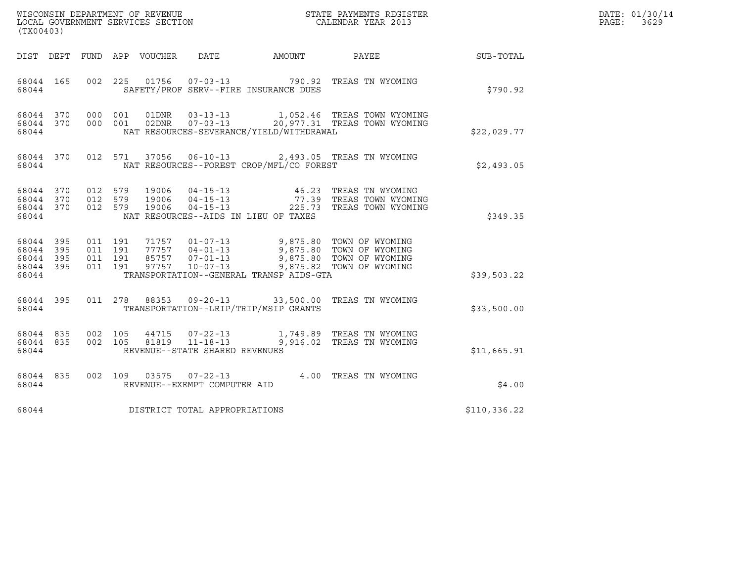WISCONSIN DEPARTMENT OF REVENUE
LOCAL GOVERNMENT SERVICES SECTION
(TX00403)

STATE PAYMENTS REGISTER
CALENDAR YEAR 2013

DATE: 01/30/14

| DIST | DEPT | FUND | APP | VOUCHER | DATE | AMOUNT | PAYEE | SUB-TOTAL |
|---|---|---|---|---|---|---|---|---|
| 68044 | 165 | 002 | 225 | 01756 | 07-03-13 | 790.92 | TREAS TN WYOMING | |
| 68044 | | | | SAFETY/PROF SERV--FIRE INSURANCE DUES | | | | $790.92 |
| 68044 | 370 | 000 | 001 | 01DNR | 03-13-13 | 1,052.46 | TREAS TOWN WYOMING | |
| 68044 | 370 | 000 | 001 | 02DNR | 07-03-13 | 20,977.31 | TREAS TOWN WYOMING | |
| 68044 | | | | NAT RESOURCES-SEVERANCE/YIELD/WITHDRAWAL | | | | $22,029.77 |
| 68044 | 370 | 012 | 571 | 37056 | 06-10-13 | 2,493.05 | TREAS TN WYOMING | |
| 68044 | | | | NAT RESOURCES--FOREST CROP/MFL/CO FOREST | | | | $2,493.05 |
| 68044 | 370 | 012 | 579 | 19006 | 04-15-13 | 46.23 | TREAS TN WYOMING | |
| 68044 | 370 | 012 | 579 | 19006 | 04-15-13 | 77.39 | TREAS TOWN WYOMING | |
| 68044 | 370 | 012 | 579 | 19006 | 04-15-13 | 225.73 | TREAS TOWN WYOMING | |
| 68044 | | | | NAT RESOURCES--AIDS IN LIEU OF TAXES | | | | $349.35 |
| 68044 | 395 | 011 | 191 | 71757 | 01-07-13 | 9,875.80 | TOWN OF WYOMING | |
| 68044 | 395 | 011 | 191 | 77757 | 04-01-13 | 9,875.80 | TOWN OF WYOMING | |
| 68044 | 395 | 011 | 191 | 85757 | 07-01-13 | 9,875.80 | TOWN OF WYOMING | |
| 68044 | 395 | 011 | 191 | 97757 | 10-07-13 | 9,875.82 | TOWN OF WYOMING | |
| 68044 | | | | TRANSPORTATION--GENERAL TRANSP AIDS-GTA | | | | $39,503.22 |
| 68044 | 395 | 011 | 278 | 88353 | 09-20-13 | 33,500.00 | TREAS TN WYOMING | |
| 68044 | | | | TRANSPORTATION--LRIP/TRIP/MSIP GRANTS | | | | $33,500.00 |
| 68044 | 835 | 002 | 105 | 44715 | 07-22-13 | 1,749.89 | TREAS TN WYOMING | |
| 68044 | 835 | 002 | 105 | 81819 | 11-18-13 | 9,916.02 | TREAS TN WYOMING | |
| 68044 | | | | REVENUE--STATE SHARED REVENUES | | | | $11,665.91 |
| 68044 | 835 | 002 | 109 | 03575 | 07-22-13 | 4.00 | TREAS TN WYOMING | |
| 68044 | | | | REVENUE--EXEMPT COMPUTER AID | | | | $4.00 |
| 68044 | | | | DISTRICT TOTAL APPROPRIATIONS | | | | $110,336.22 |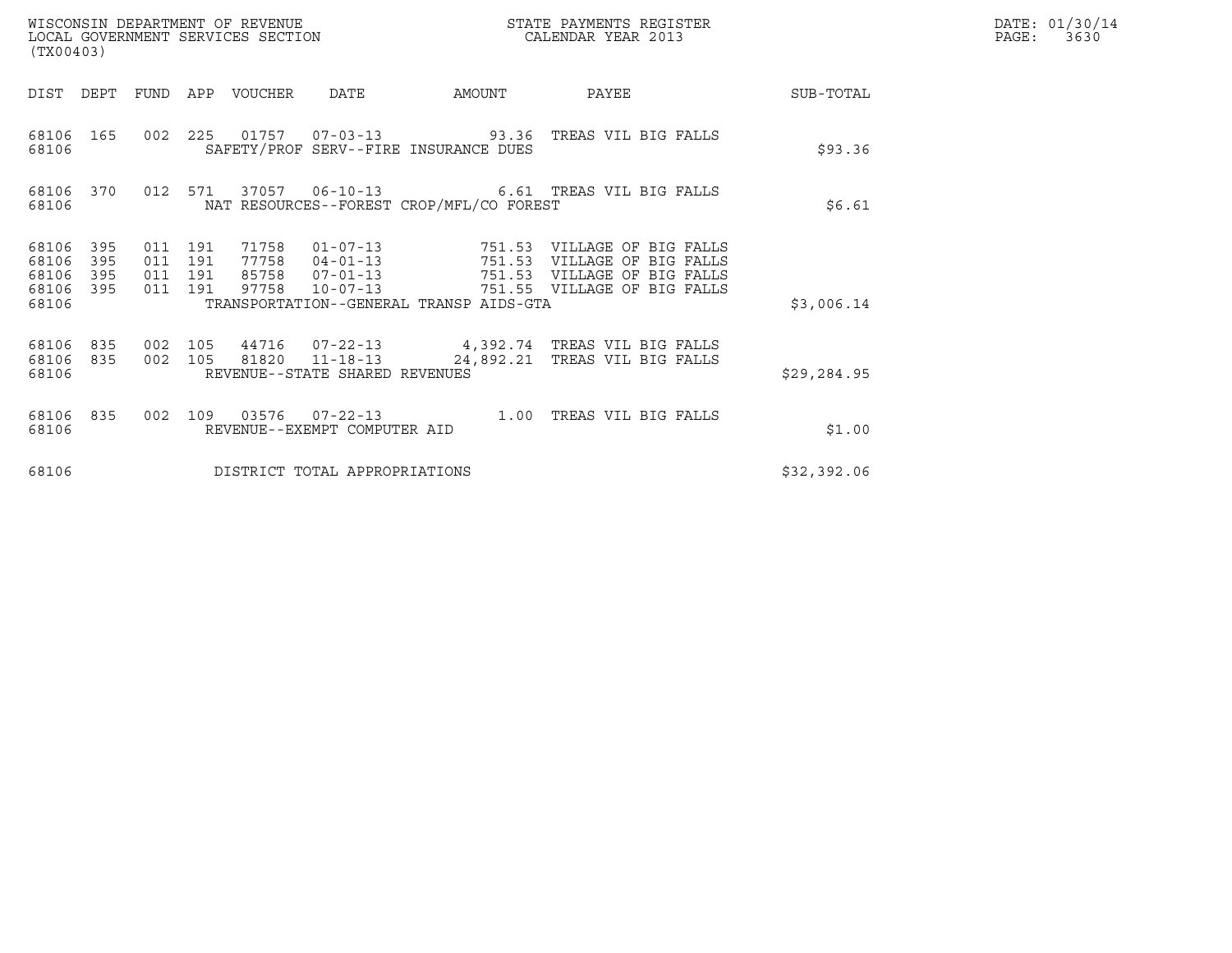WISCONSIN DEPARTMENT OF REVENUE
LOCAL GOVERNMENT SERVICES SECTION
(TX00403)

STATE PAYMENTS REGISTER
CALENDAR YEAR 2013

DATE: 01/30/14

| DIST | DEPT | FUND | APP | VOUCHER | DATE | AMOUNT | PAYEE | SUB-TOTAL |
|---|---|---|---|---|---|---|---|---|
| 68106 | 165 | 002 | 225 | 01757 | 07-03-13 | 93.36 | TREAS VIL BIG FALLS | |
| 68106 | | | | SAFETY/PROF SERV--FIRE INSURANCE DUES | | | | $93.36 |
| 68106 | 370 | 012 | 571 | 37057 | 06-10-13 | 6.61 | TREAS VIL BIG FALLS | |
| 68106 | | | | NAT RESOURCES--FOREST CROP/MFL/CO FOREST | | | | $6.61 |
| 68106 | 395 | 011 | 191 | 71758 | 01-07-13 | 751.53 | VILLAGE OF BIG FALLS | |
| 68106 | 395 | 011 | 191 | 77758 | 04-01-13 | 751.53 | VILLAGE OF BIG FALLS | |
| 68106 | 395 | 011 | 191 | 85758 | 07-01-13 | 751.53 | VILLAGE OF BIG FALLS | |
| 68106 | 395 | 011 | 191 | 97758 | 10-07-13 | 751.55 | VILLAGE OF BIG FALLS | |
| 68106 | | | | TRANSPORTATION--GENERAL TRANSP AIDS-GTA | | | | $3,006.14 |
| 68106 | 835 | 002 | 105 | 44716 | 07-22-13 | 4,392.74 | TREAS VIL BIG FALLS | |
| 68106 | 835 | 002 | 105 | 81820 | 11-18-13 | 24,892.21 | TREAS VIL BIG FALLS | |
| 68106 | | | | REVENUE--STATE SHARED REVENUES | | | | $29,284.95 |
| 68106 | 835 | 002 | 109 | 03576 | 07-22-13 | 1.00 | TREAS VIL BIG FALLS | |
| 68106 | | | | REVENUE--EXEMPT COMPUTER AID | | | | $1.00 |
| 68106 | | | | DISTRICT TOTAL APPROPRIATIONS | | | | $32,392.06 |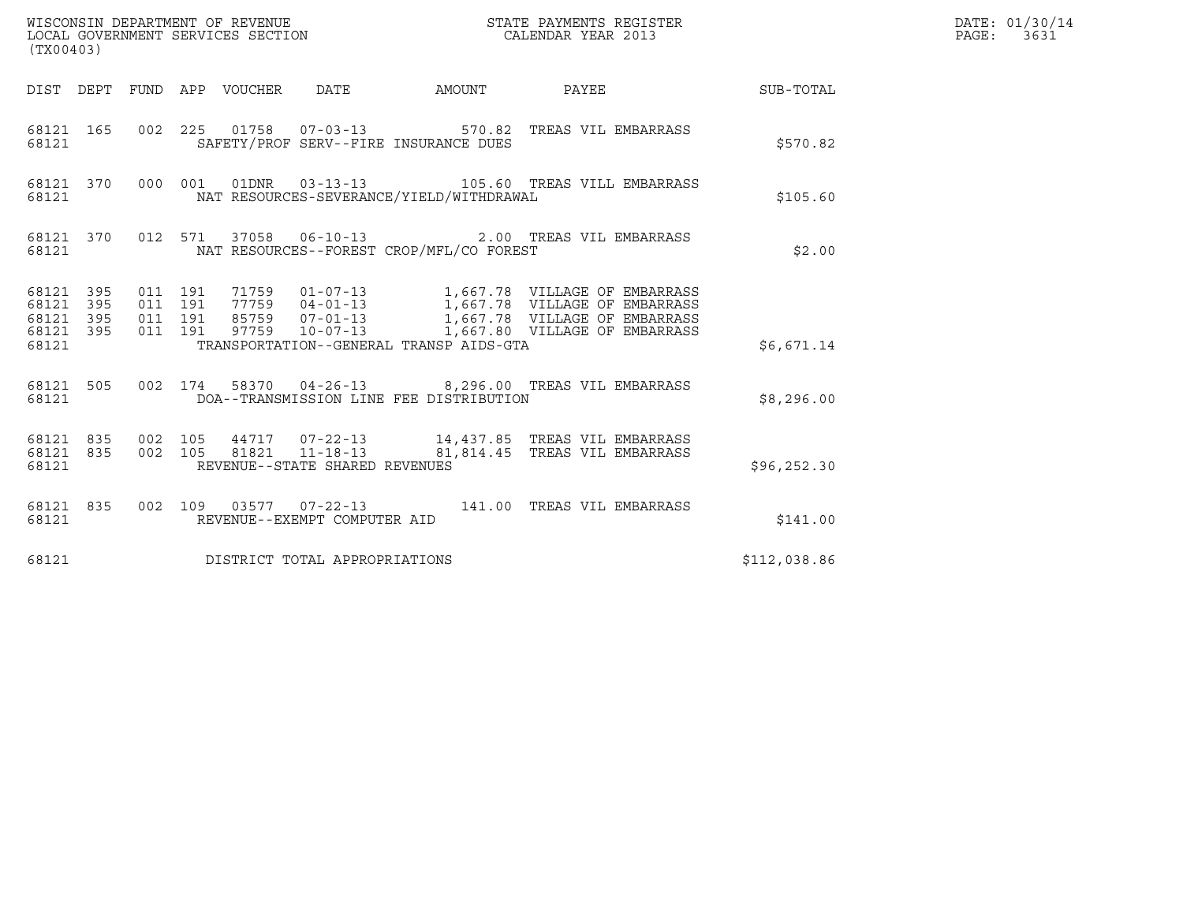WISCONSIN DEPARTMENT OF REVENUE
LOCAL GOVERNMENT SERVICES SECTION
(TX00403)

STATE PAYMENTS REGISTER
CALENDAR YEAR 2013

DATE: 01/30/14
PAGE: 3631

| DIST | DEPT | FUND | APP | VOUCHER | DATE | AMOUNT | PAYEE | SUB-TOTAL |
|---|---|---|---|---|---|---|---|---|
| 68121 | 165 | 002 | 225 | 01758 | 07-03-13 | 570.82 | TREAS VIL EMBARRASS | |
| 68121 | | | | | SAFETY/PROF SERV--FIRE INSURANCE DUES | | | $570.82 |
| 68121 | 370 | 000 | 001 | 01DNR | 03-13-13 | 105.60 | TREAS VILL EMBARRASS | |
| 68121 | | | | | NAT RESOURCES-SEVERANCE/YIELD/WITHDRAWAL | | | $105.60 |
| 68121 | 370 | 012 | 571 | 37058 | 06-10-13 | 2.00 | TREAS VIL EMBARRASS | |
| 68121 | | | | | NAT RESOURCES--FOREST CROP/MFL/CO FOREST | | | $2.00 |
| 68121 | 395 | 011 | 191 | 71759 | 01-07-13 | 1,667.78 | VILLAGE OF EMBARRASS | |
| 68121 | 395 | 011 | 191 | 77759 | 04-01-13 | 1,667.78 | VILLAGE OF EMBARRASS | |
| 68121 | 395 | 011 | 191 | 85759 | 07-01-13 | 1,667.78 | VILLAGE OF EMBARRASS | |
| 68121 | 395 | 011 | 191 | 97759 | 10-07-13 | 1,667.80 | VILLAGE OF EMBARRASS | |
| 68121 | | | | | TRANSPORTATION--GENERAL TRANSP AIDS-GTA | | | $6,671.14 |
| 68121 | 505 | 002 | 174 | 58370 | 04-26-13 | 8,296.00 | TREAS VIL EMBARRASS | |
| 68121 | | | | | DOA--TRANSMISSION LINE FEE DISTRIBUTION | | | $8,296.00 |
| 68121 | 835 | 002 | 105 | 44717 | 07-22-13 | 14,437.85 | TREAS VIL EMBARRASS | |
| 68121 | 835 | 002 | 105 | 81821 | 11-18-13 | 81,814.45 | TREAS VIL EMBARRASS | |
| 68121 | | | | | REVENUE--STATE SHARED REVENUES | | | $96,252.30 |
| 68121 | 835 | 002 | 109 | 03577 | 07-22-13 | 141.00 | TREAS VIL EMBARRASS | |
| 68121 | | | | | REVENUE--EXEMPT COMPUTER AID | | | $141.00 |
| 68121 | | | | | DISTRICT TOTAL APPROPRIATIONS | | | $112,038.86 |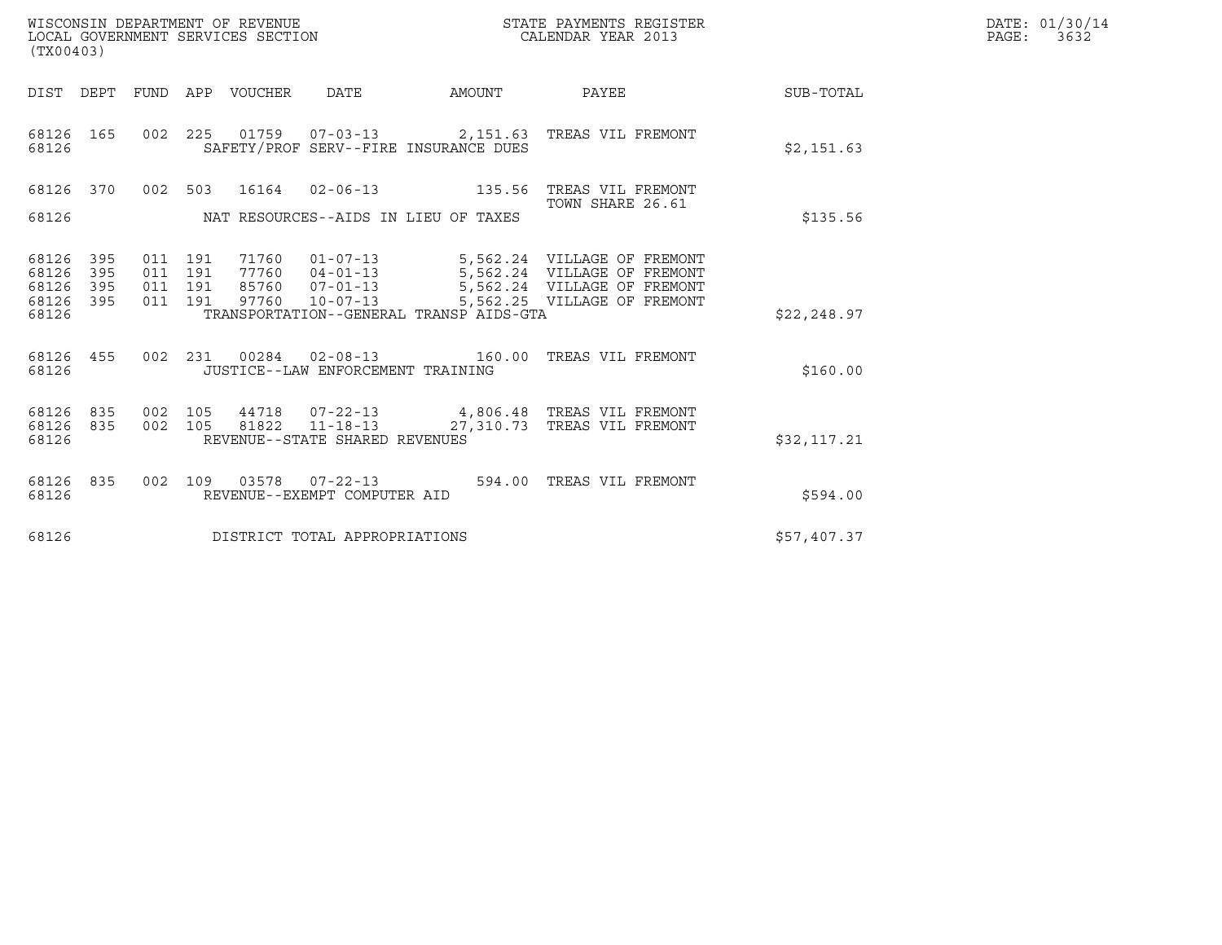WISCONSIN DEPARTMENT OF REVENUE
LOCAL GOVERNMENT SERVICES SECTION
(TX00403)

STATE PAYMENTS REGISTER
CALENDAR YEAR 2013

DATE: 01/30/14

| DIST | DEPT | FUND | APP | VOUCHER | DATE | AMOUNT | PAYEE | SUB-TOTAL |
|---|---|---|---|---|---|---|---|---|
| 68126 | 165 | 002 | 225 | 01759 | 07-03-13 | 2,151.63 | TREAS VIL FREMONT | |
| 68126 | | | | SAFETY/PROF SERV--FIRE INSURANCE DUES | | | | $2,151.63 |
| 68126 | 370 | 002 | 503 | 16164 | 02-06-13 | 135.56 | TREAS VIL FREMONT TOWN SHARE 26.61 | |
| 68126 | | | | NAT RESOURCES--AIDS IN LIEU OF TAXES | | | | $135.56 |
| 68126 | 395 | 011 | 191 | 71760 | 01-07-13 | 5,562.24 | VILLAGE OF FREMONT | |
| 68126 | 395 | 011 | 191 | 77760 | 04-01-13 | 5,562.24 | VILLAGE OF FREMONT | |
| 68126 | 395 | 011 | 191 | 85760 | 07-01-13 | 5,562.24 | VILLAGE OF FREMONT | |
| 68126 | 395 | 011 | 191 | 97760 | 10-07-13 | 5,562.25 | VILLAGE OF FREMONT | |
| 68126 | | | | TRANSPORTATION--GENERAL TRANSP AIDS-GTA | | | | $22,248.97 |
| 68126 | 455 | 002 | 231 | 00284 | 02-08-13 | 160.00 | TREAS VIL FREMONT | |
| 68126 | | | | JUSTICE--LAW ENFORCEMENT TRAINING | | | | $160.00 |
| 68126 | 835 | 002 | 105 | 44718 | 07-22-13 | 4,806.48 | TREAS VIL FREMONT | |
| 68126 | 835 | 002 | 105 | 81822 | 11-18-13 | 27,310.73 | TREAS VIL FREMONT | |
| 68126 | | | | REVENUE--STATE SHARED REVENUES | | | | $32,117.21 |
| 68126 | 835 | 002 | 109 | 03578 | 07-22-13 | 594.00 | TREAS VIL FREMONT | |
| 68126 | | | | REVENUE--EXEMPT COMPUTER AID | | | | $594.00 |
| 68126 | | | | DISTRICT TOTAL APPROPRIATIONS | | | | $57,407.37 |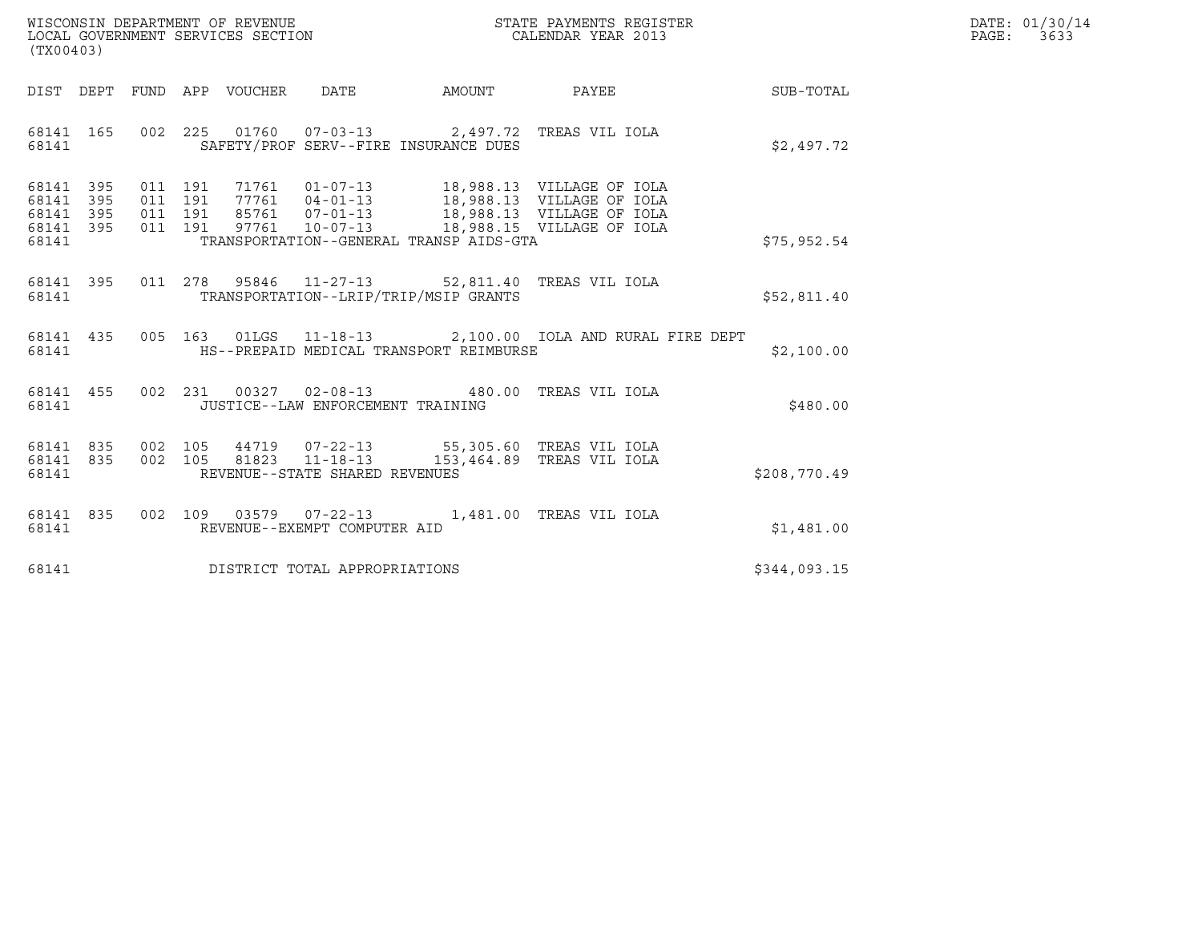WISCONSIN DEPARTMENT OF REVENUE
LOCAL GOVERNMENT SERVICES SECTION
(TX00403)

STATE PAYMENTS REGISTER
CALENDAR YEAR 2013

DATE: 01/30/14
PAGE: 3633

| DIST | DEPT | FUND | APP | VOUCHER | DATE | AMOUNT | PAYEE | SUB-TOTAL |
|---|---|---|---|---|---|---|---|---|
| 68141 | 165 | 002 | 225 | 01760 | 07-03-13 | 2,497.72 | TREAS VIL IOLA | |
| 68141 | | | | SAFETY/PROF SERV--FIRE INSURANCE DUES | | | | $2,497.72 |
| 68141 | 395 | 011 | 191 | 71761 | 01-07-13 | 18,988.13 | VILLAGE OF IOLA | |
| 68141 | 395 | 011 | 191 | 77761 | 04-01-13 | 18,988.13 | VILLAGE OF IOLA | |
| 68141 | 395 | 011 | 191 | 85761 | 07-01-13 | 18,988.13 | VILLAGE OF IOLA | |
| 68141 | 395 | 011 | 191 | 97761 | 10-07-13 | 18,988.15 | VILLAGE OF IOLA | |
| 68141 | | | | TRANSPORTATION--GENERAL TRANSP AIDS-GTA | | | | $75,952.54 |
| 68141 | 395 | 011 | 278 | 95846 | 11-27-13 | 52,811.40 | TREAS VIL IOLA | |
| 68141 | | | | TRANSPORTATION--LRIP/TRIP/MSIP GRANTS | | | | $52,811.40 |
| 68141 | 435 | 005 | 163 | 01LGS | 11-18-13 | 2,100.00 | IOLA AND RURAL FIRE DEPT | |
| 68141 | | | | HS--PREPAID MEDICAL TRANSPORT REIMBURSE | | | | $2,100.00 |
| 68141 | 455 | 002 | 231 | 00327 | 02-08-13 | 480.00 | TREAS VIL IOLA | |
| 68141 | | | | JUSTICE--LAW ENFORCEMENT TRAINING | | | | $480.00 |
| 68141 | 835 | 002 | 105 | 44719 | 07-22-13 | 55,305.60 | TREAS VIL IOLA | |
| 68141 | 835 | 002 | 105 | 81823 | 11-18-13 | 153,464.89 | TREAS VIL IOLA | |
| 68141 | | | | REVENUE--STATE SHARED REVENUES | | | | $208,770.49 |
| 68141 | 835 | 002 | 109 | 03579 | 07-22-13 | 1,481.00 | TREAS VIL IOLA | |
| 68141 | | | | REVENUE--EXEMPT COMPUTER AID | | | | $1,481.00 |
| 68141 | | | | DISTRICT TOTAL APPROPRIATIONS | | | | $344,093.15 |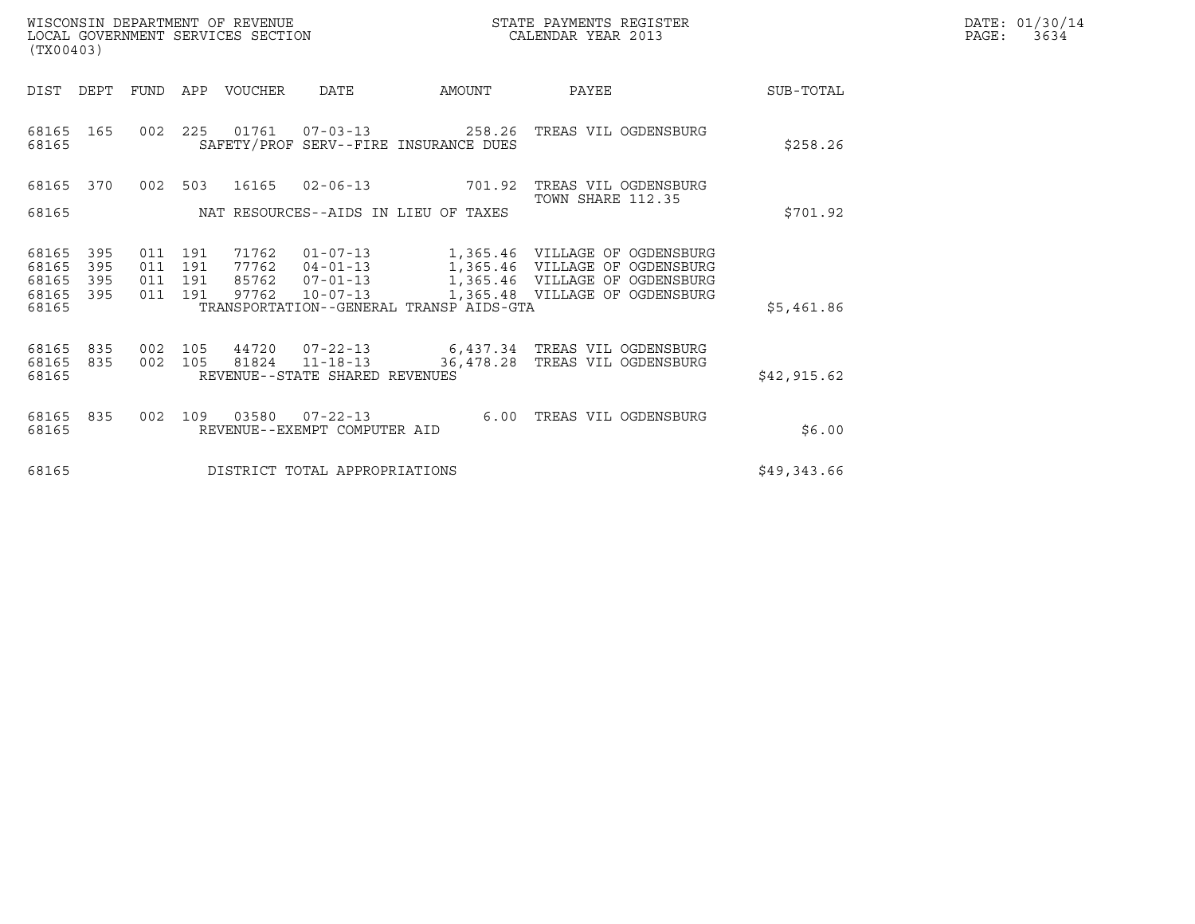WISCONSIN DEPARTMENT OF REVENUE
LOCAL GOVERNMENT SERVICES SECTION
(TX00403)

STATE PAYMENTS REGISTER
CALENDAR YEAR 2013

DATE: 01/30/14
PAGE: 3634

| DIST | DEPT | FUND | APP | VOUCHER | DATE | AMOUNT | PAYEE | SUB-TOTAL |
|---|---|---|---|---|---|---|---|---|
| 68165 | 165 | 002 | 225 | 01761 | 07-03-13 | 258.26 | TREAS VIL OGDENSBURG | |
| 68165 | | | | | SAFETY/PROF SERV--FIRE INSURANCE DUES | | | $258.26 |
| 68165 | 370 | 002 | 503 | 16165 | 02-06-13 | 701.92 | TREAS VIL OGDENSBURG TOWN SHARE 112.35 | |
| 68165 | | | | | NAT RESOURCES--AIDS IN LIEU OF TAXES | | | $701.92 |
| 68165 | 395 | 011 | 191 | 71762 | 01-07-13 | 1,365.46 | VILLAGE OF OGDENSBURG | |
| 68165 | 395 | 011 | 191 | 77762 | 04-01-13 | 1,365.46 | VILLAGE OF OGDENSBURG | |
| 68165 | 395 | 011 | 191 | 85762 | 07-01-13 | 1,365.46 | VILLAGE OF OGDENSBURG | |
| 68165 | 395 | 011 | 191 | 97762 | 10-07-13 | 1,365.48 | VILLAGE OF OGDENSBURG | |
| 68165 | | | | | TRANSPORTATION--GENERAL TRANSP AIDS-GTA | | | $5,461.86 |
| 68165 | 835 | 002 | 105 | 44720 | 07-22-13 | 6,437.34 | TREAS VIL OGDENSBURG | |
| 68165 | 835 | 002 | 105 | 81824 | 11-18-13 | 36,478.28 | TREAS VIL OGDENSBURG | |
| 68165 | | | | | REVENUE--STATE SHARED REVENUES | | | $42,915.62 |
| 68165 | 835 | 002 | 109 | 03580 | 07-22-13 | 6.00 | TREAS VIL OGDENSBURG | |
| 68165 | | | | | REVENUE--EXEMPT COMPUTER AID | | | $6.00 |
| 68165 | | | | | DISTRICT TOTAL APPROPRIATIONS | | | $49,343.66 |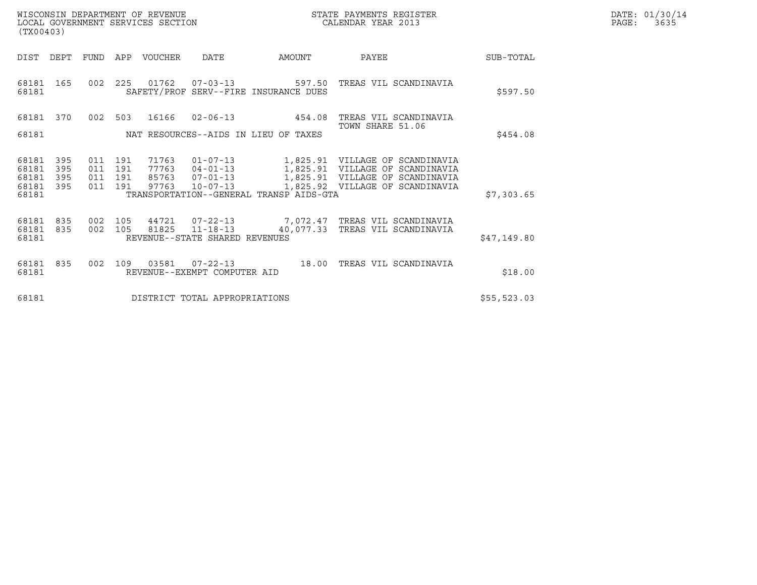WISCONSIN DEPARTMENT OF REVENUE
LOCAL GOVERNMENT SERVICES SECTION
(TX00403)

STATE PAYMENTS REGISTER
CALENDAR YEAR 2013

DATE: 01/30/14

| DIST | DEPT | FUND | APP | VOUCHER | DATE | AMOUNT | PAYEE | SUB-TOTAL |
|---|---|---|---|---|---|---|---|---|
| 68181 | 165 | 002 | 225 | 01762 | 07-03-13 | 597.50 | TREAS VIL SCANDINAVIA | |
| 68181 | | | | SAFETY/PROF SERV--FIRE INSURANCE DUES | | | | $597.50 |
| 68181 | 370 | 002 | 503 | 16166 | 02-06-13 | 454.08 | TREAS VIL SCANDINAVIA TOWN SHARE 51.06 | |
| 68181 | | | | NAT RESOURCES--AIDS IN LIEU OF TAXES | | | | $454.08 |
| 68181 | 395 | 011 | 191 | 71763 | 01-07-13 | 1,825.91 | VILLAGE OF SCANDINAVIA | |
| 68181 | 395 | 011 | 191 | 77763 | 04-01-13 | 1,825.91 | VILLAGE OF SCANDINAVIA | |
| 68181 | 395 | 011 | 191 | 85763 | 07-01-13 | 1,825.91 | VILLAGE OF SCANDINAVIA | |
| 68181 | 395 | 011 | 191 | 97763 | 10-07-13 | 1,825.92 | VILLAGE OF SCANDINAVIA | |
| 68181 | | | | TRANSPORTATION--GENERAL TRANSP AIDS-GTA | | | | $7,303.65 |
| 68181 | 835 | 002 | 105 | 44721 | 07-22-13 | 7,072.47 | TREAS VIL SCANDINAVIA | |
| 68181 | 835 | 002 | 105 | 81825 | 11-18-13 | 40,077.33 | TREAS VIL SCANDINAVIA | |
| 68181 | | | | REVENUE--STATE SHARED REVENUES | | | | $47,149.80 |
| 68181 | 835 | 002 | 109 | 03581 | 07-22-13 | 18.00 | TREAS VIL SCANDINAVIA | |
| 68181 | | | | REVENUE--EXEMPT COMPUTER AID | | | | $18.00 |
| 68181 | | | | DISTRICT TOTAL APPROPRIATIONS | | | | $55,523.03 |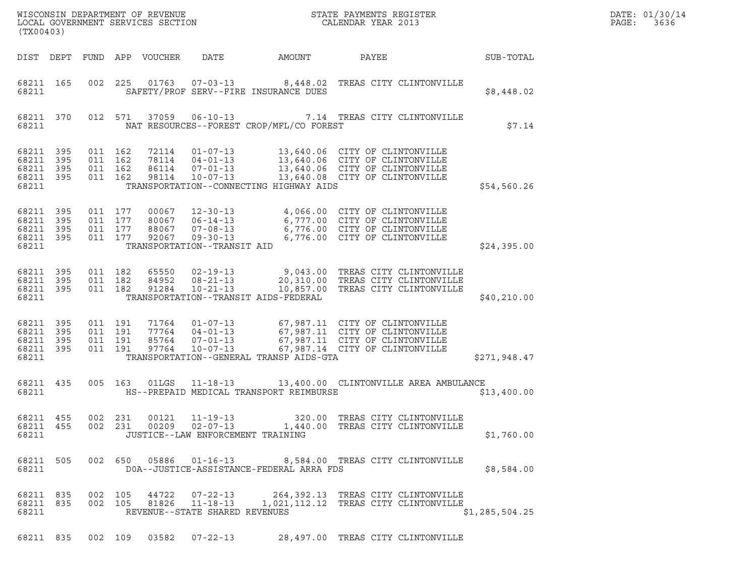WISCONSIN DEPARTMENT OF REVENUE
LOCAL GOVERNMENT SERVICES SECTION
(TX00403)

STATE PAYMENTS REGISTER
CALENDAR YEAR 2013

DATE: 01/30/14

| DIST | DEPT | FUND | APP | VOUCHER | DATE | AMOUNT | PAYEE | SUB-TOTAL |
|---|---|---|---|---|---|---|---|---|
| 68211 | 165 | 002 | 225 | 01763 | 07-03-13 | 8,448.02 | TREAS CITY CLINTONVILLE | |
| 68211 | | | | | SAFETY/PROF SERV--FIRE INSURANCE DUES | | | $8,448.02 |
| 68211 | 370 | 012 | 571 | 37059 | 06-10-13 | 7.14 | TREAS CITY CLINTONVILLE | |
| 68211 | | | | | NAT RESOURCES--FOREST CROP/MFL/CO FOREST | | | $7.14 |
| 68211 | 395 | 011 | 162 | 72114 | 01-07-13 | 13,640.06 | CITY OF CLINTONVILLE | |
| 68211 | 395 | 011 | 162 | 78114 | 04-01-13 | 13,640.06 | CITY OF CLINTONVILLE | |
| 68211 | 395 | 011 | 162 | 86114 | 07-01-13 | 13,640.06 | CITY OF CLINTONVILLE | |
| 68211 | 395 | 011 | 162 | 98114 | 10-07-13 | 13,640.08 | CITY OF CLINTONVILLE | |
| 68211 | | | | | TRANSPORTATION--CONNECTING HIGHWAY AIDS | | | $54,560.26 |
| 68211 | 395 | 011 | 177 | 00067 | 12-30-13 | 4,066.00 | CITY OF CLINTONVILLE | |
| 68211 | 395 | 011 | 177 | 80067 | 06-14-13 | 6,777.00 | CITY OF CLINTONVILLE | |
| 68211 | 395 | 011 | 177 | 88067 | 07-08-13 | 6,776.00 | CITY OF CLINTONVILLE | |
| 68211 | 395 | 011 | 177 | 92067 | 09-30-13 | 6,776.00 | CITY OF CLINTONVILLE | |
| 68211 | | | | | TRANSPORTATION--TRANSIT AID | | | $24,395.00 |
| 68211 | 395 | 011 | 182 | 65550 | 02-19-13 | 9,043.00 | TREAS CITY CLINTONVILLE | |
| 68211 | 395 | 011 | 182 | 84952 | 08-21-13 | 20,310.00 | TREAS CITY CLINTONVILLE | |
| 68211 | 395 | 011 | 182 | 91284 | 10-21-13 | 10,857.00 | TREAS CITY CLINTONVILLE | |
| 68211 | | | | | TRANSPORTATION--TRANSIT AIDS-FEDERAL | | | $40,210.00 |
| 68211 | 395 | 011 | 191 | 71764 | 01-07-13 | 67,987.11 | CITY OF CLINTONVILLE | |
| 68211 | 395 | 011 | 191 | 77764 | 04-01-13 | 67,987.11 | CITY OF CLINTONVILLE | |
| 68211 | 395 | 011 | 191 | 85764 | 07-01-13 | 67,987.11 | CITY OF CLINTONVILLE | |
| 68211 | 395 | 011 | 191 | 97764 | 10-07-13 | 67,987.14 | CITY OF CLINTONVILLE | |
| 68211 | | | | | TRANSPORTATION--GENERAL TRANSP AIDS-GTA | | | $271,948.47 |
| 68211 | 435 | 005 | 163 | 01LGS | 11-18-13 | 13,400.00 | CLINTONVILLE AREA AMBULANCE | |
| 68211 | | | | | HS--PREPAID MEDICAL TRANSPORT REIMBURSE | | | $13,400.00 |
| 68211 | 455 | 002 | 231 | 00121 | 11-19-13 | 320.00 | TREAS CITY CLINTONVILLE | |
| 68211 | 455 | 002 | 231 | 00209 | 02-07-13 | 1,440.00 | TREAS CITY CLINTONVILLE | |
| 68211 | | | | | JUSTICE--LAW ENFORCEMENT TRAINING | | | $1,760.00 |
| 68211 | 505 | 002 | 650 | 05886 | 01-16-13 | 8,584.00 | TREAS CITY CLINTONVILLE | |
| 68211 | | | | | DOA--JUSTICE-ASSISTANCE-FEDERAL ARRA FDS | | | $8,584.00 |
| 68211 | 835 | 002 | 105 | 44722 | 07-22-13 | 264,392.13 | TREAS CITY CLINTONVILLE | |
| 68211 | 835 | 002 | 105 | 81826 | 11-18-13 | 1,021,112.12 | TREAS CITY CLINTONVILLE | |
| 68211 | | | | | REVENUE--STATE SHARED REVENUES | | | $1,285,504.25 |
| 68211 | 835 | 002 | 109 | 03582 | 07-22-13 | 28,497.00 | TREAS CITY CLINTONVILLE | |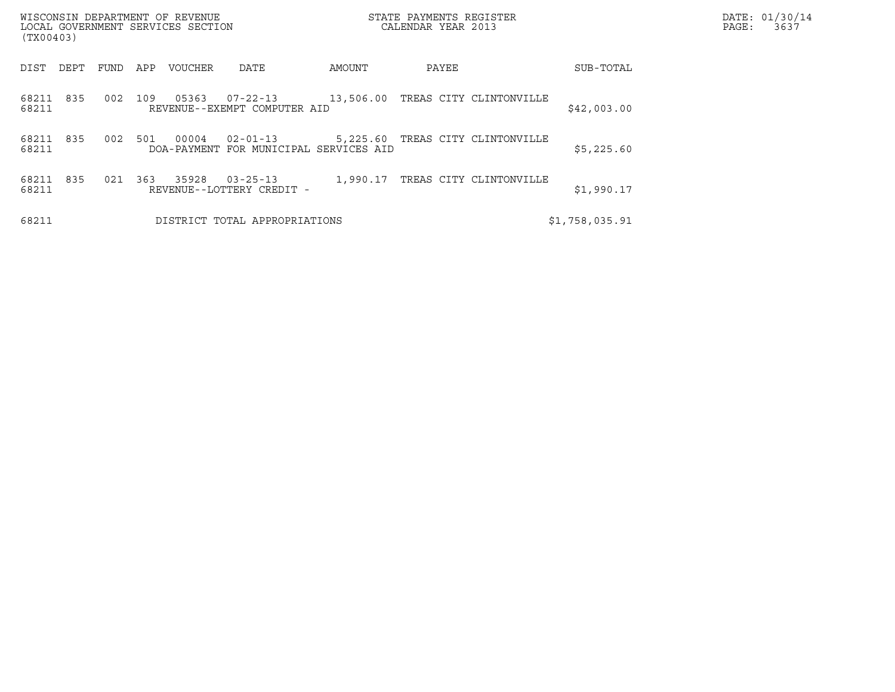| DIST | DEPT | FUND | APP | VOUCHER | DATE | AMOUNT | PAYEE | SUB-TOTAL |
|---|---|---|---|---|---|---|---|---|
| 68211 | 835 | 002 | 109 | 05363 | 07-22-13 | 13,506.00 | TREAS CITY CLINTONVILLE | |
| 68211 | | | | REVENUE--EXEMPT COMPUTER AID | | | | $42,003.00 |
| 68211 | 835 | 002 | 501 | 00004 | 02-01-13 | 5,225.60 | TREAS CITY CLINTONVILLE | |
| 68211 | | | | DOA-PAYMENT FOR MUNICIPAL SERVICES AID | | | | $5,225.60 |
| 68211 | 835 | 021 | 363 | 35928 | 03-25-13 | 1,990.17 | TREAS CITY CLINTONVILLE | |
| 68211 | | | | REVENUE--LOTTERY CREDIT - | | | | $1,990.17 |
| 68211 | | | | DISTRICT TOTAL APPROPRIATIONS | | | | $1,758,035.91 |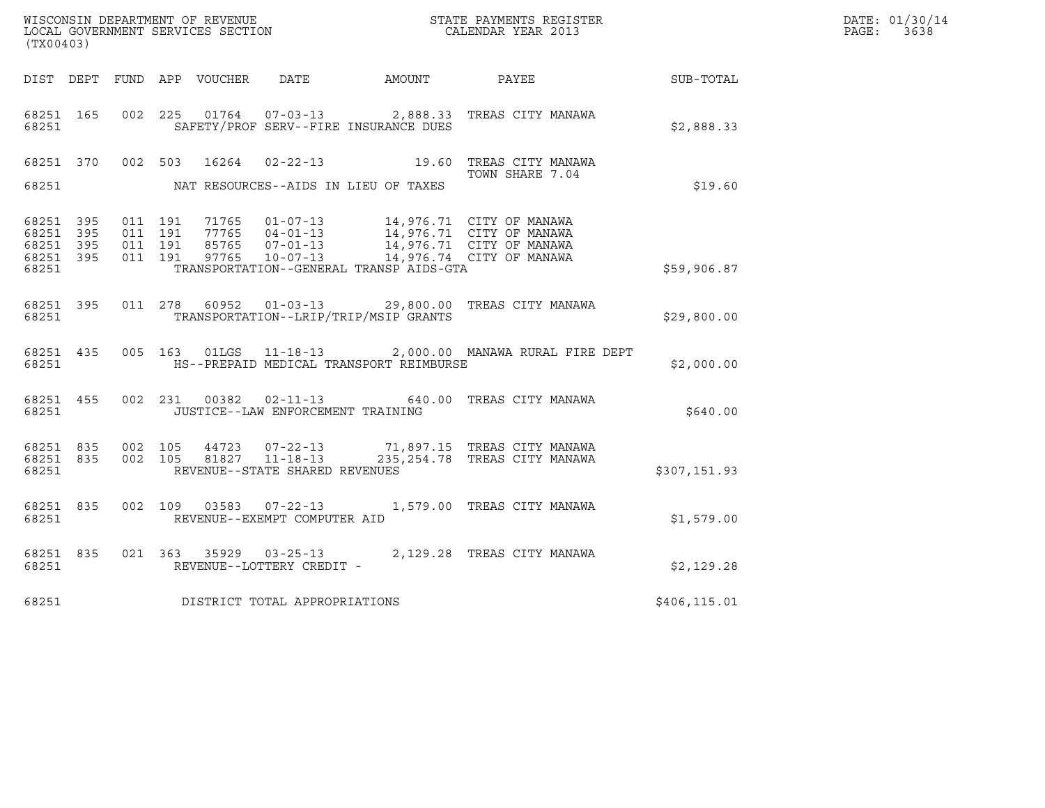WISCONSIN DEPARTMENT OF REVENUE
LOCAL GOVERNMENT SERVICES SECTION
(TX00403)

STATE PAYMENTS REGISTER
CALENDAR YEAR 2013

DATE: 01/30/14

| DIST | DEPT | FUND | APP | VOUCHER | DATE | AMOUNT | PAYEE | SUB-TOTAL |
|---|---|---|---|---|---|---|---|---|
| 68251 | 165 | 002 | 225 | 01764 | 07-03-13 | 2,888.33 | TREAS CITY MANAWA | |
| 68251 | | | | | SAFETY/PROF SERV--FIRE INSURANCE DUES | | | $2,888.33 |
| 68251 | 370 | 002 | 503 | 16264 | 02-22-13 | 19.60 | TREAS CITY MANAWA TOWN SHARE 7.04 | |
| 68251 | | | | | NAT RESOURCES--AIDS IN LIEU OF TAXES | | | $19.60 |
| 68251 | 395 | 011 | 191 | 71765 | 01-07-13 | 14,976.71 | CITY OF MANAWA | |
| 68251 | 395 | 011 | 191 | 77765 | 04-01-13 | 14,976.71 | CITY OF MANAWA | |
| 68251 | 395 | 011 | 191 | 85765 | 07-01-13 | 14,976.71 | CITY OF MANAWA | |
| 68251 | 395 | 011 | 191 | 97765 | 10-07-13 | 14,976.74 | CITY OF MANAWA | |
| 68251 | | | | | TRANSPORTATION--GENERAL TRANSP AIDS-GTA | | | $59,906.87 |
| 68251 | 395 | 011 | 278 | 60952 | 01-03-13 | 29,800.00 | TREAS CITY MANAWA | |
| 68251 | | | | | TRANSPORTATION--LRIP/TRIP/MSIP GRANTS | | | $29,800.00 |
| 68251 | 435 | 005 | 163 | 01LGS | 11-18-13 | 2,000.00 | MANAWA RURAL FIRE DEPT | |
| 68251 | | | | | HS--PREPAID MEDICAL TRANSPORT REIMBURSE | | | $2,000.00 |
| 68251 | 455 | 002 | 231 | 00382 | 02-11-13 | 640.00 | TREAS CITY MANAWA | |
| 68251 | | | | | JUSTICE--LAW ENFORCEMENT TRAINING | | | $640.00 |
| 68251 | 835 | 002 | 105 | 44723 | 07-22-13 | 71,897.15 | TREAS CITY MANAWA | |
| 68251 | 835 | 002 | 105 | 81827 | 11-18-13 | 235,254.78 | TREAS CITY MANAWA | |
| 68251 | | | | | REVENUE--STATE SHARED REVENUES | | | $307,151.93 |
| 68251 | 835 | 002 | 109 | 03583 | 07-22-13 | 1,579.00 | TREAS CITY MANAWA | |
| 68251 | | | | | REVENUE--EXEMPT COMPUTER AID | | | $1,579.00 |
| 68251 | 835 | 021 | 363 | 35929 | 03-25-13 | 2,129.28 | TREAS CITY MANAWA | |
| 68251 | | | | | REVENUE--LOTTERY CREDIT - | | | $2,129.28 |
| 68251 | | | | | DISTRICT TOTAL APPROPRIATIONS | | | $406,115.01 |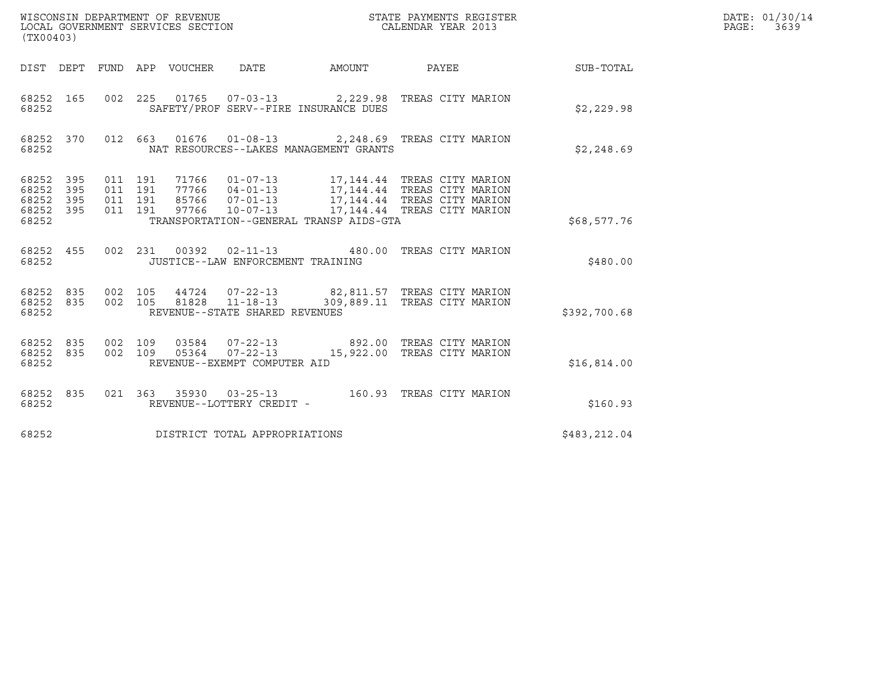WISCONSIN DEPARTMENT OF REVENUE
LOCAL GOVERNMENT SERVICES SECTION
(TX00403)

STATE PAYMENTS REGISTER
CALENDAR YEAR 2013

| DIST | DEPT | FUND | APP | VOUCHER | DATE | AMOUNT | PAYEE | SUB-TOTAL |
|---|---|---|---|---|---|---|---|---|
| 68252 | 165 | 002 | 225 | 01765 | 07-03-13 | 2,229.98 | TREAS CITY MARION | |
| 68252 | | | | SAFETY/PROF SERV--FIRE INSURANCE DUES | | | | $2,229.98 |
| 68252 | 370 | 012 | 663 | 01676 | 01-08-13 | 2,248.69 | TREAS CITY MARION | |
| 68252 | | | | NAT RESOURCES--LAKES MANAGEMENT GRANTS | | | | $2,248.69 |
| 68252 | 395 | 011 | 191 | 71766 | 01-07-13 | 17,144.44 | TREAS CITY MARION | |
| 68252 | 395 | 011 | 191 | 77766 | 04-01-13 | 17,144.44 | TREAS CITY MARION | |
| 68252 | 395 | 011 | 191 | 85766 | 07-01-13 | 17,144.44 | TREAS CITY MARION | |
| 68252 | 395 | 011 | 191 | 97766 | 10-07-13 | 17,144.44 | TREAS CITY MARION | |
| 68252 | | | | TRANSPORTATION--GENERAL TRANSP AIDS-GTA | | | | $68,577.76 |
| 68252 | 455 | 002 | 231 | 00392 | 02-11-13 | 480.00 | TREAS CITY MARION | |
| 68252 | | | | JUSTICE--LAW ENFORCEMENT TRAINING | | | | $480.00 |
| 68252 | 835 | 002 | 105 | 44724 | 07-22-13 | 82,811.57 | TREAS CITY MARION | |
| 68252 | 835 | 002 | 105 | 81828 | 11-18-13 | 309,889.11 | TREAS CITY MARION | |
| 68252 | | | | REVENUE--STATE SHARED REVENUES | | | | $392,700.68 |
| 68252 | 835 | 002 | 109 | 03584 | 07-22-13 | 892.00 | TREAS CITY MARION | |
| 68252 | 835 | 002 | 109 | 05364 | 07-22-13 | 15,922.00 | TREAS CITY MARION | |
| 68252 | | | | REVENUE--EXEMPT COMPUTER AID | | | | $16,814.00 |
| 68252 | 835 | 021 | 363 | 35930 | 03-25-13 | 160.93 | TREAS CITY MARION | |
| 68252 | | | | REVENUE--LOTTERY CREDIT - | | | | $160.93 |
| 68252 | | | | DISTRICT TOTAL APPROPRIATIONS | | | | $483,212.04 |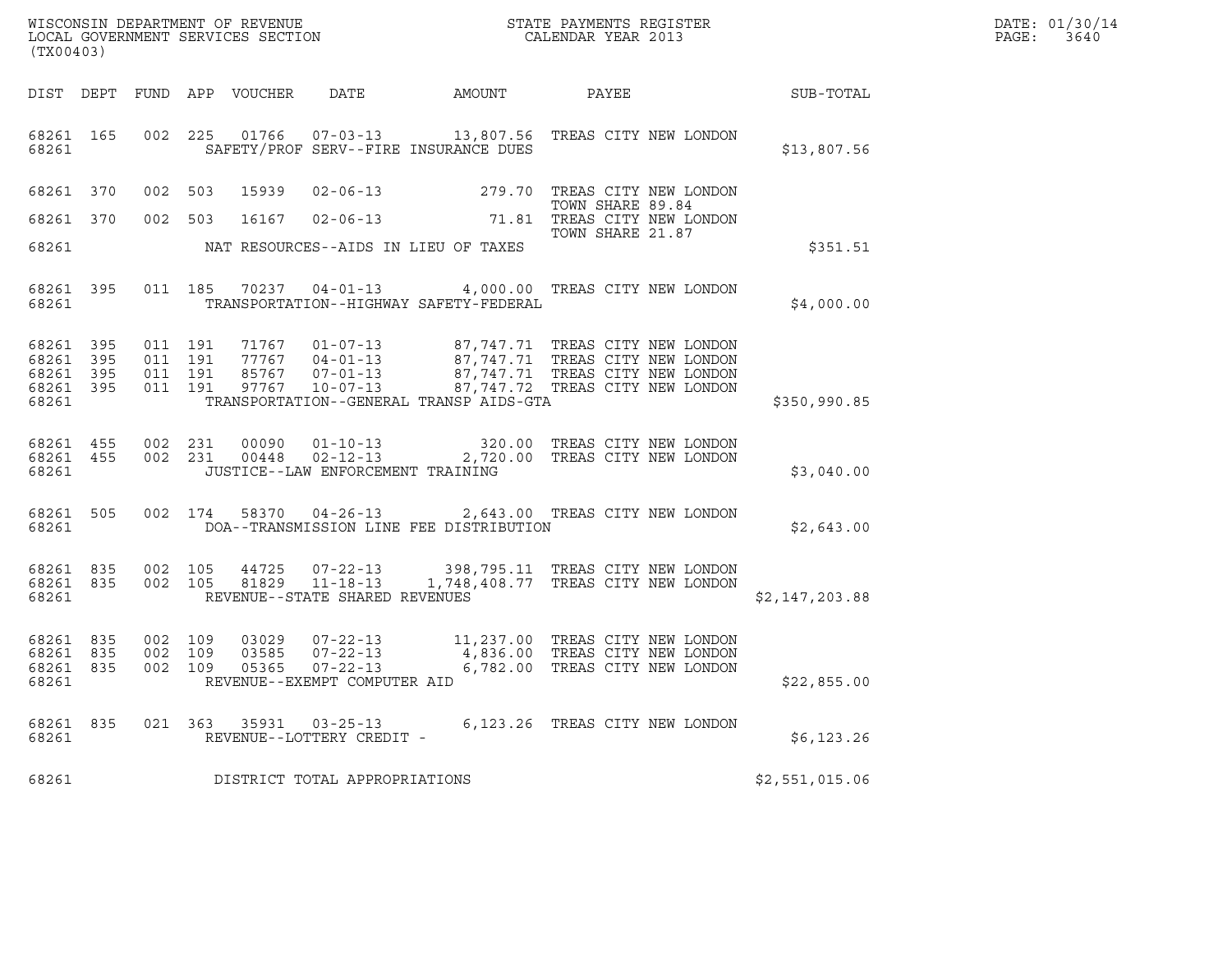WISCONSIN DEPARTMENT OF REVENUE
LOCAL GOVERNMENT SERVICES SECTION
(TX00403)

STATE PAYMENTS REGISTER
CALENDAR YEAR 2013

DATE: 01/30/14

| DIST | DEPT | FUND | APP | VOUCHER | DATE | AMOUNT | PAYEE | SUB-TOTAL |
|---|---|---|---|---|---|---|---|---|
| 68261 | 165 | 002 | 225 | 01766 | 07-03-13 | 13,807.56 | TREAS CITY NEW LONDON | |
| 68261 | | | | | SAFETY/PROF SERV--FIRE INSURANCE DUES | | | $13,807.56 |
| 68261 | 370 | 002 | 503 | 15939 | 02-06-13 | 279.70 | TREAS CITY NEW LONDON TOWN SHARE 89.84 | |
| 68261 | 370 | 002 | 503 | 16167 | 02-06-13 | 71.81 | TREAS CITY NEW LONDON TOWN SHARE 21.87 | |
| 68261 | | | | | NAT RESOURCES--AIDS IN LIEU OF TAXES | | | $351.51 |
| 68261 | 395 | 011 | 185 | 70237 | 04-01-13 | 4,000.00 | TREAS CITY NEW LONDON | |
| 68261 | | | | | TRANSPORTATION--HIGHWAY SAFETY-FEDERAL | | | $4,000.00 |
| 68261 | 395 | 011 | 191 | 71767 | 01-07-13 | 87,747.71 | TREAS CITY NEW LONDON | |
| 68261 | 395 | 011 | 191 | 77767 | 04-01-13 | 87,747.71 | TREAS CITY NEW LONDON | |
| 68261 | 395 | 011 | 191 | 85767 | 07-01-13 | 87,747.71 | TREAS CITY NEW LONDON | |
| 68261 | 395 | 011 | 191 | 97767 | 10-07-13 | 87,747.72 | TREAS CITY NEW LONDON | |
| 68261 | | | | | TRANSPORTATION--GENERAL TRANSP AIDS-GTA | | | $350,990.85 |
| 68261 | 455 | 002 | 231 | 00090 | 01-10-13 | 320.00 | TREAS CITY NEW LONDON | |
| 68261 | 455 | 002 | 231 | 00448 | 02-12-13 | 2,720.00 | TREAS CITY NEW LONDON | |
| 68261 | | | | | JUSTICE--LAW ENFORCEMENT TRAINING | | | $3,040.00 |
| 68261 | 505 | 002 | 174 | 58370 | 04-26-13 | 2,643.00 | TREAS CITY NEW LONDON | |
| 68261 | | | | | DOA--TRANSMISSION LINE FEE DISTRIBUTION | | | $2,643.00 |
| 68261 | 835 | 002 | 105 | 44725 | 07-22-13 | 398,795.11 | TREAS CITY NEW LONDON | |
| 68261 | 835 | 002 | 105 | 81829 | 11-18-13 | 1,748,408.77 | TREAS CITY NEW LONDON | |
| 68261 | | | | | REVENUE--STATE SHARED REVENUES | | | $2,147,203.88 |
| 68261 | 835 | 002 | 109 | 03029 | 07-22-13 | 11,237.00 | TREAS CITY NEW LONDON | |
| 68261 | 835 | 002 | 109 | 03585 | 07-22-13 | 4,836.00 | TREAS CITY NEW LONDON | |
| 68261 | 835 | 002 | 109 | 05365 | 07-22-13 | 6,782.00 | TREAS CITY NEW LONDON | |
| 68261 | | | | | REVENUE--EXEMPT COMPUTER AID | | | $22,855.00 |
| 68261 | 835 | 021 | 363 | 35931 | 03-25-13 | 6,123.26 | TREAS CITY NEW LONDON | |
| 68261 | | | | | REVENUE--LOTTERY CREDIT - | | | $6,123.26 |
| 68261 | | | | | DISTRICT TOTAL APPROPRIATIONS | | | $2,551,015.06 |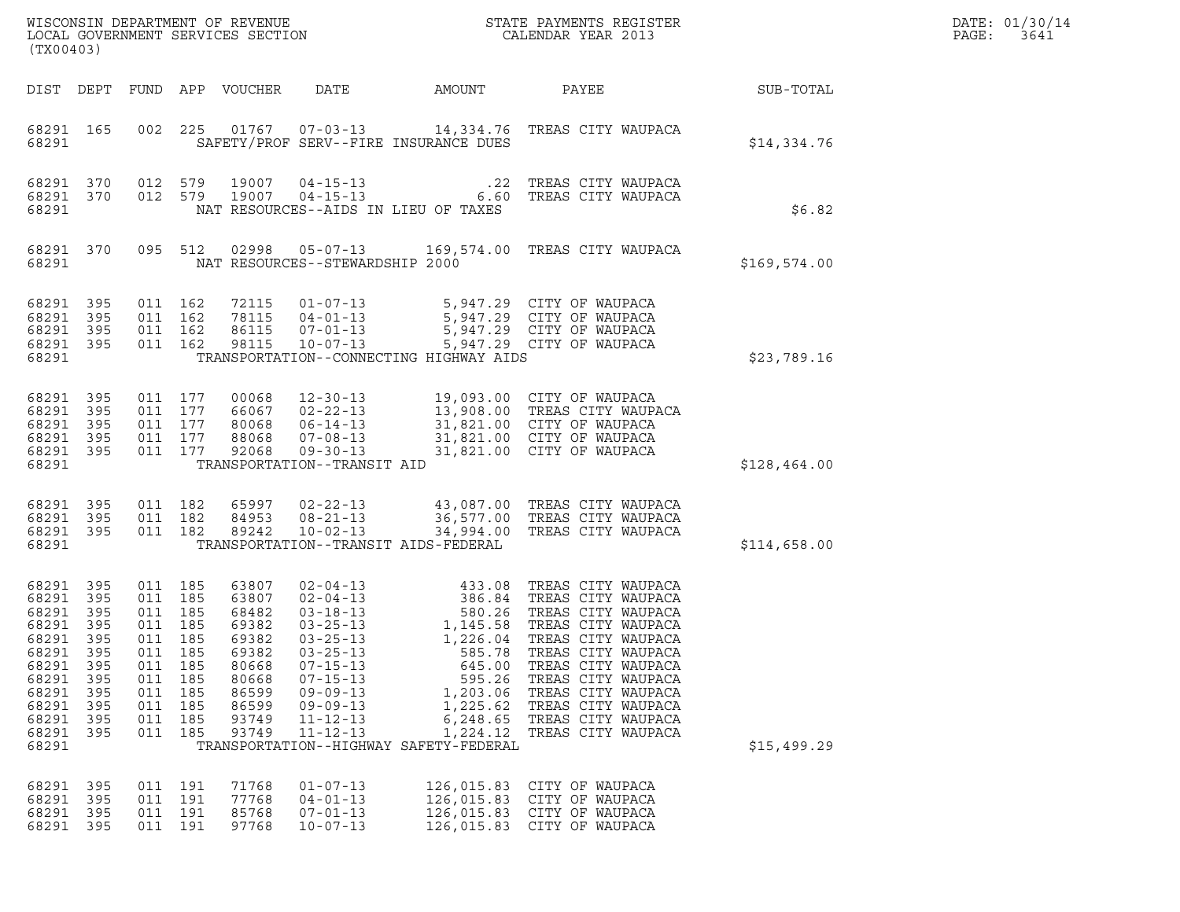WISCONSIN DEPARTMENT OF REVENUE
LOCAL GOVERNMENT SERVICES SECTION
(TX00403)

STATE PAYMENTS REGISTER
CALENDAR YEAR 2013

DATE: 01/30/14
PAGE: 3641

| DIST | DEPT | FUND | APP | VOUCHER | DATE | AMOUNT | PAYEE | SUB-TOTAL |
|---|---|---|---|---|---|---|---|---|
| 68291 | 165 | 002 | 225 | 01767 | 07-03-13 | 14,334.76 | TREAS CITY WAUPACA | |
| 68291 | | | | | SAFETY/PROF SERV--FIRE INSURANCE DUES | | | $14,334.76 |
| 68291 | 370 | 012 | 579 | 19007 | 04-15-13 | .22 | TREAS CITY WAUPACA | |
| 68291 | 370 | 012 | 579 | 19007 | 04-15-13 | 6.60 | TREAS CITY WAUPACA | |
| 68291 | | | | | NAT RESOURCES--AIDS IN LIEU OF TAXES | | | $6.82 |
| 68291 | 370 | 095 | 512 | 02998 | 05-07-13 | 169,574.00 | TREAS CITY WAUPACA | |
| 68291 | | | | | NAT RESOURCES--STEWARDSHIP 2000 | | | $169,574.00 |
| 68291 | 395 | 011 | 162 | 72115 | 01-07-13 | 5,947.29 | CITY OF WAUPACA | |
| 68291 | 395 | 011 | 162 | 78115 | 04-01-13 | 5,947.29 | CITY OF WAUPACA | |
| 68291 | 395 | 011 | 162 | 86115 | 07-01-13 | 5,947.29 | CITY OF WAUPACA | |
| 68291 | 395 | 011 | 162 | 98115 | 10-07-13 | 5,947.29 | CITY OF WAUPACA | |
| 68291 | | | | | TRANSPORTATION--CONNECTING HIGHWAY AIDS | | | $23,789.16 |
| 68291 | 395 | 011 | 177 | 00068 | 12-30-13 | 19,093.00 | CITY OF WAUPACA | |
| 68291 | 395 | 011 | 177 | 66067 | 02-22-13 | 13,908.00 | TREAS CITY WAUPACA | |
| 68291 | 395 | 011 | 177 | 80068 | 06-14-13 | 31,821.00 | CITY OF WAUPACA | |
| 68291 | 395 | 011 | 177 | 88068 | 07-08-13 | 31,821.00 | CITY OF WAUPACA | |
| 68291 | 395 | 011 | 177 | 92068 | 09-30-13 | 31,821.00 | CITY OF WAUPACA | |
| 68291 | | | | | TRANSPORTATION--TRANSIT AID | | | $128,464.00 |
| 68291 | 395 | 011 | 182 | 65997 | 02-22-13 | 43,087.00 | TREAS CITY WAUPACA | |
| 68291 | 395 | 011 | 182 | 84953 | 08-21-13 | 36,577.00 | TREAS CITY WAUPACA | |
| 68291 | 395 | 011 | 182 | 89242 | 10-02-13 | 34,994.00 | TREAS CITY WAUPACA | |
| 68291 | | | | | TRANSPORTATION--TRANSIT AIDS-FEDERAL | | | $114,658.00 |
| 68291 | 395 | 011 | 185 | 63807 | 02-04-13 | 433.08 | TREAS CITY WAUPACA | |
| 68291 | 395 | 011 | 185 | 63807 | 02-04-13 | 386.84 | TREAS CITY WAUPACA | |
| 68291 | 395 | 011 | 185 | 68482 | 03-18-13 | 580.26 | TREAS CITY WAUPACA | |
| 68291 | 395 | 011 | 185 | 69382 | 03-25-13 | 1,145.58 | TREAS CITY WAUPACA | |
| 68291 | 395 | 011 | 185 | 69382 | 03-25-13 | 1,226.04 | TREAS CITY WAUPACA | |
| 68291 | 395 | 011 | 185 | 69382 | 03-25-13 | 585.78 | TREAS CITY WAUPACA | |
| 68291 | 395 | 011 | 185 | 80668 | 07-15-13 | 645.00 | TREAS CITY WAUPACA | |
| 68291 | 395 | 011 | 185 | 80668 | 07-15-13 | 595.26 | TREAS CITY WAUPACA | |
| 68291 | 395 | 011 | 185 | 86599 | 09-09-13 | 1,203.06 | TREAS CITY WAUPACA | |
| 68291 | 395 | 011 | 185 | 86599 | 09-09-13 | 1,225.62 | TREAS CITY WAUPACA | |
| 68291 | 395 | 011 | 185 | 93749 | 11-12-13 | 6,248.65 | TREAS CITY WAUPACA | |
| 68291 | 395 | 011 | 185 | 93749 | 11-12-13 | 1,224.12 | TREAS CITY WAUPACA | |
| 68291 | | | | | TRANSPORTATION--HIGHWAY SAFETY-FEDERAL | | | $15,499.29 |
| 68291 | 395 | 011 | 191 | 71768 | 01-07-13 | 126,015.83 | CITY OF WAUPACA | |
| 68291 | 395 | 011 | 191 | 77768 | 04-01-13 | 126,015.83 | CITY OF WAUPACA | |
| 68291 | 395 | 011 | 191 | 85768 | 07-01-13 | 126,015.83 | CITY OF WAUPACA | |
| 68291 | 395 | 011 | 191 | 97768 | 10-07-13 | 126,015.83 | CITY OF WAUPACA | |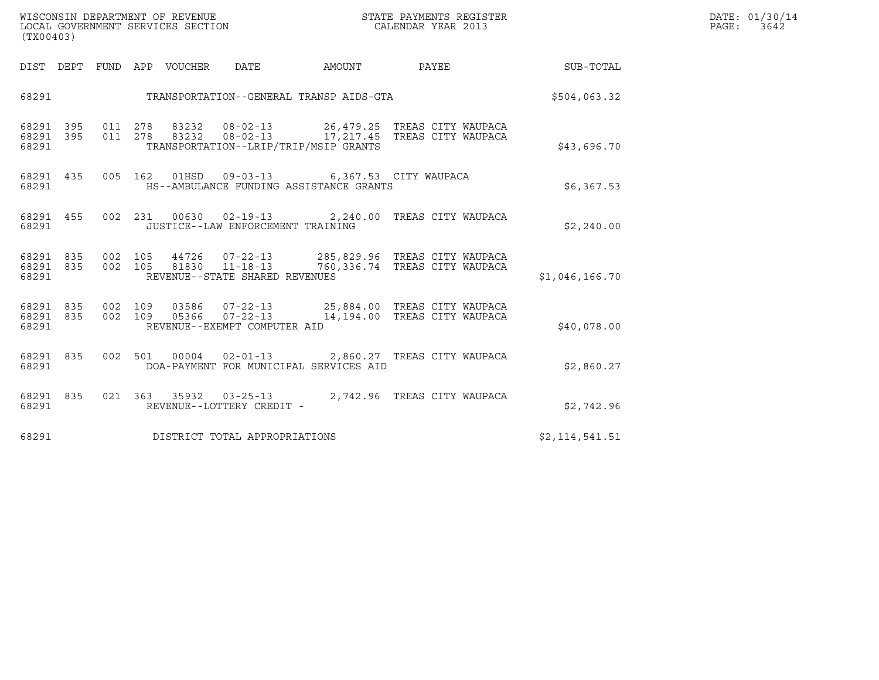WISCONSIN DEPARTMENT OF REVENUE
LOCAL GOVERNMENT SERVICES SECTION
(TX00403)

STATE PAYMENTS REGISTER
CALENDAR YEAR 2013

DATE: 01/30/14

| DIST | DEPT | FUND | APP | VOUCHER | DATE | AMOUNT | PAYEE | SUB-TOTAL |
|---|---|---|---|---|---|---|---|---|
| 68291 | | | | | TRANSPORTATION--GENERAL TRANSP AIDS-GTA | | | $504,063.32 |
| 68291 | 395 | 011 | 278 | 83232 | 08-02-13 | 26,479.25 | TREAS CITY WAUPACA | |
| 68291 | 395 | 011 | 278 | 83232 | 08-02-13 | 17,217.45 | TREAS CITY WAUPACA | |
| 68291 | | | | | TRANSPORTATION--LRIP/TRIP/MSIP GRANTS | | | $43,696.70 |
| 68291 | 435 | 005 | 162 | 01HSD | 09-03-13 | 6,367.53 | CITY WAUPACA | |
| 68291 | | | | | HS--AMBULANCE FUNDING ASSISTANCE GRANTS | | | $6,367.53 |
| 68291 | 455 | 002 | 231 | 00630 | 02-19-13 | 2,240.00 | TREAS CITY WAUPACA | |
| 68291 | | | | | JUSTICE--LAW ENFORCEMENT TRAINING | | | $2,240.00 |
| 68291 | 835 | 002 | 105 | 44726 | 07-22-13 | 285,829.96 | TREAS CITY WAUPACA | |
| 68291 | 835 | 002 | 105 | 81830 | 11-18-13 | 760,336.74 | TREAS CITY WAUPACA | |
| 68291 | | | | | REVENUE--STATE SHARED REVENUES | | | $1,046,166.70 |
| 68291 | 835 | 002 | 109 | 03586 | 07-22-13 | 25,884.00 | TREAS CITY WAUPACA | |
| 68291 | 835 | 002 | 109 | 05366 | 07-22-13 | 14,194.00 | TREAS CITY WAUPACA | |
| 68291 | | | | | REVENUE--EXEMPT COMPUTER AID | | | $40,078.00 |
| 68291 | 835 | 002 | 501 | 00004 | 02-01-13 | 2,860.27 | TREAS CITY WAUPACA | |
| 68291 | | | | | DOA-PAYMENT FOR MUNICIPAL SERVICES AID | | | $2,860.27 |
| 68291 | 835 | 021 | 363 | 35932 | 03-25-13 | 2,742.96 | TREAS CITY WAUPACA | |
| 68291 | | | | | REVENUE--LOTTERY CREDIT - | | | $2,742.96 |
| 68291 | | | | | DISTRICT TOTAL APPROPRIATIONS | | | $2,114,541.51 |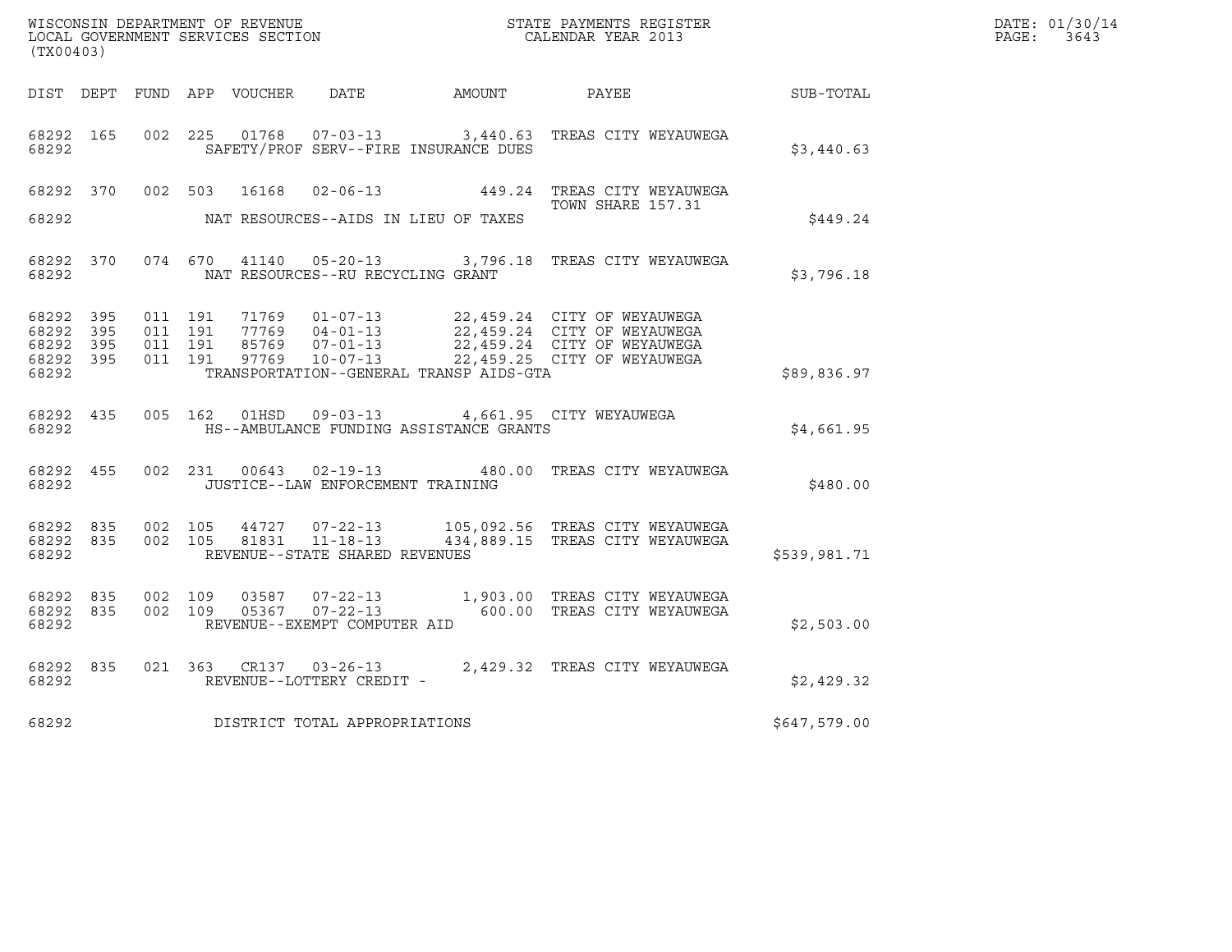WISCONSIN DEPARTMENT OF REVENUE
LOCAL GOVERNMENT SERVICES SECTION
(TX00403)

STATE PAYMENTS REGISTER
CALENDAR YEAR 2013

DATE: 01/30/14
PAGE: 3643

| DIST | DEPT | FUND | APP | VOUCHER | DATE | AMOUNT | PAYEE | SUB-TOTAL |
|---|---|---|---|---|---|---|---|---|
| 68292 | 165 | 002 | 225 | 01768 | 07-03-13 | 3,440.63 | TREAS CITY WEYAUWEGA | |
| 68292 | | | | SAFETY/PROF SERV--FIRE INSURANCE DUES | | | | $3,440.63 |
| 68292 | 370 | 002 | 503 | 16168 | 02-06-13 | 449.24 | TREAS CITY WEYAUWEGA TOWN SHARE 157.31 | |
| 68292 | | | | NAT RESOURCES--AIDS IN LIEU OF TAXES | | | | $449.24 |
| 68292 | 370 | 074 | 670 | 41140 | 05-20-13 | 3,796.18 | TREAS CITY WEYAUWEGA | |
| 68292 | | | | NAT RESOURCES--RU RECYCLING GRANT | | | | $3,796.18 |
| 68292 | 395 | 011 | 191 | 71769 | 01-07-13 | 22,459.24 | CITY OF WEYAUWEGA | |
| 68292 | 395 | 011 | 191 | 77769 | 04-01-13 | 22,459.24 | CITY OF WEYAUWEGA | |
| 68292 | 395 | 011 | 191 | 85769 | 07-01-13 | 22,459.24 | CITY OF WEYAUWEGA | |
| 68292 | 395 | 011 | 191 | 97769 | 10-07-13 | 22,459.25 | CITY OF WEYAUWEGA | |
| 68292 | | | | TRANSPORTATION--GENERAL TRANSP AIDS-GTA | | | | $89,836.97 |
| 68292 | 435 | 005 | 162 | 01HSD | 09-03-13 | 4,661.95 | CITY WEYAUWEGA | |
| 68292 | | | | HS--AMBULANCE FUNDING ASSISTANCE GRANTS | | | | $4,661.95 |
| 68292 | 455 | 002 | 231 | 00643 | 02-19-13 | 480.00 | TREAS CITY WEYAUWEGA | |
| 68292 | | | | JUSTICE--LAW ENFORCEMENT TRAINING | | | | $480.00 |
| 68292 | 835 | 002 | 105 | 44727 | 07-22-13 | 105,092.56 | TREAS CITY WEYAUWEGA | |
| 68292 | 835 | 002 | 105 | 81831 | 11-18-13 | 434,889.15 | TREAS CITY WEYAUWEGA | |
| 68292 | | | | REVENUE--STATE SHARED REVENUES | | | | $539,981.71 |
| 68292 | 835 | 002 | 109 | 03587 | 07-22-13 | 1,903.00 | TREAS CITY WEYAUWEGA | |
| 68292 | 835 | 002 | 109 | 05367 | 07-22-13 | 600.00 | TREAS CITY WEYAUWEGA | |
| 68292 | | | | REVENUE--EXEMPT COMPUTER AID | | | | $2,503.00 |
| 68292 | 835 | 021 | 363 | CR137 | 03-26-13 | 2,429.32 | TREAS CITY WEYAUWEGA | |
| 68292 | | | | REVENUE--LOTTERY CREDIT - | | | | $2,429.32 |
| 68292 | | | | DISTRICT TOTAL APPROPRIATIONS | | | | $647,579.00 |